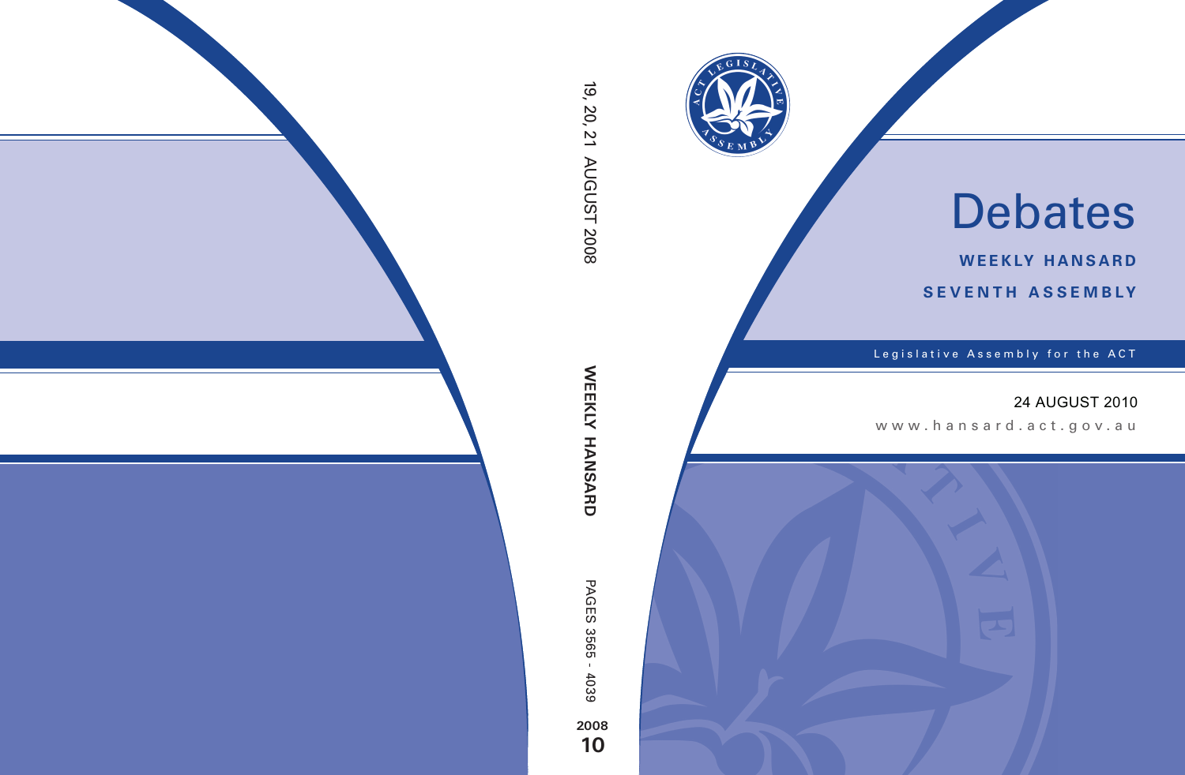# Debates

**WEEKLY HANSARD**

**SEVENTH ASSEMBLY**

Legislative Assembly for the ACT

24 AUGUST 2010

www.hansard.act.gov.au

19, 20, 21 AUGUST 2008

WEEKLY HANSARD

PAGES 3565 - 4039

2008

10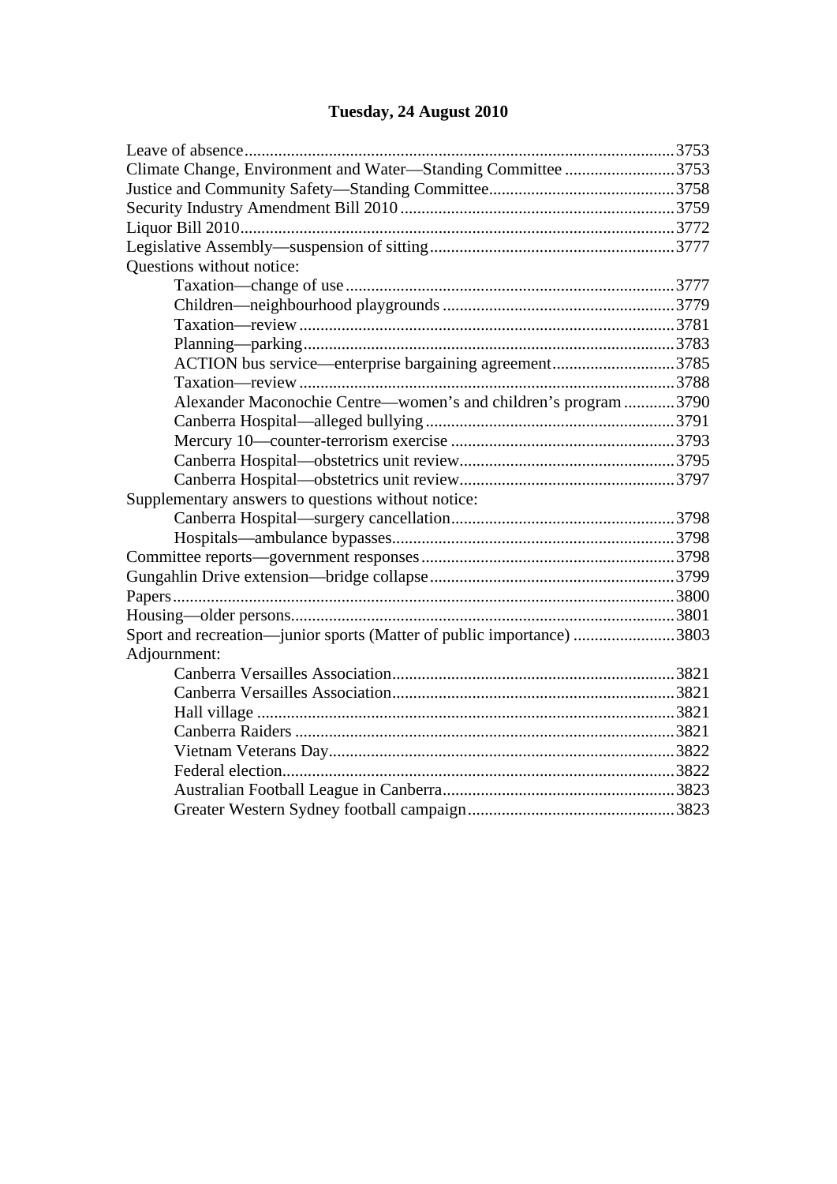## Tuesday, 24 August 2010

Leave of absence ..................................................................................................... 3753
Climate Change, Environment and Water—Standing Committee .......................... 3753
Justice and Community Safety—Standing Committee ............................................ 3758
Security Industry Amendment Bill 2010 ................................................................. 3759
Liquor Bill 2010 ....................................................................................................... 3772
Legislative Assembly—suspension of sitting .......................................................... 3777
Questions without notice:
- Taxation—change of use ............................................................................. 3777
- Children—neighbourhood playgrounds ....................................................... 3779
- Taxation—review ........................................................................................ 3781
- Planning—parking ....................................................................................... 3783
- ACTION bus service—enterprise bargaining agreement ............................. 3785
- Taxation—review ........................................................................................ 3788
- Alexander Maconochie Centre—women's and children's program ............ 3790
- Canberra Hospital—alleged bullying ........................................................... 3791
- Mercury 10—counter-terrorism exercise ..................................................... 3793
- Canberra Hospital—obstetrics unit review ................................................... 3795
- Canberra Hospital—obstetrics unit review ................................................... 3797

Supplementary answers to questions without notice:
- Canberra Hospital—surgery cancellation ..................................................... 3798
- Hospitals—ambulance bypasses .................................................................. 3798

Committee reports—government responses ............................................................ 3798
Gungahlin Drive extension—bridge collapse .......................................................... 3799
Papers ...................................................................................................................... 3800
Housing—older persons .......................................................................................... 3801
Sport and recreation—junior sports (Matter of public importance) ........................ 3803
Adjournment:
- Canberra Versailles Association .................................................................. 3821
- Canberra Versailles Association .................................................................. 3821
- Hall village .................................................................................................. 3821
- Canberra Raiders ......................................................................................... 3821
- Vietnam Veterans Day ................................................................................. 3822
- Federal election ............................................................................................ 3822
- Australian Football League in Canberra ....................................................... 3823
- Greater Western Sydney football campaign ................................................. 3823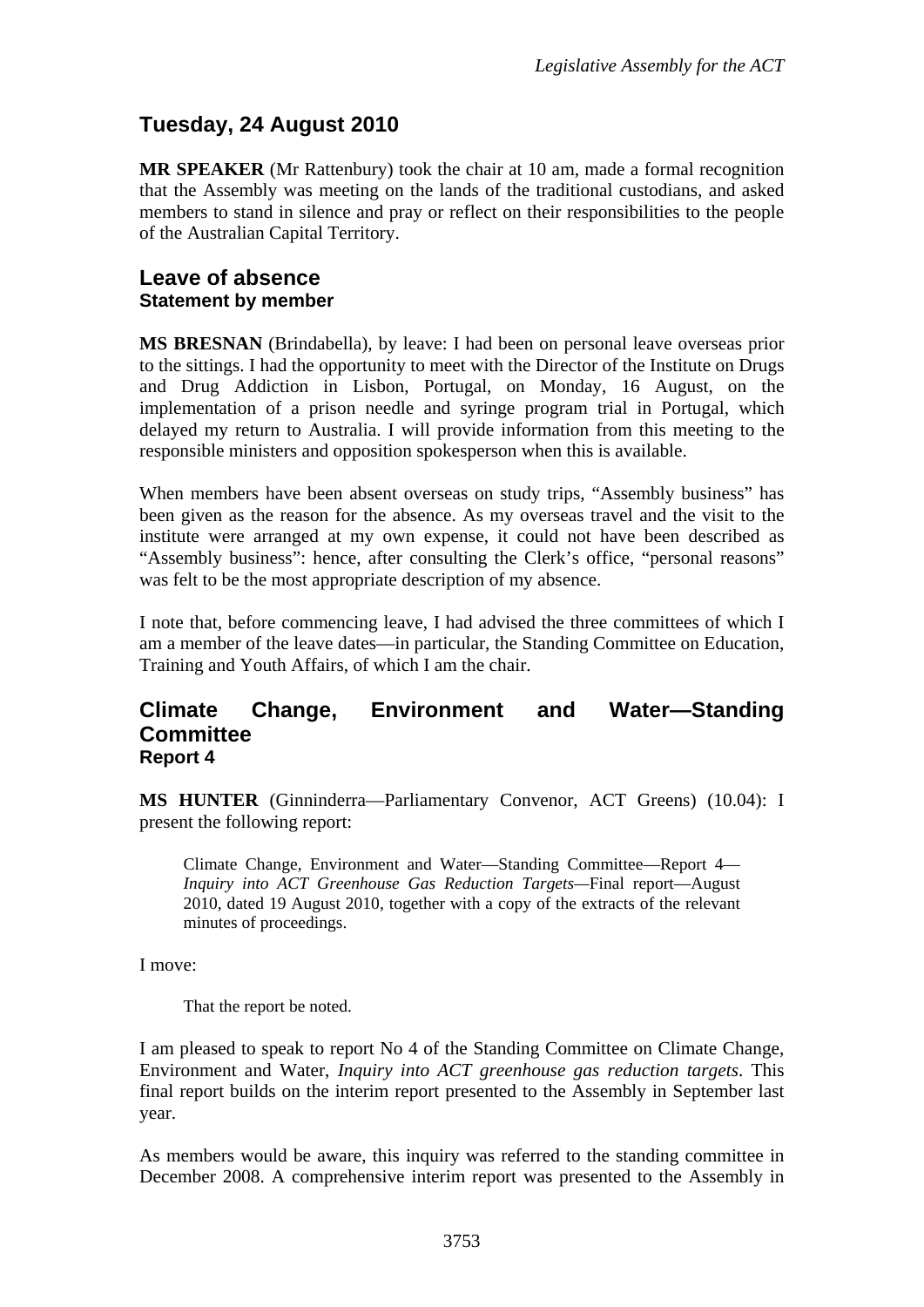## Tuesday, 24 August 2010

**MR SPEAKER** (Mr Rattenbury) took the chair at 10 am, made a formal recognition that the Assembly was meeting on the lands of the traditional custodians, and asked members to stand in silence and pray or reflect on their responsibilities to the people of the Australian Capital Territory.

## Leave of absence
### Statement by member

**MS BRESNAN** (Brindabella), by leave: I had been on personal leave overseas prior to the sittings. I had the opportunity to meet with the Director of the Institute on Drugs and Drug Addiction in Lisbon, Portugal, on Monday, 16 August, on the implementation of a prison needle and syringe program trial in Portugal, which delayed my return to Australia. I will provide information from this meeting to the responsible ministers and opposition spokesperson when this is available.

When members have been absent overseas on study trips, "Assembly business" has been given as the reason for the absence. As my overseas travel and the visit to the institute were arranged at my own expense, it could not have been described as "Assembly business": hence, after consulting the Clerk's office, "personal reasons" was felt to be the most appropriate description of my absence.

I note that, before commencing leave, I had advised the three committees of which I am a member of the leave dates—in particular, the Standing Committee on Education, Training and Youth Affairs, of which I am the chair.

## Climate Change, Environment and Water—Standing Committee
### Report 4

**MS HUNTER** (Ginninderra—Parliamentary Convenor, ACT Greens) (10.04): I present the following report:

> Climate Change, Environment and Water—Standing Committee—Report 4—*Inquiry into ACT Greenhouse Gas Reduction Targets*—Final report—August 2010, dated 19 August 2010, together with a copy of the extracts of the relevant minutes of proceedings.

I move:

> That the report be noted.

I am pleased to speak to report No 4 of the Standing Committee on Climate Change, Environment and Water, *Inquiry into ACT greenhouse gas reduction targets*. This final report builds on the interim report presented to the Assembly in September last year.

As members would be aware, this inquiry was referred to the standing committee in December 2008. A comprehensive interim report was presented to the Assembly in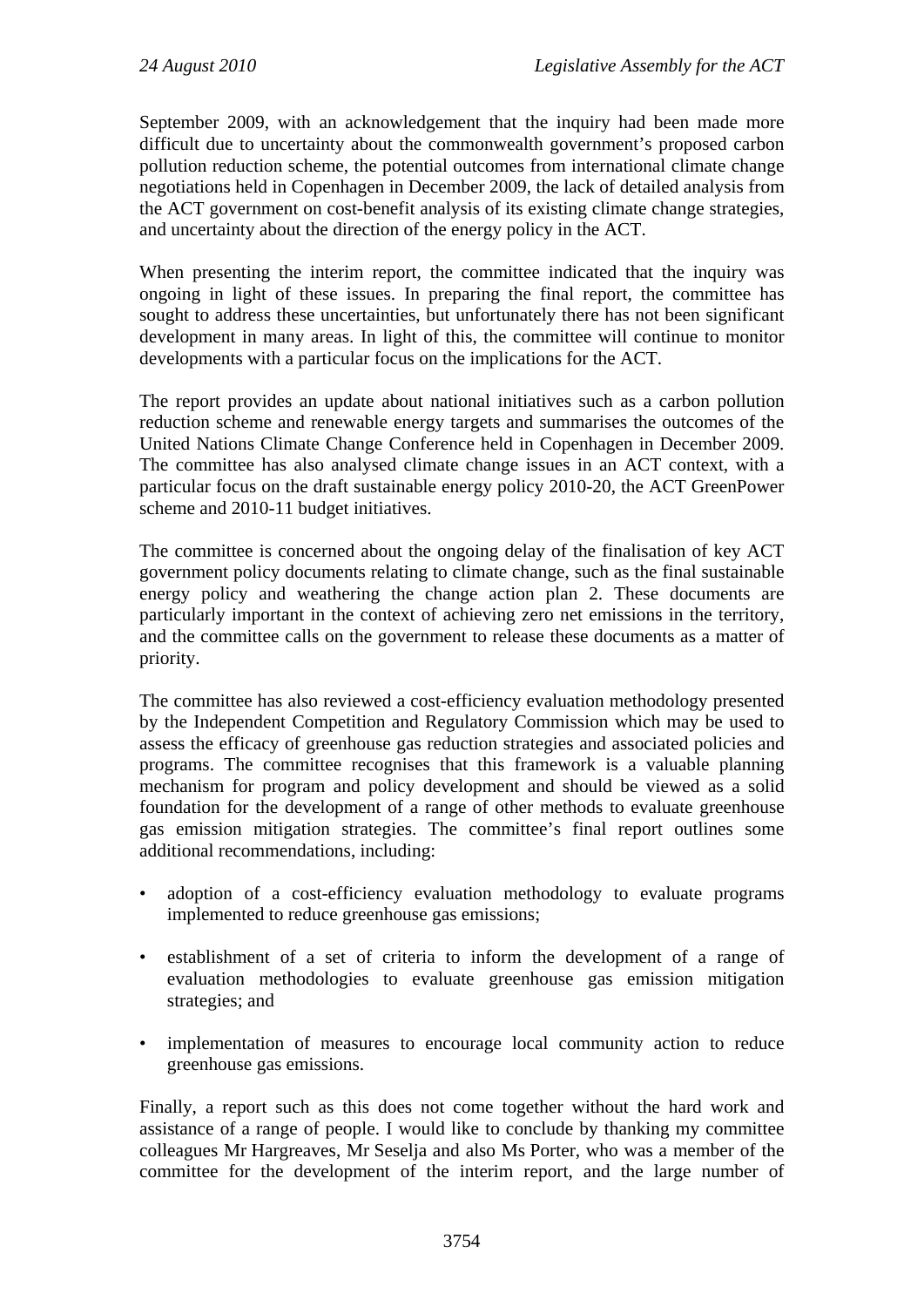September 2009, with an acknowledgement that the inquiry had been made more difficult due to uncertainty about the commonwealth government's proposed carbon pollution reduction scheme, the potential outcomes from international climate change negotiations held in Copenhagen in December 2009, the lack of detailed analysis from the ACT government on cost-benefit analysis of its existing climate change strategies, and uncertainty about the direction of the energy policy in the ACT.

When presenting the interim report, the committee indicated that the inquiry was ongoing in light of these issues. In preparing the final report, the committee has sought to address these uncertainties, but unfortunately there has not been significant development in many areas. In light of this, the committee will continue to monitor developments with a particular focus on the implications for the ACT.

The report provides an update about national initiatives such as a carbon pollution reduction scheme and renewable energy targets and summarises the outcomes of the United Nations Climate Change Conference held in Copenhagen in December 2009. The committee has also analysed climate change issues in an ACT context, with a particular focus on the draft sustainable energy policy 2010-20, the ACT GreenPower scheme and 2010-11 budget initiatives.

The committee is concerned about the ongoing delay of the finalisation of key ACT government policy documents relating to climate change, such as the final sustainable energy policy and weathering the change action plan 2. These documents are particularly important in the context of achieving zero net emissions in the territory, and the committee calls on the government to release these documents as a matter of priority.

The committee has also reviewed a cost-efficiency evaluation methodology presented by the Independent Competition and Regulatory Commission which may be used to assess the efficacy of greenhouse gas reduction strategies and associated policies and programs. The committee recognises that this framework is a valuable planning mechanism for program and policy development and should be viewed as a solid foundation for the development of a range of other methods to evaluate greenhouse gas emission mitigation strategies. The committee's final report outlines some additional recommendations, including:

- adoption of a cost-efficiency evaluation methodology to evaluate programs implemented to reduce greenhouse gas emissions;
- establishment of a set of criteria to inform the development of a range of evaluation methodologies to evaluate greenhouse gas emission mitigation strategies; and
- implementation of measures to encourage local community action to reduce greenhouse gas emissions.

Finally, a report such as this does not come together without the hard work and assistance of a range of people. I would like to conclude by thanking my committee colleagues Mr Hargreaves, Mr Seselja and also Ms Porter, who was a member of the committee for the development of the interim report, and the large number of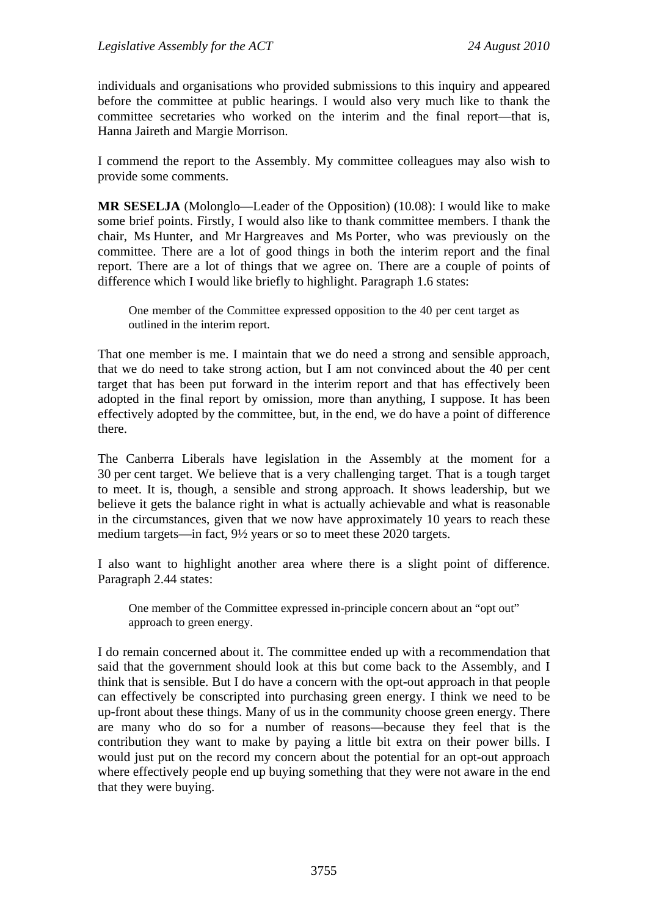individuals and organisations who provided submissions to this inquiry and appeared before the committee at public hearings. I would also very much like to thank the committee secretaries who worked on the interim and the final report—that is, Hanna Jaireth and Margie Morrison.

I commend the report to the Assembly. My committee colleagues may also wish to provide some comments.

**MR SESELJA** (Molonglo—Leader of the Opposition) (10.08): I would like to make some brief points. Firstly, I would also like to thank committee members. I thank the chair, Ms Hunter, and Mr Hargreaves and Ms Porter, who was previously on the committee. There are a lot of good things in both the interim report and the final report. There are a lot of things that we agree on. There are a couple of points of difference which I would like briefly to highlight. Paragraph 1.6 states:

> One member of the Committee expressed opposition to the 40 per cent target as outlined in the interim report.

That one member is me. I maintain that we do need a strong and sensible approach, that we do need to take strong action, but I am not convinced about the 40 per cent target that has been put forward in the interim report and that has effectively been adopted in the final report by omission, more than anything, I suppose. It has been effectively adopted by the committee, but, in the end, we do have a point of difference there.

The Canberra Liberals have legislation in the Assembly at the moment for a 30 per cent target. We believe that is a very challenging target. That is a tough target to meet. It is, though, a sensible and strong approach. It shows leadership, but we believe it gets the balance right in what is actually achievable and what is reasonable in the circumstances, given that we now have approximately 10 years to reach these medium targets—in fact, 9½ years or so to meet these 2020 targets.

I also want to highlight another area where there is a slight point of difference. Paragraph 2.44 states:

> One member of the Committee expressed in-principle concern about an "opt out" approach to green energy.

I do remain concerned about it. The committee ended up with a recommendation that said that the government should look at this but come back to the Assembly, and I think that is sensible. But I do have a concern with the opt-out approach in that people can effectively be conscripted into purchasing green energy. I think we need to be up-front about these things. Many of us in the community choose green energy. There are many who do so for a number of reasons—because they feel that is the contribution they want to make by paying a little bit extra on their power bills. I would just put on the record my concern about the potential for an opt-out approach where effectively people end up buying something that they were not aware in the end that they were buying.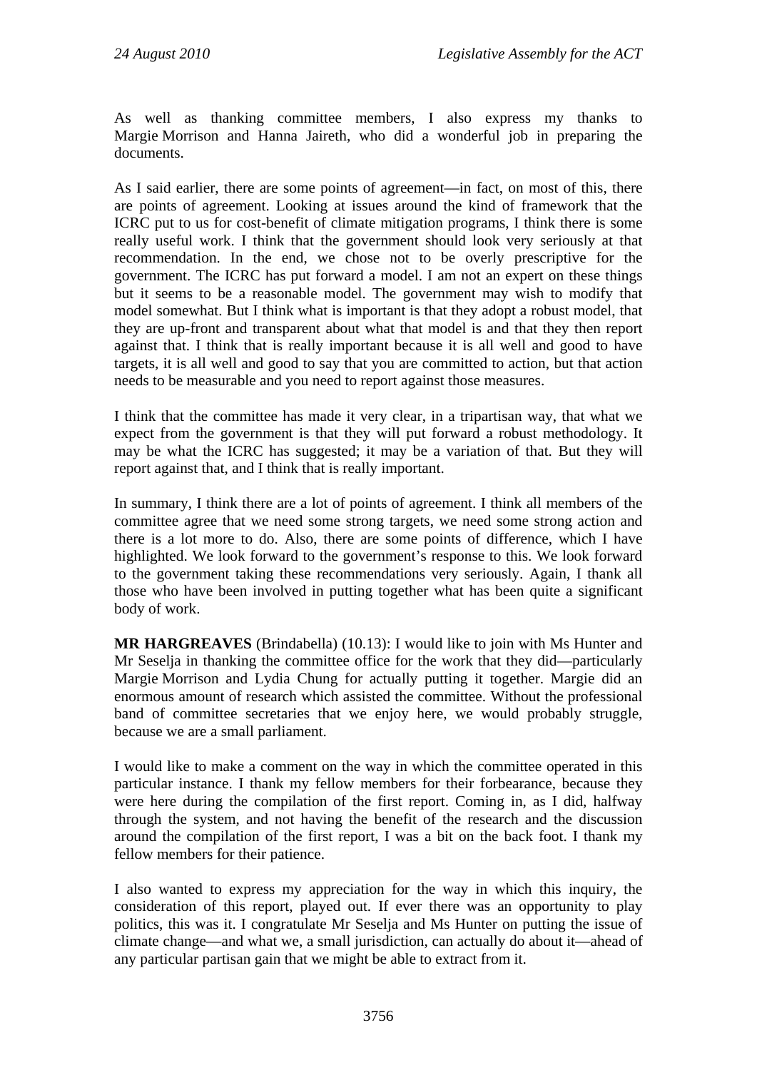As well as thanking committee members, I also express my thanks to Margie Morrison and Hanna Jaireth, who did a wonderful job in preparing the documents.

As I said earlier, there are some points of agreement—in fact, on most of this, there are points of agreement. Looking at issues around the kind of framework that the ICRC put to us for cost-benefit of climate mitigation programs, I think there is some really useful work. I think that the government should look very seriously at that recommendation. In the end, we chose not to be overly prescriptive for the government. The ICRC has put forward a model. I am not an expert on these things but it seems to be a reasonable model. The government may wish to modify that model somewhat. But I think what is important is that they adopt a robust model, that they are up-front and transparent about what that model is and that they then report against that. I think that is really important because it is all well and good to have targets, it is all well and good to say that you are committed to action, but that action needs to be measurable and you need to report against those measures.

I think that the committee has made it very clear, in a tripartisan way, that what we expect from the government is that they will put forward a robust methodology. It may be what the ICRC has suggested; it may be a variation of that. But they will report against that, and I think that is really important.

In summary, I think there are a lot of points of agreement. I think all members of the committee agree that we need some strong targets, we need some strong action and there is a lot more to do. Also, there are some points of difference, which I have highlighted. We look forward to the government's response to this. We look forward to the government taking these recommendations very seriously. Again, I thank all those who have been involved in putting together what has been quite a significant body of work.

**MR HARGREAVES** (Brindabella) (10.13): I would like to join with Ms Hunter and Mr Seselja in thanking the committee office for the work that they did—particularly Margie Morrison and Lydia Chung for actually putting it together. Margie did an enormous amount of research which assisted the committee. Without the professional band of committee secretaries that we enjoy here, we would probably struggle, because we are a small parliament.

I would like to make a comment on the way in which the committee operated in this particular instance. I thank my fellow members for their forbearance, because they were here during the compilation of the first report. Coming in, as I did, halfway through the system, and not having the benefit of the research and the discussion around the compilation of the first report, I was a bit on the back foot. I thank my fellow members for their patience.

I also wanted to express my appreciation for the way in which this inquiry, the consideration of this report, played out. If ever there was an opportunity to play politics, this was it. I congratulate Mr Seselja and Ms Hunter on putting the issue of climate change—and what we, a small jurisdiction, can actually do about it—ahead of any particular partisan gain that we might be able to extract from it.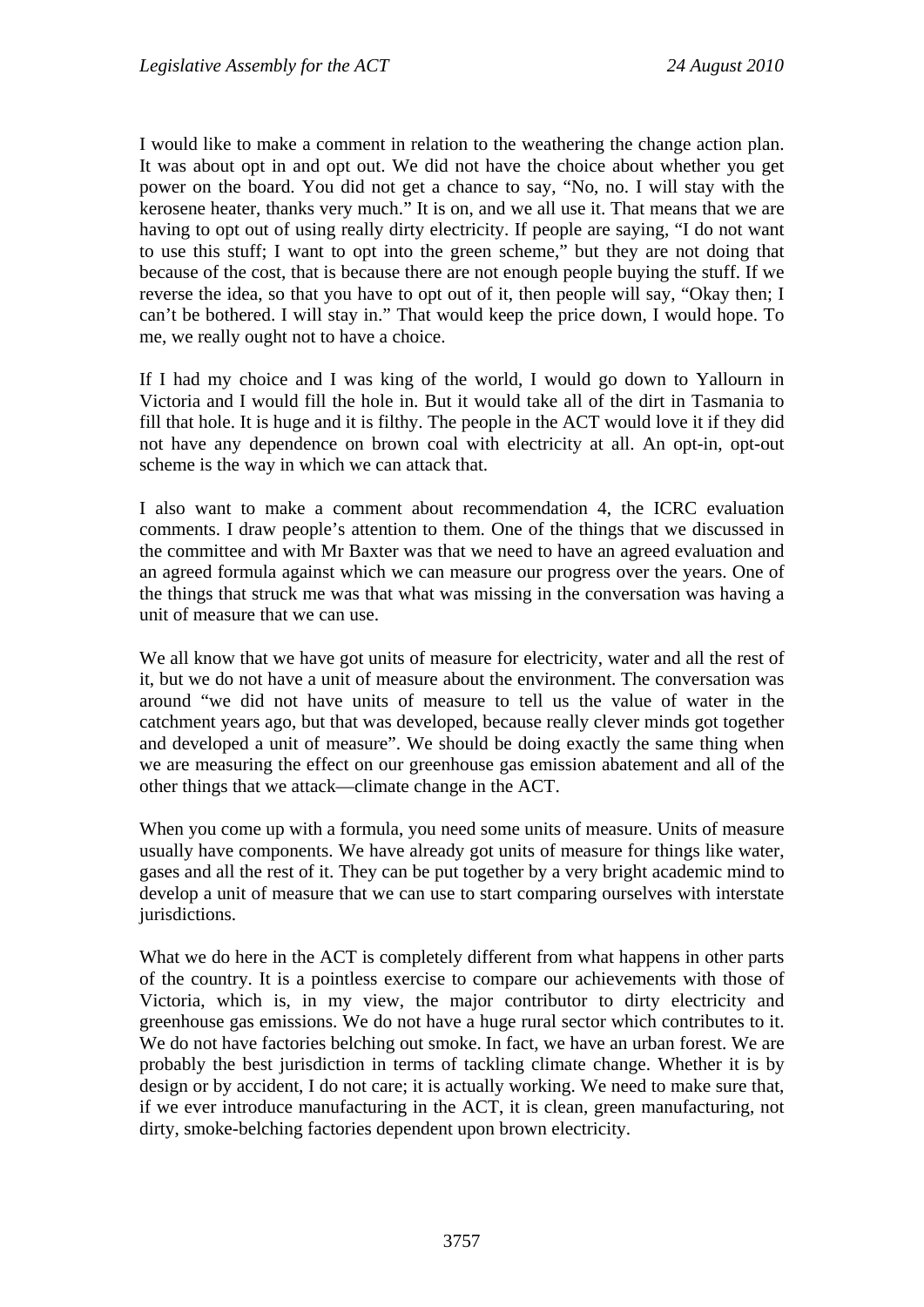I would like to make a comment in relation to the weathering the change action plan. It was about opt in and opt out. We did not have the choice about whether you get power on the board. You did not get a chance to say, "No, no. I will stay with the kerosene heater, thanks very much." It is on, and we all use it. That means that we are having to opt out of using really dirty electricity. If people are saying, "I do not want to use this stuff; I want to opt into the green scheme," but they are not doing that because of the cost, that is because there are not enough people buying the stuff. If we reverse the idea, so that you have to opt out of it, then people will say, "Okay then; I can't be bothered. I will stay in." That would keep the price down, I would hope. To me, we really ought not to have a choice.

If I had my choice and I was king of the world, I would go down to Yallourn in Victoria and I would fill the hole in. But it would take all of the dirt in Tasmania to fill that hole. It is huge and it is filthy. The people in the ACT would love it if they did not have any dependence on brown coal with electricity at all. An opt-in, opt-out scheme is the way in which we can attack that.

I also want to make a comment about recommendation 4, the ICRC evaluation comments. I draw people's attention to them. One of the things that we discussed in the committee and with Mr Baxter was that we need to have an agreed evaluation and an agreed formula against which we can measure our progress over the years. One of the things that struck me was that what was missing in the conversation was having a unit of measure that we can use.

We all know that we have got units of measure for electricity, water and all the rest of it, but we do not have a unit of measure about the environment. The conversation was around "we did not have units of measure to tell us the value of water in the catchment years ago, but that was developed, because really clever minds got together and developed a unit of measure". We should be doing exactly the same thing when we are measuring the effect on our greenhouse gas emission abatement and all of the other things that we attack—climate change in the ACT.

When you come up with a formula, you need some units of measure. Units of measure usually have components. We have already got units of measure for things like water, gases and all the rest of it. They can be put together by a very bright academic mind to develop a unit of measure that we can use to start comparing ourselves with interstate jurisdictions.

What we do here in the ACT is completely different from what happens in other parts of the country. It is a pointless exercise to compare our achievements with those of Victoria, which is, in my view, the major contributor to dirty electricity and greenhouse gas emissions. We do not have a huge rural sector which contributes to it. We do not have factories belching out smoke. In fact, we have an urban forest. We are probably the best jurisdiction in terms of tackling climate change. Whether it is by design or by accident, I do not care; it is actually working. We need to make sure that, if we ever introduce manufacturing in the ACT, it is clean, green manufacturing, not dirty, smoke-belching factories dependent upon brown electricity.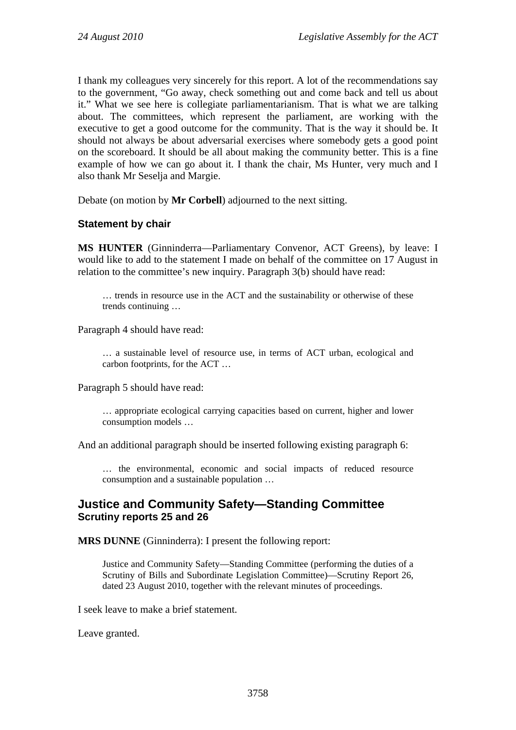I thank my colleagues very sincerely for this report. A lot of the recommendations say to the government, "Go away, check something out and come back and tell us about it." What we see here is collegiate parliamentarianism. That is what we are talking about. The committees, which represent the parliament, are working with the executive to get a good outcome for the community. That is the way it should be. It should not always be about adversarial exercises where somebody gets a good point on the scoreboard. It should be all about making the community better. This is a fine example of how we can go about it. I thank the chair, Ms Hunter, very much and I also thank Mr Seselja and Margie.

Debate (on motion by **Mr Corbell**) adjourned to the next sitting.

### Statement by chair

**MS HUNTER** (Ginninderra—Parliamentary Convenor, ACT Greens), by leave: I would like to add to the statement I made on behalf of the committee on 17 August in relation to the committee's new inquiry. Paragraph 3(b) should have read:

> … trends in resource use in the ACT and the sustainability or otherwise of these trends continuing …

Paragraph 4 should have read:

> … a sustainable level of resource use, in terms of ACT urban, ecological and carbon footprints, for the ACT …

Paragraph 5 should have read:

> … appropriate ecological carrying capacities based on current, higher and lower consumption models …

And an additional paragraph should be inserted following existing paragraph 6:

> … the environmental, economic and social impacts of reduced resource consumption and a sustainable population …

## Justice and Community Safety—Standing Committee
### Scrutiny reports 25 and 26

**MRS DUNNE** (Ginninderra): I present the following report:

> Justice and Community Safety—Standing Committee (performing the duties of a Scrutiny of Bills and Subordinate Legislation Committee)—Scrutiny Report 26, dated 23 August 2010, together with the relevant minutes of proceedings.

I seek leave to make a brief statement.

Leave granted.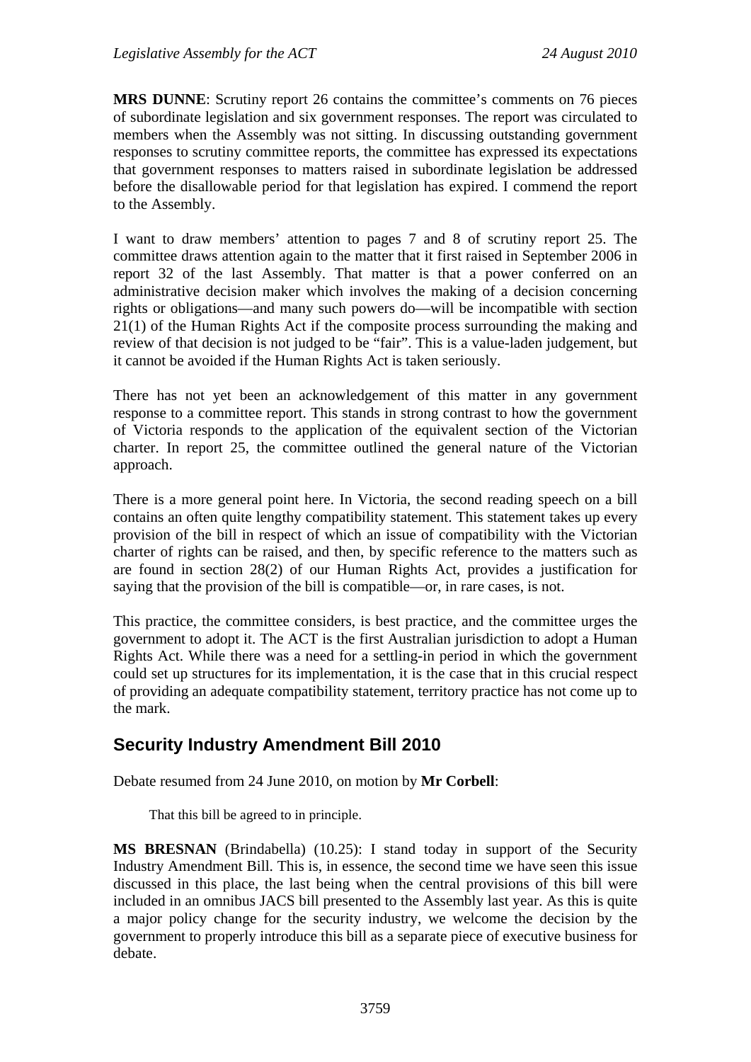**MRS DUNNE**: Scrutiny report 26 contains the committee's comments on 76 pieces of subordinate legislation and six government responses. The report was circulated to members when the Assembly was not sitting. In discussing outstanding government responses to scrutiny committee reports, the committee has expressed its expectations that government responses to matters raised in subordinate legislation be addressed before the disallowable period for that legislation has expired. I commend the report to the Assembly.

I want to draw members' attention to pages 7 and 8 of scrutiny report 25. The committee draws attention again to the matter that it first raised in September 2006 in report 32 of the last Assembly. That matter is that a power conferred on an administrative decision maker which involves the making of a decision concerning rights or obligations—and many such powers do—will be incompatible with section 21(1) of the Human Rights Act if the composite process surrounding the making and review of that decision is not judged to be "fair". This is a value-laden judgement, but it cannot be avoided if the Human Rights Act is taken seriously.

There has not yet been an acknowledgement of this matter in any government response to a committee report. This stands in strong contrast to how the government of Victoria responds to the application of the equivalent section of the Victorian charter. In report 25, the committee outlined the general nature of the Victorian approach.

There is a more general point here. In Victoria, the second reading speech on a bill contains an often quite lengthy compatibility statement. This statement takes up every provision of the bill in respect of which an issue of compatibility with the Victorian charter of rights can be raised, and then, by specific reference to the matters such as are found in section 28(2) of our Human Rights Act, provides a justification for saying that the provision of the bill is compatible—or, in rare cases, is not.

This practice, the committee considers, is best practice, and the committee urges the government to adopt it. The ACT is the first Australian jurisdiction to adopt a Human Rights Act. While there was a need for a settling-in period in which the government could set up structures for its implementation, it is the case that in this crucial respect of providing an adequate compatibility statement, territory practice has not come up to the mark.

## Security Industry Amendment Bill 2010

Debate resumed from 24 June 2010, on motion by **Mr Corbell**:

> That this bill be agreed to in principle.

**MS BRESNAN** (Brindabella) (10.25): I stand today in support of the Security Industry Amendment Bill. This is, in essence, the second time we have seen this issue discussed in this place, the last being when the central provisions of this bill were included in an omnibus JACS bill presented to the Assembly last year. As this is quite a major policy change for the security industry, we welcome the decision by the government to properly introduce this bill as a separate piece of executive business for debate.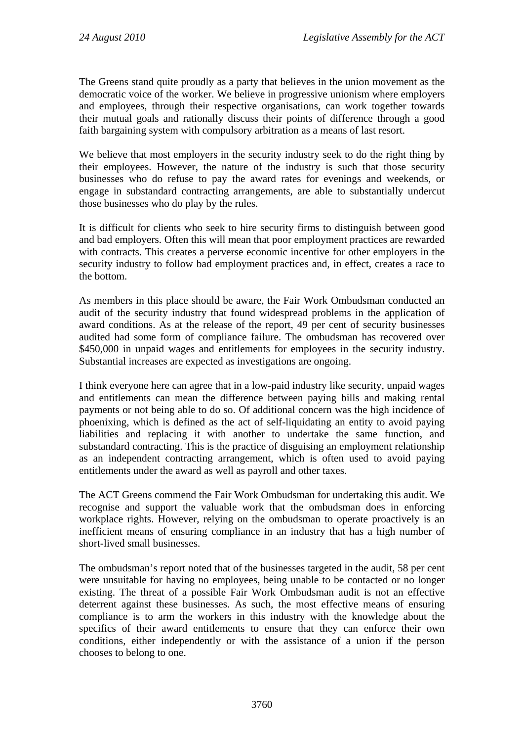The Greens stand quite proudly as a party that believes in the union movement as the democratic voice of the worker. We believe in progressive unionism where employers and employees, through their respective organisations, can work together towards their mutual goals and rationally discuss their points of difference through a good faith bargaining system with compulsory arbitration as a means of last resort.

We believe that most employers in the security industry seek to do the right thing by their employees. However, the nature of the industry is such that those security businesses who do refuse to pay the award rates for evenings and weekends, or engage in substandard contracting arrangements, are able to substantially undercut those businesses who do play by the rules.

It is difficult for clients who seek to hire security firms to distinguish between good and bad employers. Often this will mean that poor employment practices are rewarded with contracts. This creates a perverse economic incentive for other employers in the security industry to follow bad employment practices and, in effect, creates a race to the bottom.

As members in this place should be aware, the Fair Work Ombudsman conducted an audit of the security industry that found widespread problems in the application of award conditions. As at the release of the report, 49 per cent of security businesses audited had some form of compliance failure. The ombudsman has recovered over $450,000 in unpaid wages and entitlements for employees in the security industry. Substantial increases are expected as investigations are ongoing.

I think everyone here can agree that in a low-paid industry like security, unpaid wages and entitlements can mean the difference between paying bills and making rental payments or not being able to do so. Of additional concern was the high incidence of phoenixing, which is defined as the act of self-liquidating an entity to avoid paying liabilities and replacing it with another to undertake the same function, and substandard contracting. This is the practice of disguising an employment relationship as an independent contracting arrangement, which is often used to avoid paying entitlements under the award as well as payroll and other taxes.

The ACT Greens commend the Fair Work Ombudsman for undertaking this audit. We recognise and support the valuable work that the ombudsman does in enforcing workplace rights. However, relying on the ombudsman to operate proactively is an inefficient means of ensuring compliance in an industry that has a high number of short-lived small businesses.

The ombudsman's report noted that of the businesses targeted in the audit, 58 per cent were unsuitable for having no employees, being unable to be contacted or no longer existing. The threat of a possible Fair Work Ombudsman audit is not an effective deterrent against these businesses. As such, the most effective means of ensuring compliance is to arm the workers in this industry with the knowledge about the specifics of their award entitlements to ensure that they can enforce their own conditions, either independently or with the assistance of a union if the person chooses to belong to one.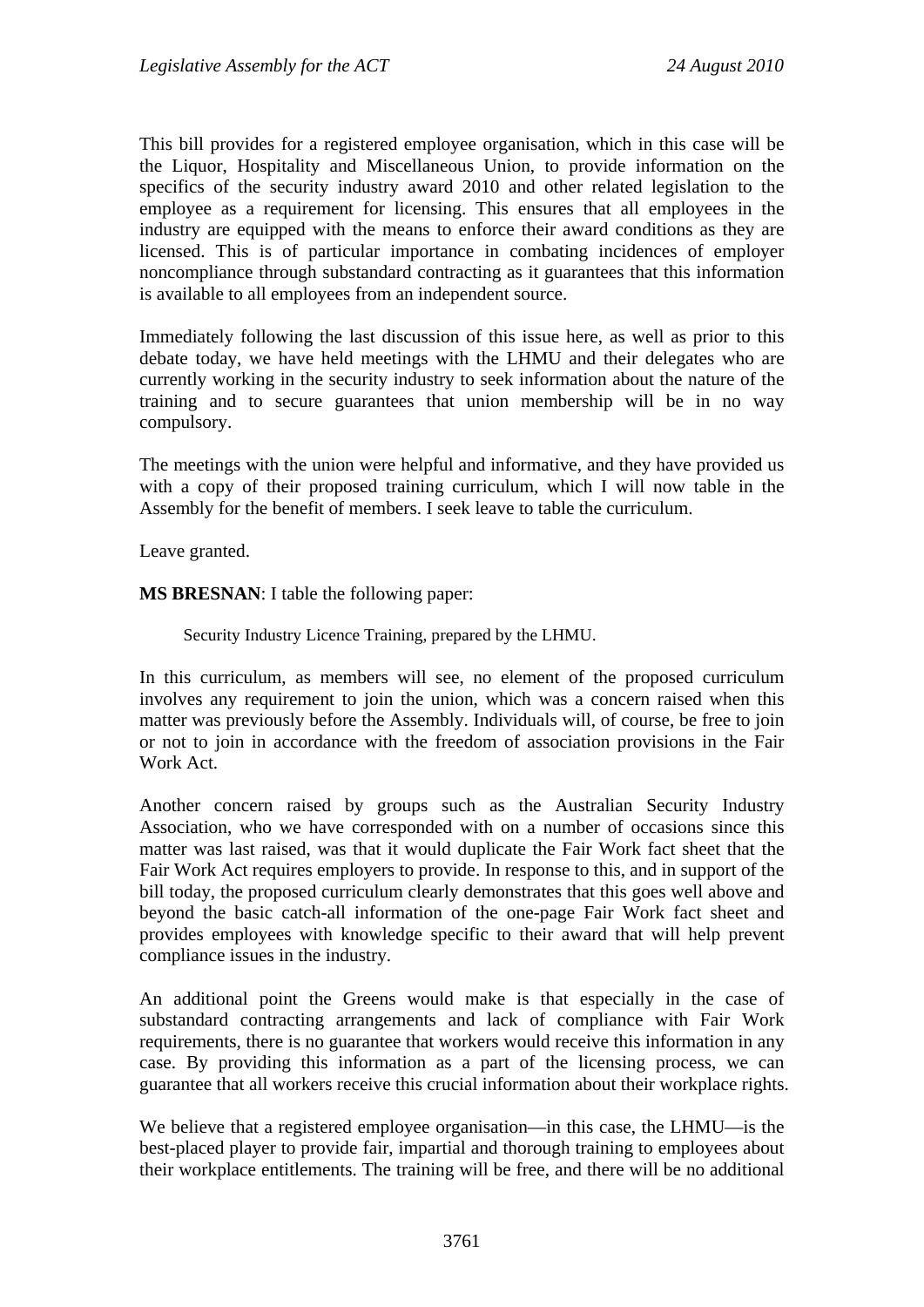This bill provides for a registered employee organisation, which in this case will be the Liquor, Hospitality and Miscellaneous Union, to provide information on the specifics of the security industry award 2010 and other related legislation to the employee as a requirement for licensing. This ensures that all employees in the industry are equipped with the means to enforce their award conditions as they are licensed. This is of particular importance in combating incidences of employer noncompliance through substandard contracting as it guarantees that this information is available to all employees from an independent source.

Immediately following the last discussion of this issue here, as well as prior to this debate today, we have held meetings with the LHMU and their delegates who are currently working in the security industry to seek information about the nature of the training and to secure guarantees that union membership will be in no way compulsory.

The meetings with the union were helpful and informative, and they have provided us with a copy of their proposed training curriculum, which I will now table in the Assembly for the benefit of members. I seek leave to table the curriculum.

Leave granted.

**MS BRESNAN**: I table the following paper:

> Security Industry Licence Training, prepared by the LHMU.

In this curriculum, as members will see, no element of the proposed curriculum involves any requirement to join the union, which was a concern raised when this matter was previously before the Assembly. Individuals will, of course, be free to join or not to join in accordance with the freedom of association provisions in the Fair Work Act.

Another concern raised by groups such as the Australian Security Industry Association, who we have corresponded with on a number of occasions since this matter was last raised, was that it would duplicate the Fair Work fact sheet that the Fair Work Act requires employers to provide. In response to this, and in support of the bill today, the proposed curriculum clearly demonstrates that this goes well above and beyond the basic catch-all information of the one-page Fair Work fact sheet and provides employees with knowledge specific to their award that will help prevent compliance issues in the industry.

An additional point the Greens would make is that especially in the case of substandard contracting arrangements and lack of compliance with Fair Work requirements, there is no guarantee that workers would receive this information in any case. By providing this information as a part of the licensing process, we can guarantee that all workers receive this crucial information about their workplace rights.

We believe that a registered employee organisation—in this case, the LHMU—is the best-placed player to provide fair, impartial and thorough training to employees about their workplace entitlements. The training will be free, and there will be no additional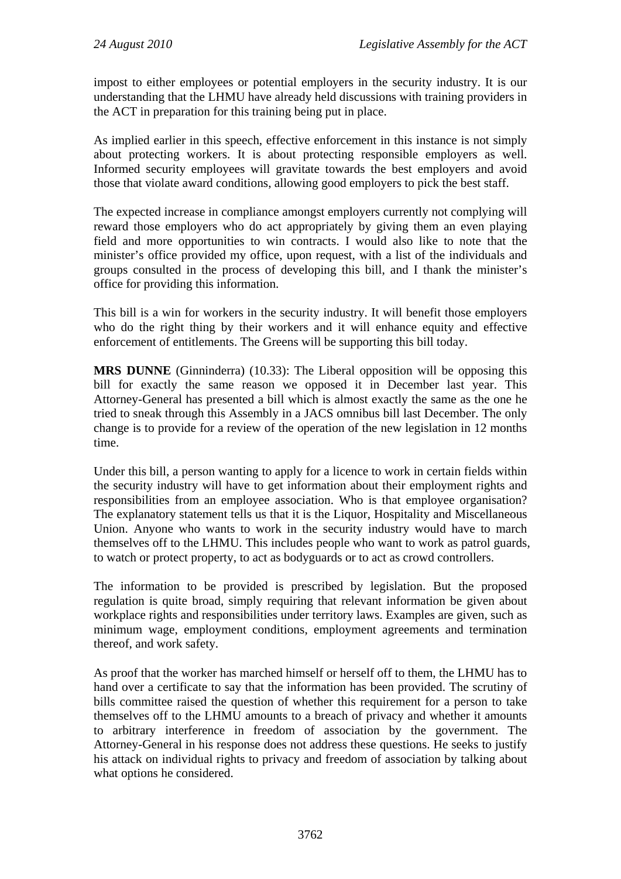impost to either employees or potential employers in the security industry. It is our understanding that the LHMU have already held discussions with training providers in the ACT in preparation for this training being put in place.

As implied earlier in this speech, effective enforcement in this instance is not simply about protecting workers. It is about protecting responsible employers as well. Informed security employees will gravitate towards the best employers and avoid those that violate award conditions, allowing good employers to pick the best staff.

The expected increase in compliance amongst employers currently not complying will reward those employers who do act appropriately by giving them an even playing field and more opportunities to win contracts. I would also like to note that the minister's office provided my office, upon request, with a list of the individuals and groups consulted in the process of developing this bill, and I thank the minister's office for providing this information.

This bill is a win for workers in the security industry. It will benefit those employers who do the right thing by their workers and it will enhance equity and effective enforcement of entitlements. The Greens will be supporting this bill today.

**MRS DUNNE** (Ginninderra) (10.33): The Liberal opposition will be opposing this bill for exactly the same reason we opposed it in December last year. This Attorney-General has presented a bill which is almost exactly the same as the one he tried to sneak through this Assembly in a JACS omnibus bill last December. The only change is to provide for a review of the operation of the new legislation in 12 months time.

Under this bill, a person wanting to apply for a licence to work in certain fields within the security industry will have to get information about their employment rights and responsibilities from an employee association. Who is that employee organisation? The explanatory statement tells us that it is the Liquor, Hospitality and Miscellaneous Union. Anyone who wants to work in the security industry would have to march themselves off to the LHMU. This includes people who want to work as patrol guards, to watch or protect property, to act as bodyguards or to act as crowd controllers.

The information to be provided is prescribed by legislation. But the proposed regulation is quite broad, simply requiring that relevant information be given about workplace rights and responsibilities under territory laws. Examples are given, such as minimum wage, employment conditions, employment agreements and termination thereof, and work safety.

As proof that the worker has marched himself or herself off to them, the LHMU has to hand over a certificate to say that the information has been provided. The scrutiny of bills committee raised the question of whether this requirement for a person to take themselves off to the LHMU amounts to a breach of privacy and whether it amounts to arbitrary interference in freedom of association by the government. The Attorney-General in his response does not address these questions. He seeks to justify his attack on individual rights to privacy and freedom of association by talking about what options he considered.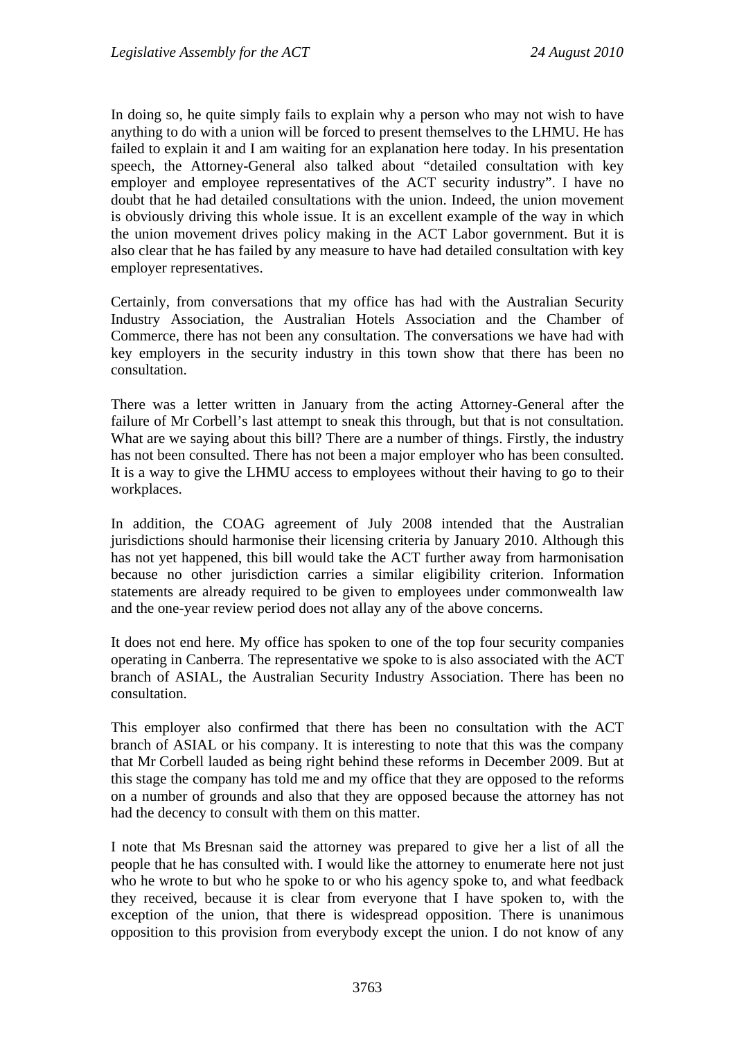In doing so, he quite simply fails to explain why a person who may not wish to have anything to do with a union will be forced to present themselves to the LHMU. He has failed to explain it and I am waiting for an explanation here today. In his presentation speech, the Attorney-General also talked about "detailed consultation with key employer and employee representatives of the ACT security industry". I have no doubt that he had detailed consultations with the union. Indeed, the union movement is obviously driving this whole issue. It is an excellent example of the way in which the union movement drives policy making in the ACT Labor government. But it is also clear that he has failed by any measure to have had detailed consultation with key employer representatives.

Certainly, from conversations that my office has had with the Australian Security Industry Association, the Australian Hotels Association and the Chamber of Commerce, there has not been any consultation. The conversations we have had with key employers in the security industry in this town show that there has been no consultation.

There was a letter written in January from the acting Attorney-General after the failure of Mr Corbell's last attempt to sneak this through, but that is not consultation. What are we saying about this bill? There are a number of things. Firstly, the industry has not been consulted. There has not been a major employer who has been consulted. It is a way to give the LHMU access to employees without their having to go to their workplaces.

In addition, the COAG agreement of July 2008 intended that the Australian jurisdictions should harmonise their licensing criteria by January 2010. Although this has not yet happened, this bill would take the ACT further away from harmonisation because no other jurisdiction carries a similar eligibility criterion. Information statements are already required to be given to employees under commonwealth law and the one-year review period does not allay any of the above concerns.

It does not end here. My office has spoken to one of the top four security companies operating in Canberra. The representative we spoke to is also associated with the ACT branch of ASIAL, the Australian Security Industry Association. There has been no consultation.

This employer also confirmed that there has been no consultation with the ACT branch of ASIAL or his company. It is interesting to note that this was the company that Mr Corbell lauded as being right behind these reforms in December 2009. But at this stage the company has told me and my office that they are opposed to the reforms on a number of grounds and also that they are opposed because the attorney has not had the decency to consult with them on this matter.

I note that Ms Bresnan said the attorney was prepared to give her a list of all the people that he has consulted with. I would like the attorney to enumerate here not just who he wrote to but who he spoke to or who his agency spoke to, and what feedback they received, because it is clear from everyone that I have spoken to, with the exception of the union, that there is widespread opposition. There is unanimous opposition to this provision from everybody except the union. I do not know of any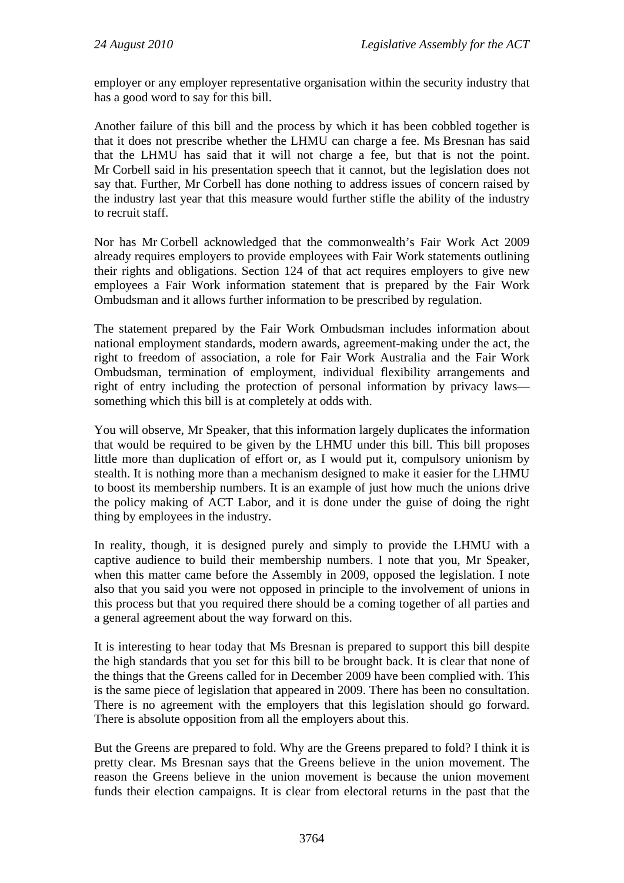employer or any employer representative organisation within the security industry that has a good word to say for this bill.

Another failure of this bill and the process by which it has been cobbled together is that it does not prescribe whether the LHMU can charge a fee. Ms Bresnan has said that the LHMU has said that it will not charge a fee, but that is not the point. Mr Corbell said in his presentation speech that it cannot, but the legislation does not say that. Further, Mr Corbell has done nothing to address issues of concern raised by the industry last year that this measure would further stifle the ability of the industry to recruit staff.

Nor has Mr Corbell acknowledged that the commonwealth's Fair Work Act 2009 already requires employers to provide employees with Fair Work statements outlining their rights and obligations. Section 124 of that act requires employers to give new employees a Fair Work information statement that is prepared by the Fair Work Ombudsman and it allows further information to be prescribed by regulation.

The statement prepared by the Fair Work Ombudsman includes information about national employment standards, modern awards, agreement-making under the act, the right to freedom of association, a role for Fair Work Australia and the Fair Work Ombudsman, termination of employment, individual flexibility arrangements and right of entry including the protection of personal information by privacy laws—something which this bill is at completely at odds with.

You will observe, Mr Speaker, that this information largely duplicates the information that would be required to be given by the LHMU under this bill. This bill proposes little more than duplication of effort or, as I would put it, compulsory unionism by stealth. It is nothing more than a mechanism designed to make it easier for the LHMU to boost its membership numbers. It is an example of just how much the unions drive the policy making of ACT Labor, and it is done under the guise of doing the right thing by employees in the industry.

In reality, though, it is designed purely and simply to provide the LHMU with a captive audience to build their membership numbers. I note that you, Mr Speaker, when this matter came before the Assembly in 2009, opposed the legislation. I note also that you said you were not opposed in principle to the involvement of unions in this process but that you required there should be a coming together of all parties and a general agreement about the way forward on this.

It is interesting to hear today that Ms Bresnan is prepared to support this bill despite the high standards that you set for this bill to be brought back. It is clear that none of the things that the Greens called for in December 2009 have been complied with. This is the same piece of legislation that appeared in 2009. There has been no consultation. There is no agreement with the employers that this legislation should go forward. There is absolute opposition from all the employers about this.

But the Greens are prepared to fold. Why are the Greens prepared to fold? I think it is pretty clear. Ms Bresnan says that the Greens believe in the union movement. The reason the Greens believe in the union movement is because the union movement funds their election campaigns. It is clear from electoral returns in the past that the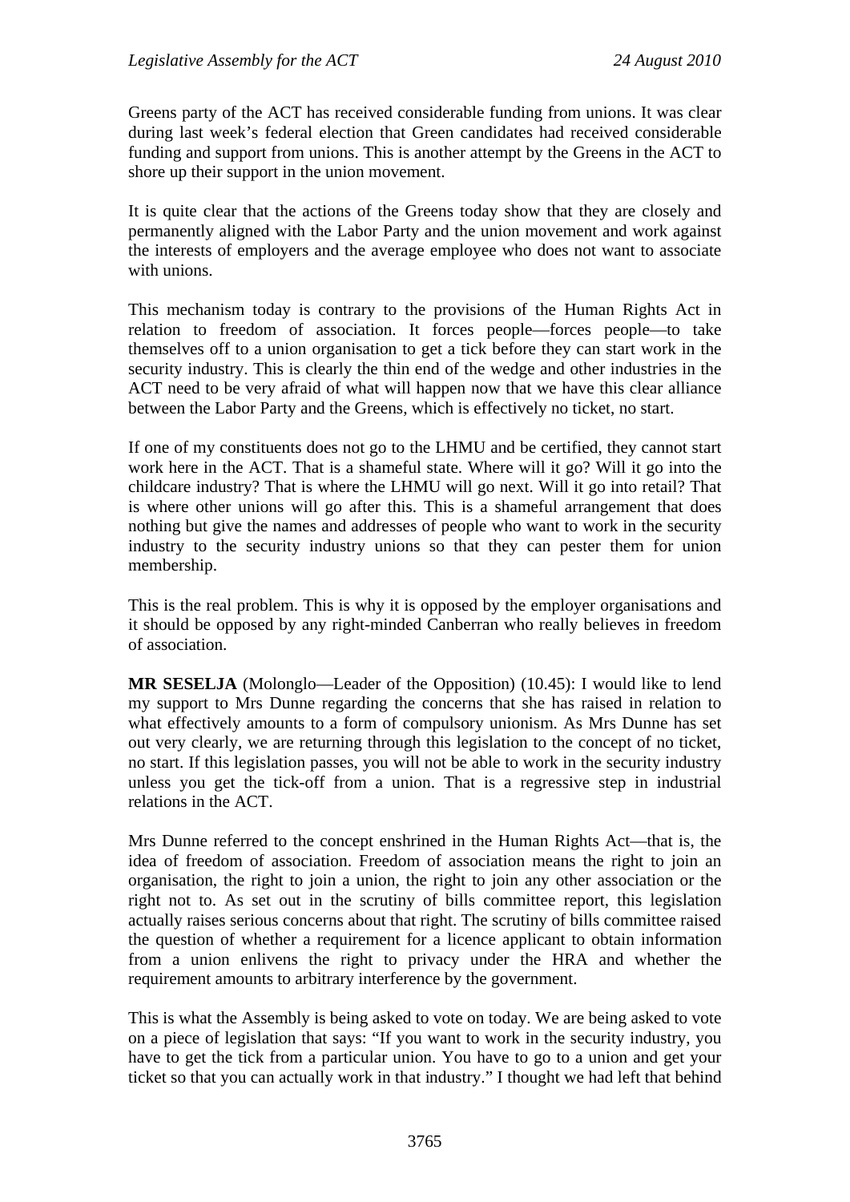Greens party of the ACT has received considerable funding from unions. It was clear during last week's federal election that Green candidates had received considerable funding and support from unions. This is another attempt by the Greens in the ACT to shore up their support in the union movement.

It is quite clear that the actions of the Greens today show that they are closely and permanently aligned with the Labor Party and the union movement and work against the interests of employers and the average employee who does not want to associate with unions.

This mechanism today is contrary to the provisions of the Human Rights Act in relation to freedom of association. It forces people—forces people—to take themselves off to a union organisation to get a tick before they can start work in the security industry. This is clearly the thin end of the wedge and other industries in the ACT need to be very afraid of what will happen now that we have this clear alliance between the Labor Party and the Greens, which is effectively no ticket, no start.

If one of my constituents does not go to the LHMU and be certified, they cannot start work here in the ACT. That is a shameful state. Where will it go? Will it go into the childcare industry? That is where the LHMU will go next. Will it go into retail? That is where other unions will go after this. This is a shameful arrangement that does nothing but give the names and addresses of people who want to work in the security industry to the security industry unions so that they can pester them for union membership.

This is the real problem. This is why it is opposed by the employer organisations and it should be opposed by any right-minded Canberran who really believes in freedom of association.

**MR SESELJA** (Molonglo—Leader of the Opposition) (10.45): I would like to lend my support to Mrs Dunne regarding the concerns that she has raised in relation to what effectively amounts to a form of compulsory unionism. As Mrs Dunne has set out very clearly, we are returning through this legislation to the concept of no ticket, no start. If this legislation passes, you will not be able to work in the security industry unless you get the tick-off from a union. That is a regressive step in industrial relations in the ACT.

Mrs Dunne referred to the concept enshrined in the Human Rights Act—that is, the idea of freedom of association. Freedom of association means the right to join an organisation, the right to join a union, the right to join any other association or the right not to. As set out in the scrutiny of bills committee report, this legislation actually raises serious concerns about that right. The scrutiny of bills committee raised the question of whether a requirement for a licence applicant to obtain information from a union enlivens the right to privacy under the HRA and whether the requirement amounts to arbitrary interference by the government.

This is what the Assembly is being asked to vote on today. We are being asked to vote on a piece of legislation that says: "If you want to work in the security industry, you have to get the tick from a particular union. You have to go to a union and get your ticket so that you can actually work in that industry." I thought we had left that behind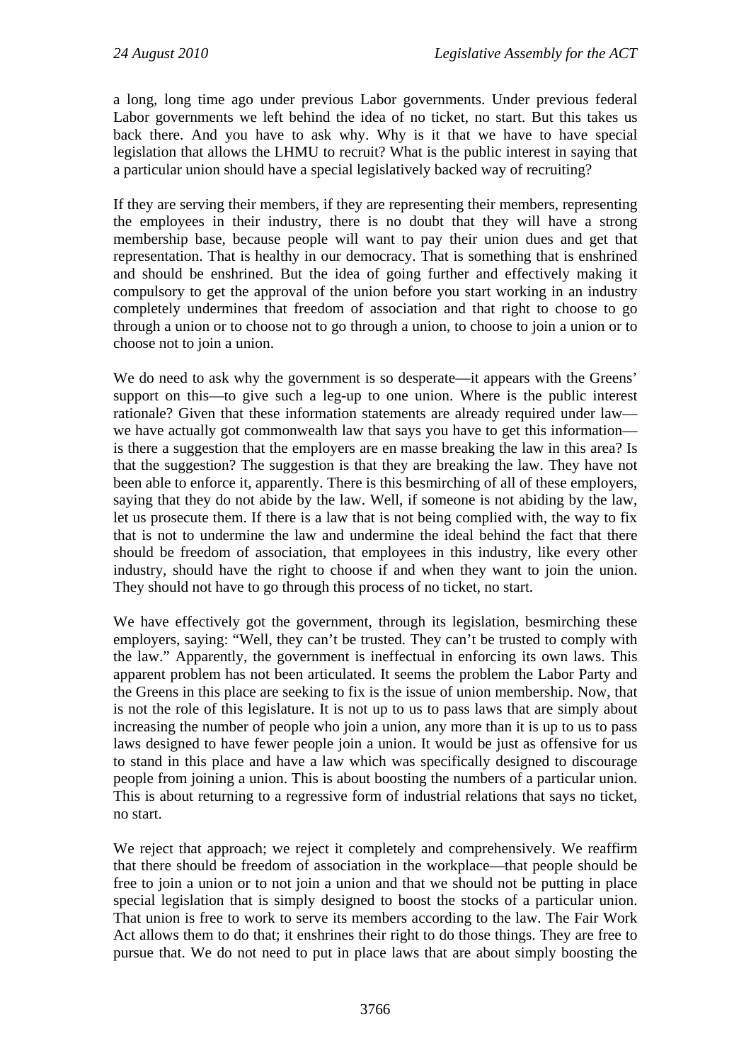a long, long time ago under previous Labor governments. Under previous federal Labor governments we left behind the idea of no ticket, no start. But this takes us back there. And you have to ask why. Why is it that we have to have special legislation that allows the LHMU to recruit? What is the public interest in saying that a particular union should have a special legislatively backed way of recruiting?

If they are serving their members, if they are representing their members, representing the employees in their industry, there is no doubt that they will have a strong membership base, because people will want to pay their union dues and get that representation. That is healthy in our democracy. That is something that is enshrined and should be enshrined. But the idea of going further and effectively making it compulsory to get the approval of the union before you start working in an industry completely undermines that freedom of association and that right to choose to go through a union or to choose not to go through a union, to choose to join a union or to choose not to join a union.

We do need to ask why the government is so desperate—it appears with the Greens' support on this—to give such a leg-up to one union. Where is the public interest rationale? Given that these information statements are already required under law—we have actually got commonwealth law that says you have to get this information—is there a suggestion that the employers are en masse breaking the law in this area? Is that the suggestion? The suggestion is that they are breaking the law. They have not been able to enforce it, apparently. There is this besmirching of all of these employers, saying that they do not abide by the law. Well, if someone is not abiding by the law, let us prosecute them. If there is a law that is not being complied with, the way to fix that is not to undermine the law and undermine the ideal behind the fact that there should be freedom of association, that employees in this industry, like every other industry, should have the right to choose if and when they want to join the union. They should not have to go through this process of no ticket, no start.

We have effectively got the government, through its legislation, besmirching these employers, saying: "Well, they can't be trusted. They can't be trusted to comply with the law." Apparently, the government is ineffectual in enforcing its own laws. This apparent problem has not been articulated. It seems the problem the Labor Party and the Greens in this place are seeking to fix is the issue of union membership. Now, that is not the role of this legislature. It is not up to us to pass laws that are simply about increasing the number of people who join a union, any more than it is up to us to pass laws designed to have fewer people join a union. It would be just as offensive for us to stand in this place and have a law which was specifically designed to discourage people from joining a union. This is about boosting the numbers of a particular union. This is about returning to a regressive form of industrial relations that says no ticket, no start.

We reject that approach; we reject it completely and comprehensively. We reaffirm that there should be freedom of association in the workplace—that people should be free to join a union or to not join a union and that we should not be putting in place special legislation that is simply designed to boost the stocks of a particular union. That union is free to work to serve its members according to the law. The Fair Work Act allows them to do that; it enshrines their right to do those things. They are free to pursue that. We do not need to put in place laws that are about simply boosting the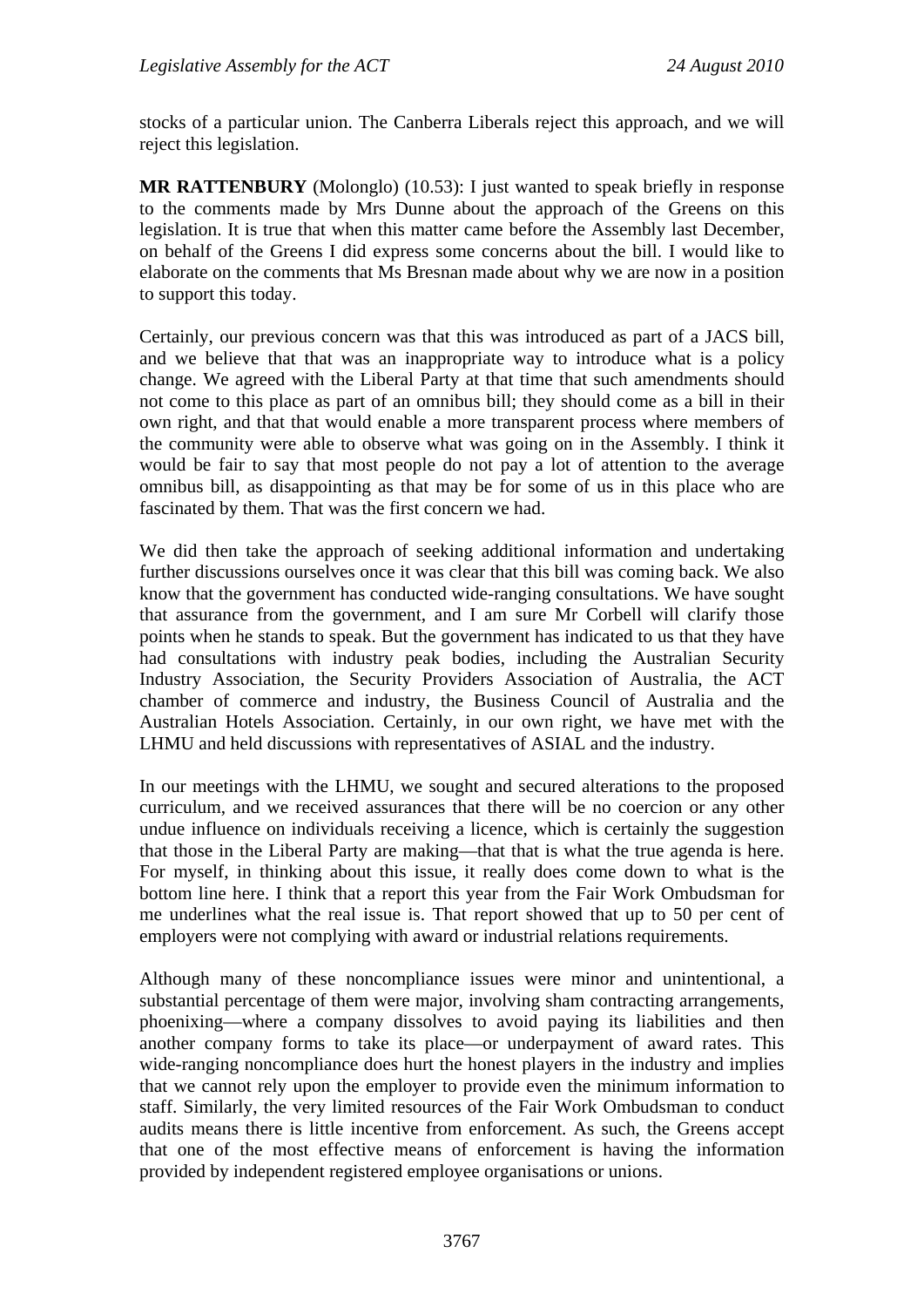stocks of a particular union. The Canberra Liberals reject this approach, and we will reject this legislation.

**MR RATTENBURY** (Molonglo) (10.53): I just wanted to speak briefly in response to the comments made by Mrs Dunne about the approach of the Greens on this legislation. It is true that when this matter came before the Assembly last December, on behalf of the Greens I did express some concerns about the bill. I would like to elaborate on the comments that Ms Bresnan made about why we are now in a position to support this today.

Certainly, our previous concern was that this was introduced as part of a JACS bill, and we believe that that was an inappropriate way to introduce what is a policy change. We agreed with the Liberal Party at that time that such amendments should not come to this place as part of an omnibus bill; they should come as a bill in their own right, and that that would enable a more transparent process where members of the community were able to observe what was going on in the Assembly. I think it would be fair to say that most people do not pay a lot of attention to the average omnibus bill, as disappointing as that may be for some of us in this place who are fascinated by them. That was the first concern we had.

We did then take the approach of seeking additional information and undertaking further discussions ourselves once it was clear that this bill was coming back. We also know that the government has conducted wide-ranging consultations. We have sought that assurance from the government, and I am sure Mr Corbell will clarify those points when he stands to speak. But the government has indicated to us that they have had consultations with industry peak bodies, including the Australian Security Industry Association, the Security Providers Association of Australia, the ACT chamber of commerce and industry, the Business Council of Australia and the Australian Hotels Association. Certainly, in our own right, we have met with the LHMU and held discussions with representatives of ASIAL and the industry.

In our meetings with the LHMU, we sought and secured alterations to the proposed curriculum, and we received assurances that there will be no coercion or any other undue influence on individuals receiving a licence, which is certainly the suggestion that those in the Liberal Party are making—that that is what the true agenda is here. For myself, in thinking about this issue, it really does come down to what is the bottom line here. I think that a report this year from the Fair Work Ombudsman for me underlines what the real issue is. That report showed that up to 50 per cent of employers were not complying with award or industrial relations requirements.

Although many of these noncompliance issues were minor and unintentional, a substantial percentage of them were major, involving sham contracting arrangements, phoenixing—where a company dissolves to avoid paying its liabilities and then another company forms to take its place—or underpayment of award rates. This wide-ranging noncompliance does hurt the honest players in the industry and implies that we cannot rely upon the employer to provide even the minimum information to staff. Similarly, the very limited resources of the Fair Work Ombudsman to conduct audits means there is little incentive from enforcement. As such, the Greens accept that one of the most effective means of enforcement is having the information provided by independent registered employee organisations or unions.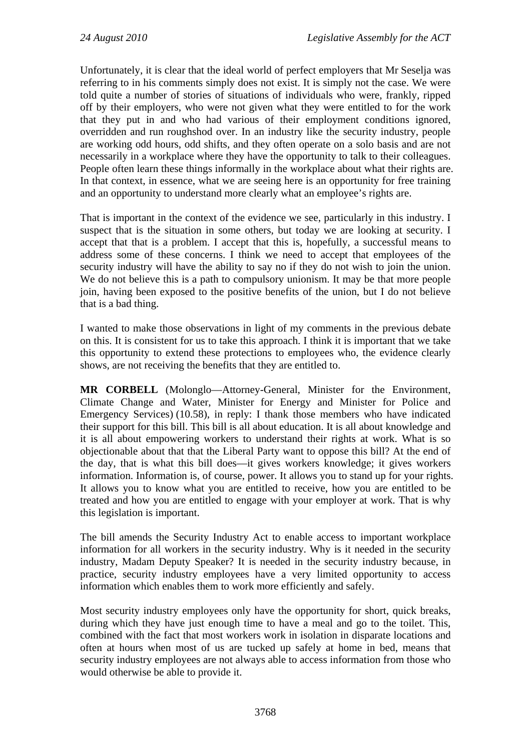Unfortunately, it is clear that the ideal world of perfect employers that Mr Seselja was referring to in his comments simply does not exist. It is simply not the case. We were told quite a number of stories of situations of individuals who were, frankly, ripped off by their employers, who were not given what they were entitled to for the work that they put in and who had various of their employment conditions ignored, overridden and run roughshod over. In an industry like the security industry, people are working odd hours, odd shifts, and they often operate on a solo basis and are not necessarily in a workplace where they have the opportunity to talk to their colleagues. People often learn these things informally in the workplace about what their rights are. In that context, in essence, what we are seeing here is an opportunity for free training and an opportunity to understand more clearly what an employee's rights are.

That is important in the context of the evidence we see, particularly in this industry. I suspect that is the situation in some others, but today we are looking at security. I accept that that is a problem. I accept that this is, hopefully, a successful means to address some of these concerns. I think we need to accept that employees of the security industry will have the ability to say no if they do not wish to join the union. We do not believe this is a path to compulsory unionism. It may be that more people join, having been exposed to the positive benefits of the union, but I do not believe that is a bad thing.

I wanted to make those observations in light of my comments in the previous debate on this. It is consistent for us to take this approach. I think it is important that we take this opportunity to extend these protections to employees who, the evidence clearly shows, are not receiving the benefits that they are entitled to.

**MR CORBELL** (Molonglo—Attorney-General, Minister for the Environment, Climate Change and Water, Minister for Energy and Minister for Police and Emergency Services) (10.58), in reply: I thank those members who have indicated their support for this bill. This bill is all about education. It is all about knowledge and it is all about empowering workers to understand their rights at work. What is so objectionable about that that the Liberal Party want to oppose this bill? At the end of the day, that is what this bill does—it gives workers knowledge; it gives workers information. Information is, of course, power. It allows you to stand up for your rights. It allows you to know what you are entitled to receive, how you are entitled to be treated and how you are entitled to engage with your employer at work. That is why this legislation is important.

The bill amends the Security Industry Act to enable access to important workplace information for all workers in the security industry. Why is it needed in the security industry, Madam Deputy Speaker? It is needed in the security industry because, in practice, security industry employees have a very limited opportunity to access information which enables them to work more efficiently and safely.

Most security industry employees only have the opportunity for short, quick breaks, during which they have just enough time to have a meal and go to the toilet. This, combined with the fact that most workers work in isolation in disparate locations and often at hours when most of us are tucked up safely at home in bed, means that security industry employees are not always able to access information from those who would otherwise be able to provide it.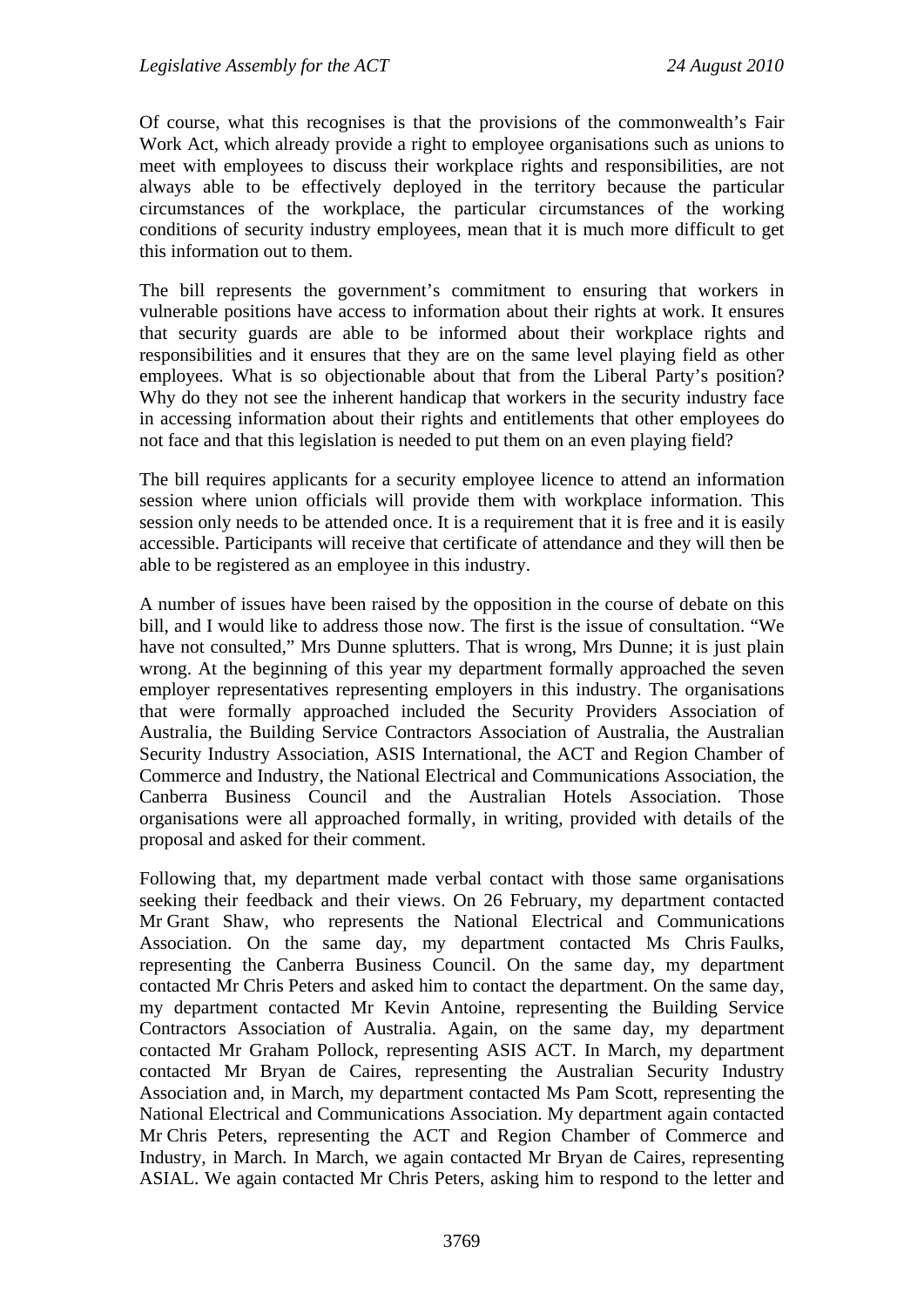Of course, what this recognises is that the provisions of the commonwealth's Fair Work Act, which already provide a right to employee organisations such as unions to meet with employees to discuss their workplace rights and responsibilities, are not always able to be effectively deployed in the territory because the particular circumstances of the workplace, the particular circumstances of the working conditions of security industry employees, mean that it is much more difficult to get this information out to them.

The bill represents the government's commitment to ensuring that workers in vulnerable positions have access to information about their rights at work. It ensures that security guards are able to be informed about their workplace rights and responsibilities and it ensures that they are on the same level playing field as other employees. What is so objectionable about that from the Liberal Party's position? Why do they not see the inherent handicap that workers in the security industry face in accessing information about their rights and entitlements that other employees do not face and that this legislation is needed to put them on an even playing field?

The bill requires applicants for a security employee licence to attend an information session where union officials will provide them with workplace information. This session only needs to be attended once. It is a requirement that it is free and it is easily accessible. Participants will receive that certificate of attendance and they will then be able to be registered as an employee in this industry.

A number of issues have been raised by the opposition in the course of debate on this bill, and I would like to address those now. The first is the issue of consultation. "We have not consulted," Mrs Dunne splutters. That is wrong, Mrs Dunne; it is just plain wrong. At the beginning of this year my department formally approached the seven employer representatives representing employers in this industry. The organisations that were formally approached included the Security Providers Association of Australia, the Building Service Contractors Association of Australia, the Australian Security Industry Association, ASIS International, the ACT and Region Chamber of Commerce and Industry, the National Electrical and Communications Association, the Canberra Business Council and the Australian Hotels Association. Those organisations were all approached formally, in writing, provided with details of the proposal and asked for their comment.

Following that, my department made verbal contact with those same organisations seeking their feedback and their views. On 26 February, my department contacted Mr Grant Shaw, who represents the National Electrical and Communications Association. On the same day, my department contacted Ms Chris Faulks, representing the Canberra Business Council. On the same day, my department contacted Mr Chris Peters and asked him to contact the department. On the same day, my department contacted Mr Kevin Antoine, representing the Building Service Contractors Association of Australia. Again, on the same day, my department contacted Mr Graham Pollock, representing ASIS ACT. In March, my department contacted Mr Bryan de Caires, representing the Australian Security Industry Association and, in March, my department contacted Ms Pam Scott, representing the National Electrical and Communications Association. My department again contacted Mr Chris Peters, representing the ACT and Region Chamber of Commerce and Industry, in March. In March, we again contacted Mr Bryan de Caires, representing ASIAL. We again contacted Mr Chris Peters, asking him to respond to the letter and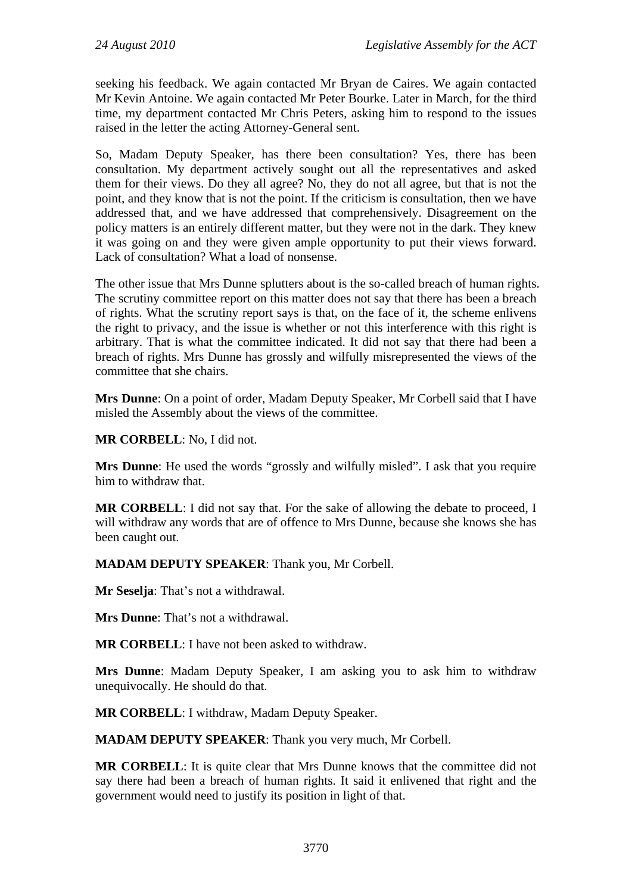seeking his feedback. We again contacted Mr Bryan de Caires. We again contacted Mr Kevin Antoine. We again contacted Mr Peter Bourke. Later in March, for the third time, my department contacted Mr Chris Peters, asking him to respond to the issues raised in the letter the acting Attorney-General sent.

So, Madam Deputy Speaker, has there been consultation? Yes, there has been consultation. My department actively sought out all the representatives and asked them for their views. Do they all agree? No, they do not all agree, but that is not the point, and they know that is not the point. If the criticism is consultation, then we have addressed that, and we have addressed that comprehensively. Disagreement on the policy matters is an entirely different matter, but they were not in the dark. They knew it was going on and they were given ample opportunity to put their views forward. Lack of consultation? What a load of nonsense.

The other issue that Mrs Dunne splutters about is the so-called breach of human rights. The scrutiny committee report on this matter does not say that there has been a breach of rights. What the scrutiny report says is that, on the face of it, the scheme enlivens the right to privacy, and the issue is whether or not this interference with this right is arbitrary. That is what the committee indicated. It did not say that there had been a breach of rights. Mrs Dunne has grossly and wilfully misrepresented the views of the committee that she chairs.

**Mrs Dunne**: On a point of order, Madam Deputy Speaker, Mr Corbell said that I have misled the Assembly about the views of the committee.

**MR CORBELL**: No, I did not.

**Mrs Dunne**: He used the words "grossly and wilfully misled". I ask that you require him to withdraw that.

**MR CORBELL**: I did not say that. For the sake of allowing the debate to proceed, I will withdraw any words that are of offence to Mrs Dunne, because she knows she has been caught out.

**MADAM DEPUTY SPEAKER**: Thank you, Mr Corbell.

**Mr Seselja**: That's not a withdrawal.

**Mrs Dunne**: That's not a withdrawal.

**MR CORBELL**: I have not been asked to withdraw.

**Mrs Dunne**: Madam Deputy Speaker, I am asking you to ask him to withdraw unequivocally. He should do that.

**MR CORBELL**: I withdraw, Madam Deputy Speaker.

**MADAM DEPUTY SPEAKER**: Thank you very much, Mr Corbell.

**MR CORBELL**: It is quite clear that Mrs Dunne knows that the committee did not say there had been a breach of human rights. It said it enlivened that right and the government would need to justify its position in light of that.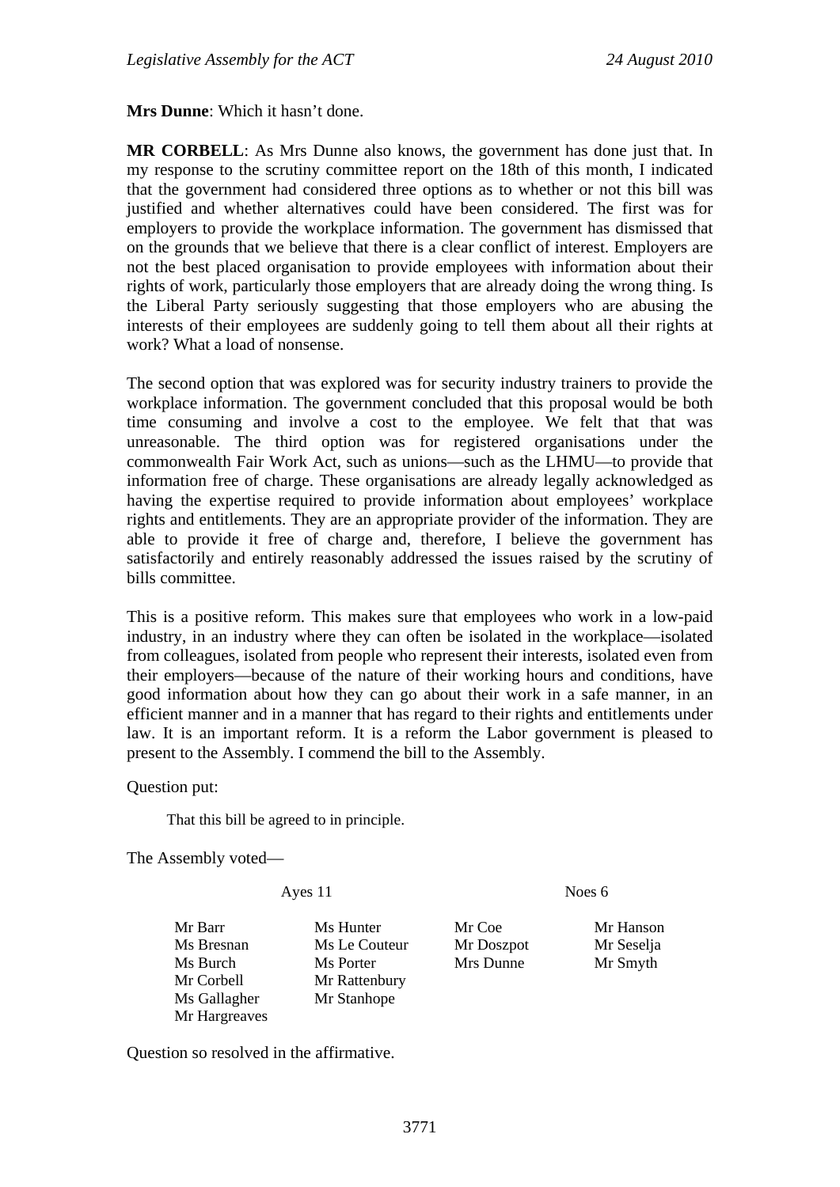**Mrs Dunne**: Which it hasn't done.

**MR CORBELL**: As Mrs Dunne also knows, the government has done just that. In my response to the scrutiny committee report on the 18th of this month, I indicated that the government had considered three options as to whether or not this bill was justified and whether alternatives could have been considered. The first was for employers to provide the workplace information. The government has dismissed that on the grounds that we believe that there is a clear conflict of interest. Employers are not the best placed organisation to provide employees with information about their rights of work, particularly those employers that are already doing the wrong thing. Is the Liberal Party seriously suggesting that those employers who are abusing the interests of their employees are suddenly going to tell them about all their rights at work? What a load of nonsense.

The second option that was explored was for security industry trainers to provide the workplace information. The government concluded that this proposal would be both time consuming and involve a cost to the employee. We felt that that was unreasonable. The third option was for registered organisations under the commonwealth Fair Work Act, such as unions—such as the LHMU—to provide that information free of charge. These organisations are already legally acknowledged as having the expertise required to provide information about employees' workplace rights and entitlements. They are an appropriate provider of the information. They are able to provide it free of charge and, therefore, I believe the government has satisfactorily and entirely reasonably addressed the issues raised by the scrutiny of bills committee.

This is a positive reform. This makes sure that employees who work in a low-paid industry, in an industry where they can often be isolated in the workplace—isolated from colleagues, isolated from people who represent their interests, isolated even from their employers—because of the nature of their working hours and conditions, have good information about how they can go about their work in a safe manner, in an efficient manner and in a manner that has regard to their rights and entitlements under law. It is an important reform. It is a reform the Labor government is pleased to present to the Assembly. I commend the bill to the Assembly.

Question put:

> That this bill be agreed to in principle.

The Assembly voted—

| Ayes 11 | | Noes 6 | |
|---|---|---|---|
| Mr Barr | Ms Hunter | Mr Coe | Mr Hanson |
| Ms Bresnan | Ms Le Couteur | Mr Doszpot | Mr Seselja |
| Ms Burch | Ms Porter | Mrs Dunne | Mr Smyth |
| Mr Corbell | Mr Rattenbury | | |
| Ms Gallagher | Mr Stanhope | | |
| Mr Hargreaves | | | |

Question so resolved in the affirmative.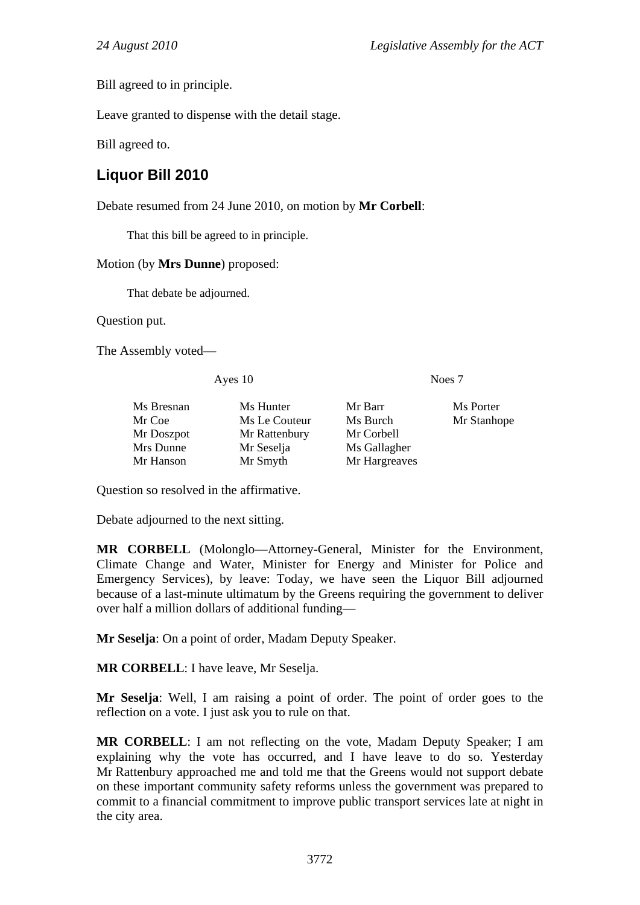Bill agreed to in principle.

Leave granted to dispense with the detail stage.

Bill agreed to.

## Liquor Bill 2010

Debate resumed from 24 June 2010, on motion by **Mr Corbell**:

> That this bill be agreed to in principle.

Motion (by **Mrs Dunne**) proposed:

> That debate be adjourned.

Question put.

The Assembly voted—

| Ayes 10 | | Noes 7 | |
|---|---|---|---|
| Ms Bresnan | Ms Hunter | Mr Barr | Ms Porter |
| Mr Coe | Ms Le Couteur | Ms Burch | Mr Stanhope |
| Mr Doszpot | Mr Rattenbury | Mr Corbell | |
| Mrs Dunne | Mr Seselja | Ms Gallagher | |
| Mr Hanson | Mr Smyth | Mr Hargreaves | |

Question so resolved in the affirmative.

Debate adjourned to the next sitting.

**MR CORBELL** (Molonglo—Attorney-General, Minister for the Environment, Climate Change and Water, Minister for Energy and Minister for Police and Emergency Services), by leave: Today, we have seen the Liquor Bill adjourned because of a last-minute ultimatum by the Greens requiring the government to deliver over half a million dollars of additional funding—

**Mr Seselja**: On a point of order, Madam Deputy Speaker.

**MR CORBELL**: I have leave, Mr Seselja.

**Mr Seselja**: Well, I am raising a point of order. The point of order goes to the reflection on a vote. I just ask you to rule on that.

**MR CORBELL**: I am not reflecting on the vote, Madam Deputy Speaker; I am explaining why the vote has occurred, and I have leave to do so. Yesterday Mr Rattenbury approached me and told me that the Greens would not support debate on these important community safety reforms unless the government was prepared to commit to a financial commitment to improve public transport services late at night in the city area.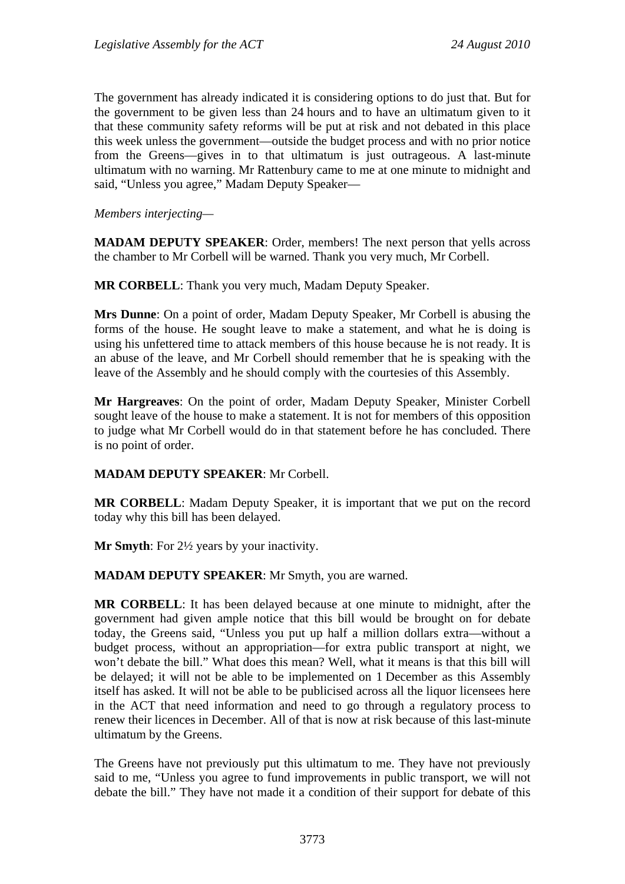The government has already indicated it is considering options to do just that. But for the government to be given less than 24 hours and to have an ultimatum given to it that these community safety reforms will be put at risk and not debated in this place this week unless the government—outside the budget process and with no prior notice from the Greens—gives in to that ultimatum is just outrageous. A last-minute ultimatum with no warning. Mr Rattenbury came to me at one minute to midnight and said, "Unless you agree," Madam Deputy Speaker—

*Members interjecting—*

**MADAM DEPUTY SPEAKER**: Order, members! The next person that yells across the chamber to Mr Corbell will be warned. Thank you very much, Mr Corbell.

**MR CORBELL**: Thank you very much, Madam Deputy Speaker.

**Mrs Dunne**: On a point of order, Madam Deputy Speaker, Mr Corbell is abusing the forms of the house. He sought leave to make a statement, and what he is doing is using his unfettered time to attack members of this house because he is not ready. It is an abuse of the leave, and Mr Corbell should remember that he is speaking with the leave of the Assembly and he should comply with the courtesies of this Assembly.

**Mr Hargreaves**: On the point of order, Madam Deputy Speaker, Minister Corbell sought leave of the house to make a statement. It is not for members of this opposition to judge what Mr Corbell would do in that statement before he has concluded. There is no point of order.

**MADAM DEPUTY SPEAKER**: Mr Corbell.

**MR CORBELL**: Madam Deputy Speaker, it is important that we put on the record today why this bill has been delayed.

**Mr Smyth**: For 2½ years by your inactivity.

**MADAM DEPUTY SPEAKER**: Mr Smyth, you are warned.

**MR CORBELL**: It has been delayed because at one minute to midnight, after the government had given ample notice that this bill would be brought on for debate today, the Greens said, "Unless you put up half a million dollars extra—without a budget process, without an appropriation—for extra public transport at night, we won't debate the bill." What does this mean? Well, what it means is that this bill will be delayed; it will not be able to be implemented on 1 December as this Assembly itself has asked. It will not be able to be publicised across all the liquor licensees here in the ACT that need information and need to go through a regulatory process to renew their licences in December. All of that is now at risk because of this last-minute ultimatum by the Greens.

The Greens have not previously put this ultimatum to me. They have not previously said to me, "Unless you agree to fund improvements in public transport, we will not debate the bill." They have not made it a condition of their support for debate of this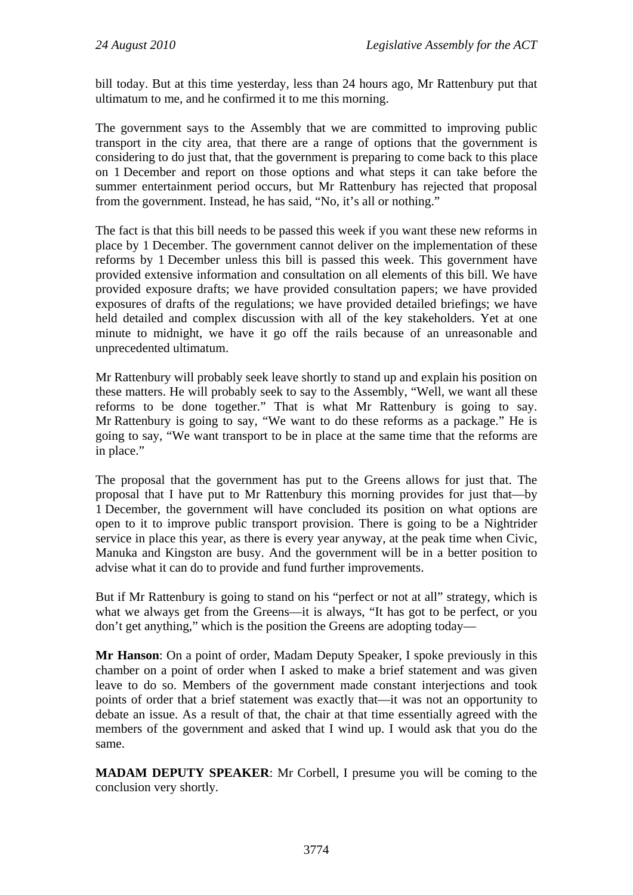bill today. But at this time yesterday, less than 24 hours ago, Mr Rattenbury put that ultimatum to me, and he confirmed it to me this morning.

The government says to the Assembly that we are committed to improving public transport in the city area, that there are a range of options that the government is considering to do just that, that the government is preparing to come back to this place on 1 December and report on those options and what steps it can take before the summer entertainment period occurs, but Mr Rattenbury has rejected that proposal from the government. Instead, he has said, "No, it's all or nothing."

The fact is that this bill needs to be passed this week if you want these new reforms in place by 1 December. The government cannot deliver on the implementation of these reforms by 1 December unless this bill is passed this week. This government have provided extensive information and consultation on all elements of this bill. We have provided exposure drafts; we have provided consultation papers; we have provided exposures of drafts of the regulations; we have provided detailed briefings; we have held detailed and complex discussion with all of the key stakeholders. Yet at one minute to midnight, we have it go off the rails because of an unreasonable and unprecedented ultimatum.

Mr Rattenbury will probably seek leave shortly to stand up and explain his position on these matters. He will probably seek to say to the Assembly, "Well, we want all these reforms to be done together." That is what Mr Rattenbury is going to say. Mr Rattenbury is going to say, "We want to do these reforms as a package." He is going to say, "We want transport to be in place at the same time that the reforms are in place."

The proposal that the government has put to the Greens allows for just that. The proposal that I have put to Mr Rattenbury this morning provides for just that—by 1 December, the government will have concluded its position on what options are open to it to improve public transport provision. There is going to be a Nightrider service in place this year, as there is every year anyway, at the peak time when Civic, Manuka and Kingston are busy. And the government will be in a better position to advise what it can do to provide and fund further improvements.

But if Mr Rattenbury is going to stand on his "perfect or not at all" strategy, which is what we always get from the Greens—it is always, "It has got to be perfect, or you don't get anything," which is the position the Greens are adopting today—

**Mr Hanson**: On a point of order, Madam Deputy Speaker, I spoke previously in this chamber on a point of order when I asked to make a brief statement and was given leave to do so. Members of the government made constant interjections and took points of order that a brief statement was exactly that—it was not an opportunity to debate an issue. As a result of that, the chair at that time essentially agreed with the members of the government and asked that I wind up. I would ask that you do the same.

**MADAM DEPUTY SPEAKER**: Mr Corbell, I presume you will be coming to the conclusion very shortly.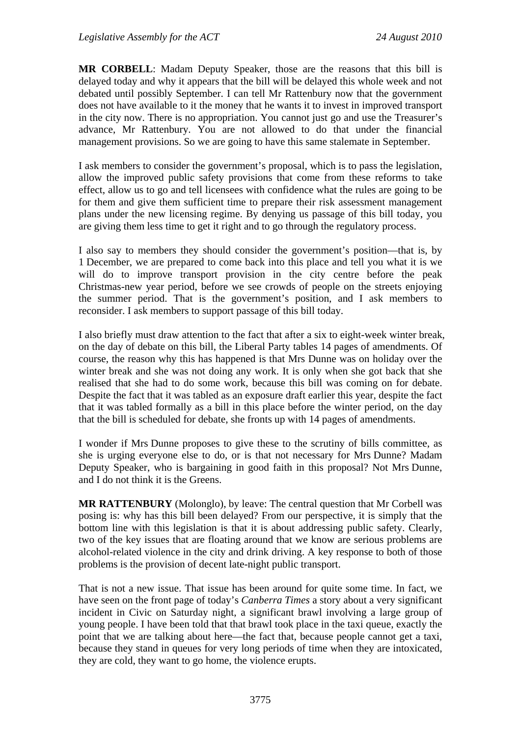**MR CORBELL**: Madam Deputy Speaker, those are the reasons that this bill is delayed today and why it appears that the bill will be delayed this whole week and not debated until possibly September. I can tell Mr Rattenbury now that the government does not have available to it the money that he wants it to invest in improved transport in the city now. There is no appropriation. You cannot just go and use the Treasurer's advance, Mr Rattenbury. You are not allowed to do that under the financial management provisions. So we are going to have this same stalemate in September.

I ask members to consider the government's proposal, which is to pass the legislation, allow the improved public safety provisions that come from these reforms to take effect, allow us to go and tell licensees with confidence what the rules are going to be for them and give them sufficient time to prepare their risk assessment management plans under the new licensing regime. By denying us passage of this bill today, you are giving them less time to get it right and to go through the regulatory process.

I also say to members they should consider the government's position—that is, by 1 December, we are prepared to come back into this place and tell you what it is we will do to improve transport provision in the city centre before the peak Christmas-new year period, before we see crowds of people on the streets enjoying the summer period. That is the government's position, and I ask members to reconsider. I ask members to support passage of this bill today.

I also briefly must draw attention to the fact that after a six to eight-week winter break, on the day of debate on this bill, the Liberal Party tables 14 pages of amendments. Of course, the reason why this has happened is that Mrs Dunne was on holiday over the winter break and she was not doing any work. It is only when she got back that she realised that she had to do some work, because this bill was coming on for debate. Despite the fact that it was tabled as an exposure draft earlier this year, despite the fact that it was tabled formally as a bill in this place before the winter period, on the day that the bill is scheduled for debate, she fronts up with 14 pages of amendments.

I wonder if Mrs Dunne proposes to give these to the scrutiny of bills committee, as she is urging everyone else to do, or is that not necessary for Mrs Dunne? Madam Deputy Speaker, who is bargaining in good faith in this proposal? Not Mrs Dunne, and I do not think it is the Greens.

**MR RATTENBURY** (Molonglo), by leave: The central question that Mr Corbell was posing is: why has this bill been delayed? From our perspective, it is simply that the bottom line with this legislation is that it is about addressing public safety. Clearly, two of the key issues that are floating around that we know are serious problems are alcohol-related violence in the city and drink driving. A key response to both of those problems is the provision of decent late-night public transport.

That is not a new issue. That issue has been around for quite some time. In fact, we have seen on the front page of today's *Canberra Times* a story about a very significant incident in Civic on Saturday night, a significant brawl involving a large group of young people. I have been told that that brawl took place in the taxi queue, exactly the point that we are talking about here—the fact that, because people cannot get a taxi, because they stand in queues for very long periods of time when they are intoxicated, they are cold, they want to go home, the violence erupts.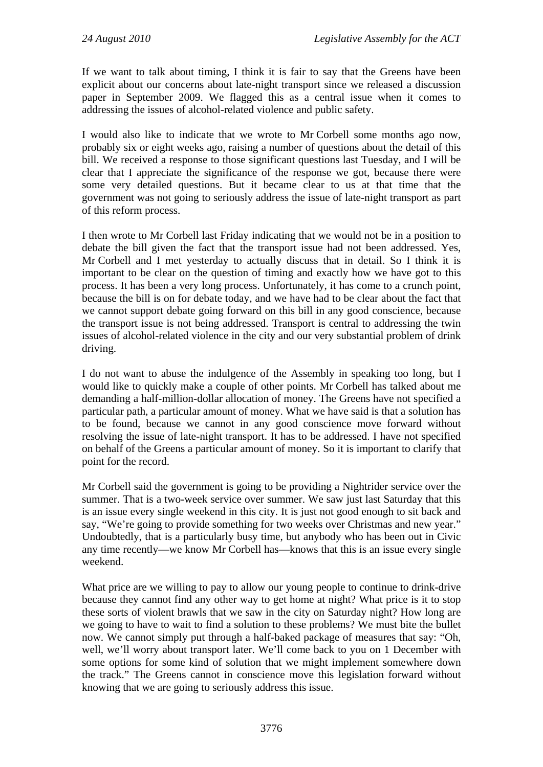If we want to talk about timing, I think it is fair to say that the Greens have been explicit about our concerns about late-night transport since we released a discussion paper in September 2009. We flagged this as a central issue when it comes to addressing the issues of alcohol-related violence and public safety.

I would also like to indicate that we wrote to Mr Corbell some months ago now, probably six or eight weeks ago, raising a number of questions about the detail of this bill. We received a response to those significant questions last Tuesday, and I will be clear that I appreciate the significance of the response we got, because there were some very detailed questions. But it became clear to us at that time that the government was not going to seriously address the issue of late-night transport as part of this reform process.

I then wrote to Mr Corbell last Friday indicating that we would not be in a position to debate the bill given the fact that the transport issue had not been addressed. Yes, Mr Corbell and I met yesterday to actually discuss that in detail. So I think it is important to be clear on the question of timing and exactly how we have got to this process. It has been a very long process. Unfortunately, it has come to a crunch point, because the bill is on for debate today, and we have had to be clear about the fact that we cannot support debate going forward on this bill in any good conscience, because the transport issue is not being addressed. Transport is central to addressing the twin issues of alcohol-related violence in the city and our very substantial problem of drink driving.

I do not want to abuse the indulgence of the Assembly in speaking too long, but I would like to quickly make a couple of other points. Mr Corbell has talked about me demanding a half-million-dollar allocation of money. The Greens have not specified a particular path, a particular amount of money. What we have said is that a solution has to be found, because we cannot in any good conscience move forward without resolving the issue of late-night transport. It has to be addressed. I have not specified on behalf of the Greens a particular amount of money. So it is important to clarify that point for the record.

Mr Corbell said the government is going to be providing a Nightrider service over the summer. That is a two-week service over summer. We saw just last Saturday that this is an issue every single weekend in this city. It is just not good enough to sit back and say, "We're going to provide something for two weeks over Christmas and new year." Undoubtedly, that is a particularly busy time, but anybody who has been out in Civic any time recently—we know Mr Corbell has—knows that this is an issue every single weekend.

What price are we willing to pay to allow our young people to continue to drink-drive because they cannot find any other way to get home at night? What price is it to stop these sorts of violent brawls that we saw in the city on Saturday night? How long are we going to have to wait to find a solution to these problems? We must bite the bullet now. We cannot simply put through a half-baked package of measures that say: "Oh, well, we'll worry about transport later. We'll come back to you on 1 December with some options for some kind of solution that we might implement somewhere down the track." The Greens cannot in conscience move this legislation forward without knowing that we are going to seriously address this issue.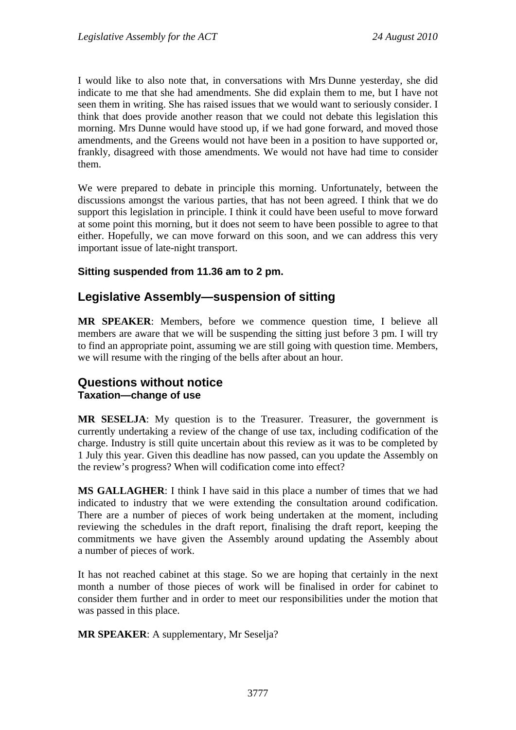I would like to also note that, in conversations with Mrs Dunne yesterday, she did indicate to me that she had amendments. She did explain them to me, but I have not seen them in writing. She has raised issues that we would want to seriously consider. I think that does provide another reason that we could not debate this legislation this morning. Mrs Dunne would have stood up, if we had gone forward, and moved those amendments, and the Greens would not have been in a position to have supported or, frankly, disagreed with those amendments. We would not have had time to consider them.

We were prepared to debate in principle this morning. Unfortunately, between the discussions amongst the various parties, that has not been agreed. I think that we do support this legislation in principle. I think it could have been useful to move forward at some point this morning, but it does not seem to have been possible to agree to that either. Hopefully, we can move forward on this soon, and we can address this very important issue of late-night transport.

**Sitting suspended from 11.36 am to 2 pm.**

## Legislative Assembly—suspension of sitting

**MR SPEAKER**: Members, before we commence question time, I believe all members are aware that we will be suspending the sitting just before 3 pm. I will try to find an appropriate point, assuming we are still going with question time. Members, we will resume with the ringing of the bells after about an hour.

## Questions without notice

### Taxation—change of use

**MR SESELJA**: My question is to the Treasurer. Treasurer, the government is currently undertaking a review of the change of use tax, including codification of the charge. Industry is still quite uncertain about this review as it was to be completed by 1 July this year. Given this deadline has now passed, can you update the Assembly on the review's progress? When will codification come into effect?

**MS GALLAGHER**: I think I have said in this place a number of times that we had indicated to industry that we were extending the consultation around codification. There are a number of pieces of work being undertaken at the moment, including reviewing the schedules in the draft report, finalising the draft report, keeping the commitments we have given the Assembly around updating the Assembly about a number of pieces of work.

It has not reached cabinet at this stage. So we are hoping that certainly in the next month a number of those pieces of work will be finalised in order for cabinet to consider them further and in order to meet our responsibilities under the motion that was passed in this place.

**MR SPEAKER**: A supplementary, Mr Seselja?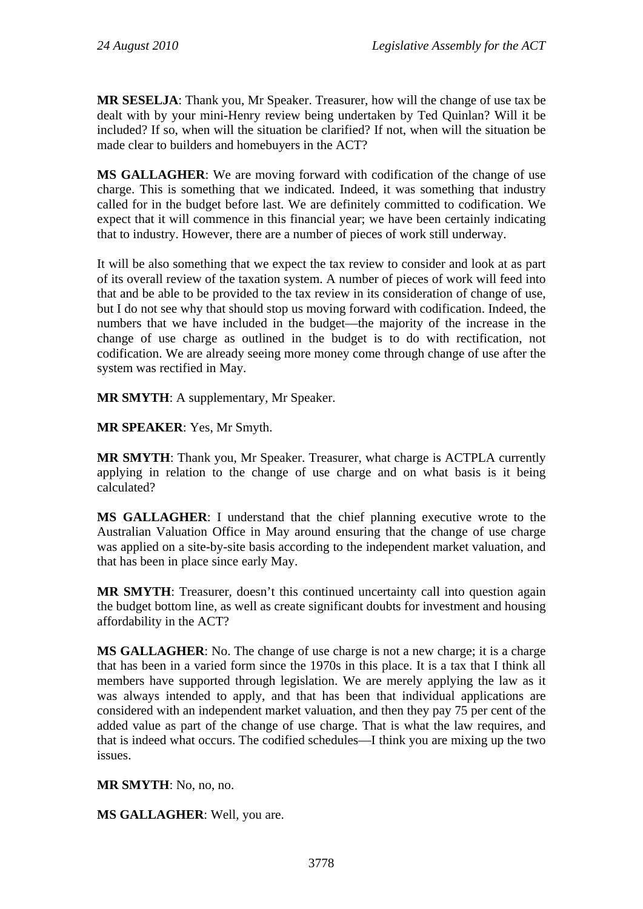**MR SESELJA**: Thank you, Mr Speaker. Treasurer, how will the change of use tax be dealt with by your mini-Henry review being undertaken by Ted Quinlan? Will it be included? If so, when will the situation be clarified? If not, when will the situation be made clear to builders and homebuyers in the ACT?

**MS GALLAGHER**: We are moving forward with codification of the change of use charge. This is something that we indicated. Indeed, it was something that industry called for in the budget before last. We are definitely committed to codification. We expect that it will commence in this financial year; we have been certainly indicating that to industry. However, there are a number of pieces of work still underway.

It will be also something that we expect the tax review to consider and look at as part of its overall review of the taxation system. A number of pieces of work will feed into that and be able to be provided to the tax review in its consideration of change of use, but I do not see why that should stop us moving forward with codification. Indeed, the numbers that we have included in the budget—the majority of the increase in the change of use charge as outlined in the budget is to do with rectification, not codification. We are already seeing more money come through change of use after the system was rectified in May.

**MR SMYTH**: A supplementary, Mr Speaker.

**MR SPEAKER**: Yes, Mr Smyth.

**MR SMYTH**: Thank you, Mr Speaker. Treasurer, what charge is ACTPLA currently applying in relation to the change of use charge and on what basis is it being calculated?

**MS GALLAGHER**: I understand that the chief planning executive wrote to the Australian Valuation Office in May around ensuring that the change of use charge was applied on a site-by-site basis according to the independent market valuation, and that has been in place since early May.

**MR SMYTH**: Treasurer, doesn't this continued uncertainty call into question again the budget bottom line, as well as create significant doubts for investment and housing affordability in the ACT?

**MS GALLAGHER**: No. The change of use charge is not a new charge; it is a charge that has been in a varied form since the 1970s in this place. It is a tax that I think all members have supported through legislation. We are merely applying the law as it was always intended to apply, and that has been that individual applications are considered with an independent market valuation, and then they pay 75 per cent of the added value as part of the change of use charge. That is what the law requires, and that is indeed what occurs. The codified schedules—I think you are mixing up the two issues.

**MR SMYTH**: No, no, no.

**MS GALLAGHER**: Well, you are.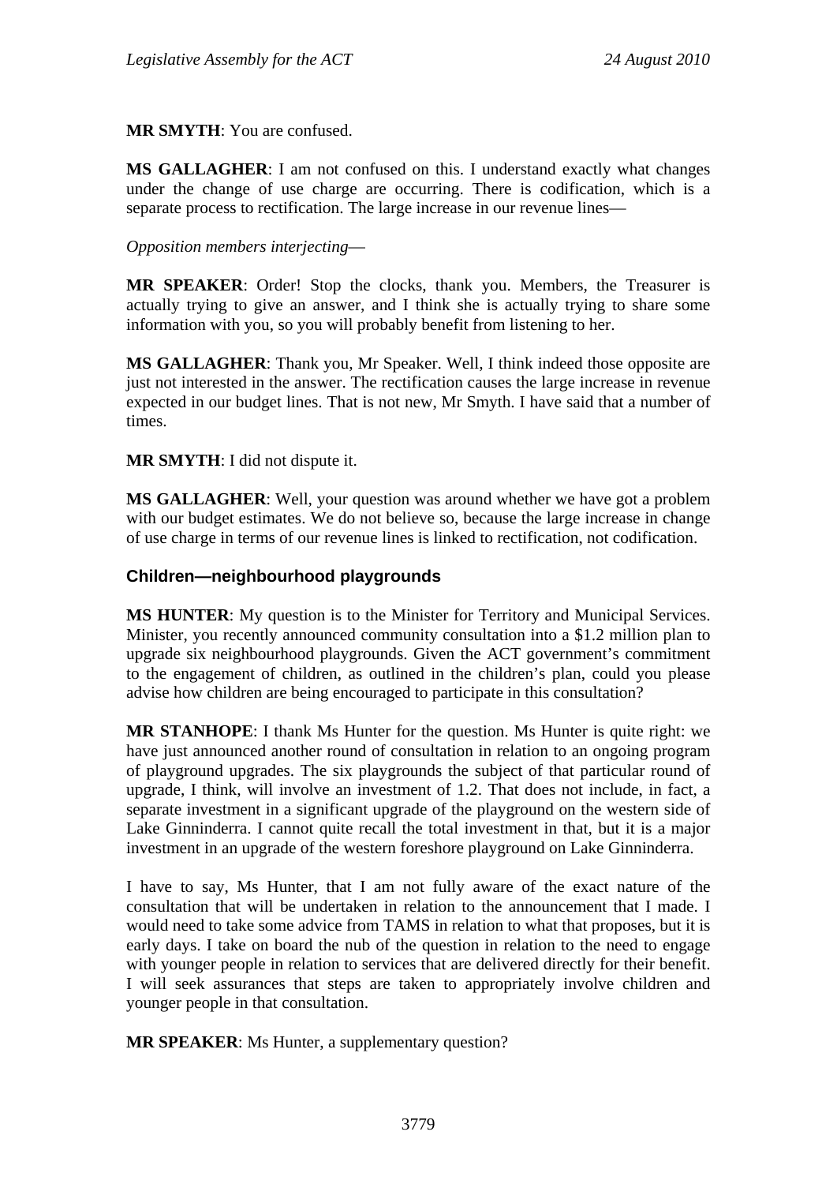**MR SMYTH**: You are confused.

**MS GALLAGHER**: I am not confused on this. I understand exactly what changes under the change of use charge are occurring. There is codification, which is a separate process to rectification. The large increase in our revenue lines—

*Opposition members interjecting*—

**MR SPEAKER**: Order! Stop the clocks, thank you. Members, the Treasurer is actually trying to give an answer, and I think she is actually trying to share some information with you, so you will probably benefit from listening to her.

**MS GALLAGHER**: Thank you, Mr Speaker. Well, I think indeed those opposite are just not interested in the answer. The rectification causes the large increase in revenue expected in our budget lines. That is not new, Mr Smyth. I have said that a number of times.

**MR SMYTH**: I did not dispute it.

**MS GALLAGHER**: Well, your question was around whether we have got a problem with our budget estimates. We do not believe so, because the large increase in change of use charge in terms of our revenue lines is linked to rectification, not codification.

### Children—neighbourhood playgrounds

**MS HUNTER**: My question is to the Minister for Territory and Municipal Services. Minister, you recently announced community consultation into a $1.2 million plan to upgrade six neighbourhood playgrounds. Given the ACT government's commitment to the engagement of children, as outlined in the children's plan, could you please advise how children are being encouraged to participate in this consultation?

**MR STANHOPE**: I thank Ms Hunter for the question. Ms Hunter is quite right: we have just announced another round of consultation in relation to an ongoing program of playground upgrades. The six playgrounds the subject of that particular round of upgrade, I think, will involve an investment of 1.2. That does not include, in fact, a separate investment in a significant upgrade of the playground on the western side of Lake Ginninderra. I cannot quite recall the total investment in that, but it is a major investment in an upgrade of the western foreshore playground on Lake Ginninderra.

I have to say, Ms Hunter, that I am not fully aware of the exact nature of the consultation that will be undertaken in relation to the announcement that I made. I would need to take some advice from TAMS in relation to what that proposes, but it is early days. I take on board the nub of the question in relation to the need to engage with younger people in relation to services that are delivered directly for their benefit. I will seek assurances that steps are taken to appropriately involve children and younger people in that consultation.

**MR SPEAKER**: Ms Hunter, a supplementary question?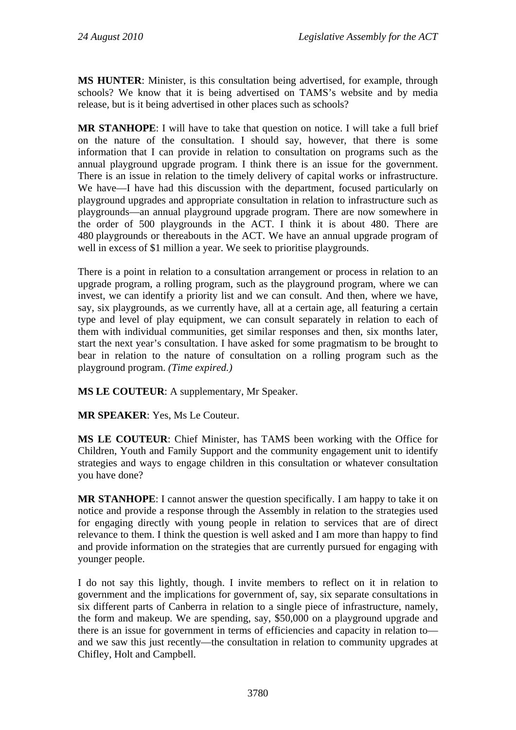**MS HUNTER**: Minister, is this consultation being advertised, for example, through schools? We know that it is being advertised on TAMS's website and by media release, but is it being advertised in other places such as schools?

**MR STANHOPE**: I will have to take that question on notice. I will take a full brief on the nature of the consultation. I should say, however, that there is some information that I can provide in relation to consultation on programs such as the annual playground upgrade program. I think there is an issue for the government. There is an issue in relation to the timely delivery of capital works or infrastructure. We have—I have had this discussion with the department, focused particularly on playground upgrades and appropriate consultation in relation to infrastructure such as playgrounds—an annual playground upgrade program. There are now somewhere in the order of 500 playgrounds in the ACT. I think it is about 480. There are 480 playgrounds or thereabouts in the ACT. We have an annual upgrade program of well in excess of $1 million a year. We seek to prioritise playgrounds.

There is a point in relation to a consultation arrangement or process in relation to an upgrade program, a rolling program, such as the playground program, where we can invest, we can identify a priority list and we can consult. And then, where we have, say, six playgrounds, as we currently have, all at a certain age, all featuring a certain type and level of play equipment, we can consult separately in relation to each of them with individual communities, get similar responses and then, six months later, start the next year's consultation. I have asked for some pragmatism to be brought to bear in relation to the nature of consultation on a rolling program such as the playground program. *(Time expired.)*

**MS LE COUTEUR**: A supplementary, Mr Speaker.

**MR SPEAKER**: Yes, Ms Le Couteur.

**MS LE COUTEUR**: Chief Minister, has TAMS been working with the Office for Children, Youth and Family Support and the community engagement unit to identify strategies and ways to engage children in this consultation or whatever consultation you have done?

**MR STANHOPE**: I cannot answer the question specifically. I am happy to take it on notice and provide a response through the Assembly in relation to the strategies used for engaging directly with young people in relation to services that are of direct relevance to them. I think the question is well asked and I am more than happy to find and provide information on the strategies that are currently pursued for engaging with younger people.

I do not say this lightly, though. I invite members to reflect on it in relation to government and the implications for government of, say, six separate consultations in six different parts of Canberra in relation to a single piece of infrastructure, namely, the form and makeup. We are spending, say, $50,000 on a playground upgrade and there is an issue for government in terms of efficiencies and capacity in relation to—and we saw this just recently—the consultation in relation to community upgrades at Chifley, Holt and Campbell.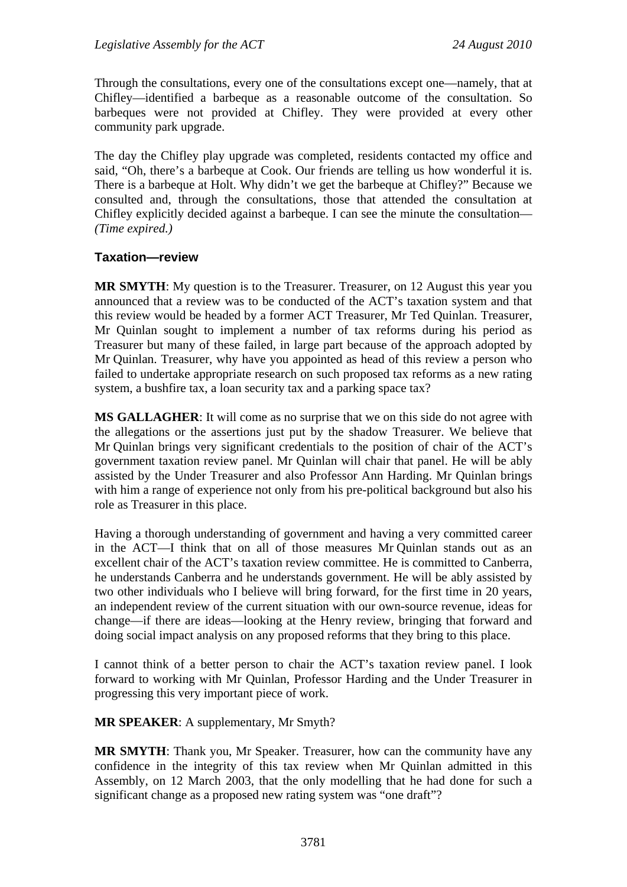Through the consultations, every one of the consultations except one—namely, that at Chifley—identified a barbeque as a reasonable outcome of the consultation. So barbeques were not provided at Chifley. They were provided at every other community park upgrade.

The day the Chifley play upgrade was completed, residents contacted my office and said, "Oh, there's a barbeque at Cook. Our friends are telling us how wonderful it is. There is a barbeque at Holt. Why didn't we get the barbeque at Chifley?" Because we consulted and, through the consultations, those that attended the consultation at Chifley explicitly decided against a barbeque. I can see the minute the consultation—*(Time expired.)*

### Taxation—review

**MR SMYTH**: My question is to the Treasurer. Treasurer, on 12 August this year you announced that a review was to be conducted of the ACT's taxation system and that this review would be headed by a former ACT Treasurer, Mr Ted Quinlan. Treasurer, Mr Quinlan sought to implement a number of tax reforms during his period as Treasurer but many of these failed, in large part because of the approach adopted by Mr Quinlan. Treasurer, why have you appointed as head of this review a person who failed to undertake appropriate research on such proposed tax reforms as a new rating system, a bushfire tax, a loan security tax and a parking space tax?

**MS GALLAGHER**: It will come as no surprise that we on this side do not agree with the allegations or the assertions just put by the shadow Treasurer. We believe that Mr Quinlan brings very significant credentials to the position of chair of the ACT's government taxation review panel. Mr Quinlan will chair that panel. He will be ably assisted by the Under Treasurer and also Professor Ann Harding. Mr Quinlan brings with him a range of experience not only from his pre-political background but also his role as Treasurer in this place.

Having a thorough understanding of government and having a very committed career in the ACT—I think that on all of those measures Mr Quinlan stands out as an excellent chair of the ACT's taxation review committee. He is committed to Canberra, he understands Canberra and he understands government. He will be ably assisted by two other individuals who I believe will bring forward, for the first time in 20 years, an independent review of the current situation with our own-source revenue, ideas for change—if there are ideas—looking at the Henry review, bringing that forward and doing social impact analysis on any proposed reforms that they bring to this place.

I cannot think of a better person to chair the ACT's taxation review panel. I look forward to working with Mr Quinlan, Professor Harding and the Under Treasurer in progressing this very important piece of work.

**MR SPEAKER**: A supplementary, Mr Smyth?

**MR SMYTH**: Thank you, Mr Speaker. Treasurer, how can the community have any confidence in the integrity of this tax review when Mr Quinlan admitted in this Assembly, on 12 March 2003, that the only modelling that he had done for such a significant change as a proposed new rating system was "one draft"?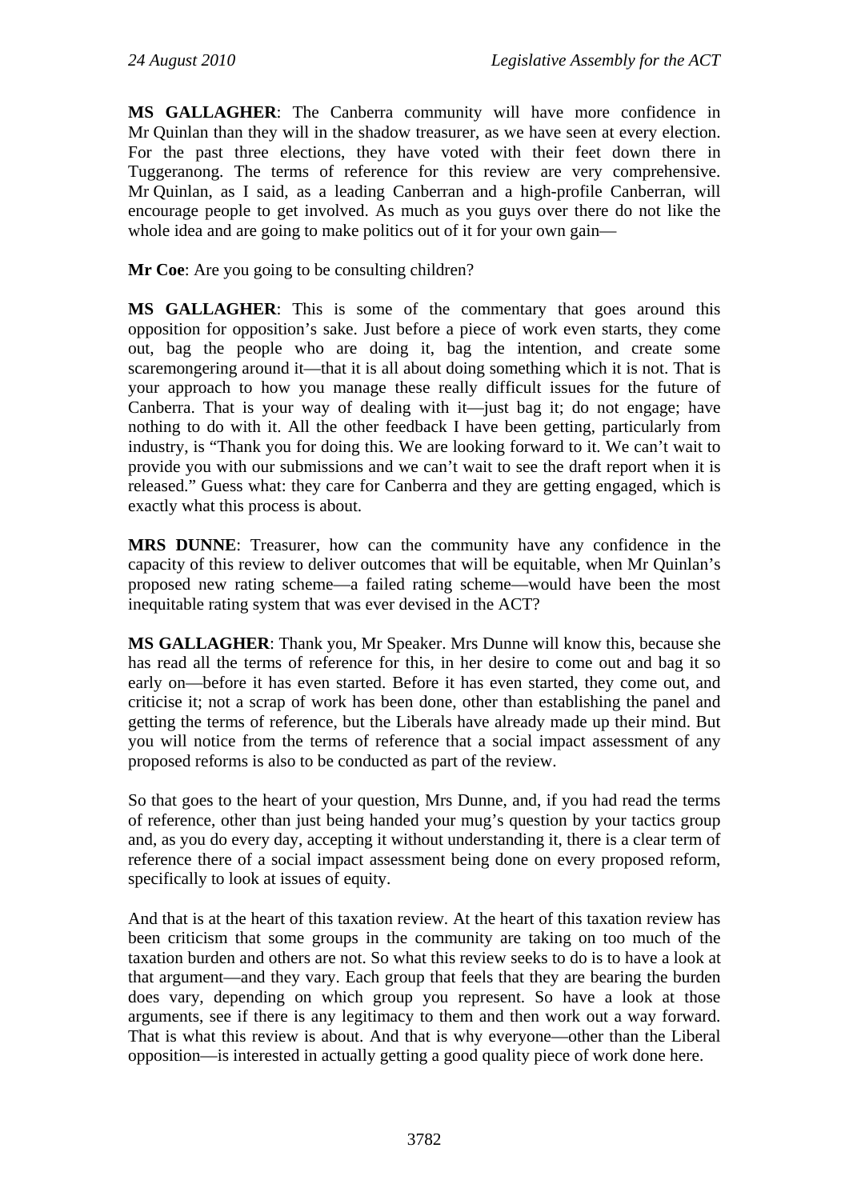**MS GALLAGHER**: The Canberra community will have more confidence in Mr Quinlan than they will in the shadow treasurer, as we have seen at every election. For the past three elections, they have voted with their feet down there in Tuggeranong. The terms of reference for this review are very comprehensive. Mr Quinlan, as I said, as a leading Canberran and a high-profile Canberran, will encourage people to get involved. As much as you guys over there do not like the whole idea and are going to make politics out of it for your own gain—

**Mr Coe**: Are you going to be consulting children?

**MS GALLAGHER**: This is some of the commentary that goes around this opposition for opposition's sake. Just before a piece of work even starts, they come out, bag the people who are doing it, bag the intention, and create some scaremongering around it—that it is all about doing something which it is not. That is your approach to how you manage these really difficult issues for the future of Canberra. That is your way of dealing with it—just bag it; do not engage; have nothing to do with it. All the other feedback I have been getting, particularly from industry, is "Thank you for doing this. We are looking forward to it. We can't wait to provide you with our submissions and we can't wait to see the draft report when it is released." Guess what: they care for Canberra and they are getting engaged, which is exactly what this process is about.

**MRS DUNNE**: Treasurer, how can the community have any confidence in the capacity of this review to deliver outcomes that will be equitable, when Mr Quinlan's proposed new rating scheme—a failed rating scheme—would have been the most inequitable rating system that was ever devised in the ACT?

**MS GALLAGHER**: Thank you, Mr Speaker. Mrs Dunne will know this, because she has read all the terms of reference for this, in her desire to come out and bag it so early on—before it has even started. Before it has even started, they come out, and criticise it; not a scrap of work has been done, other than establishing the panel and getting the terms of reference, but the Liberals have already made up their mind. But you will notice from the terms of reference that a social impact assessment of any proposed reforms is also to be conducted as part of the review.

So that goes to the heart of your question, Mrs Dunne, and, if you had read the terms of reference, other than just being handed your mug's question by your tactics group and, as you do every day, accepting it without understanding it, there is a clear term of reference there of a social impact assessment being done on every proposed reform, specifically to look at issues of equity.

And that is at the heart of this taxation review. At the heart of this taxation review has been criticism that some groups in the community are taking on too much of the taxation burden and others are not. So what this review seeks to do is to have a look at that argument—and they vary. Each group that feels that they are bearing the burden does vary, depending on which group you represent. So have a look at those arguments, see if there is any legitimacy to them and then work out a way forward. That is what this review is about. And that is why everyone—other than the Liberal opposition—is interested in actually getting a good quality piece of work done here.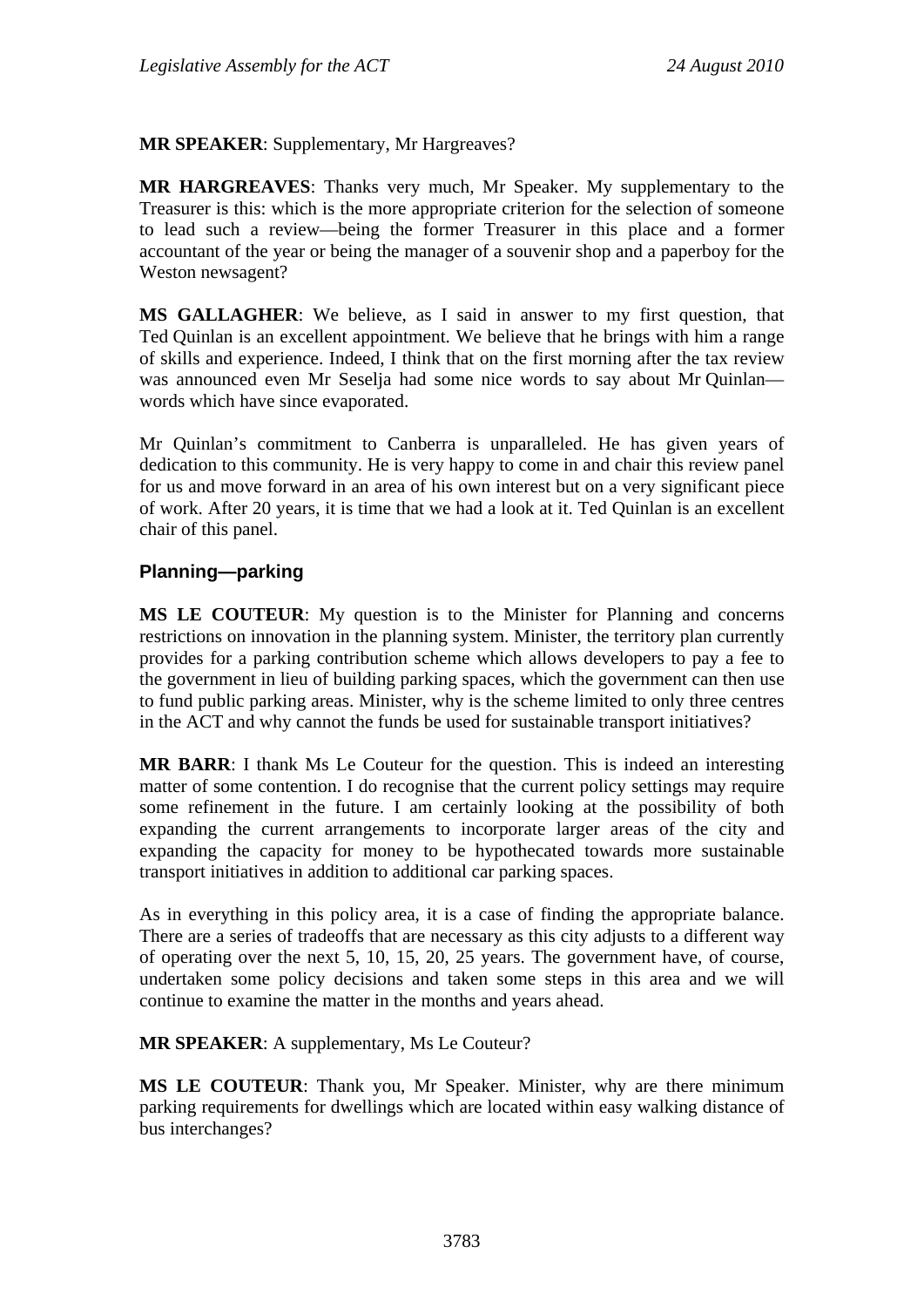**MR SPEAKER**: Supplementary, Mr Hargreaves?

**MR HARGREAVES**: Thanks very much, Mr Speaker. My supplementary to the Treasurer is this: which is the more appropriate criterion for the selection of someone to lead such a review—being the former Treasurer in this place and a former accountant of the year or being the manager of a souvenir shop and a paperboy for the Weston newsagent?

**MS GALLAGHER**: We believe, as I said in answer to my first question, that Ted Quinlan is an excellent appointment. We believe that he brings with him a range of skills and experience. Indeed, I think that on the first morning after the tax review was announced even Mr Seselja had some nice words to say about Mr Quinlan—words which have since evaporated.

Mr Quinlan's commitment to Canberra is unparalleled. He has given years of dedication to this community. He is very happy to come in and chair this review panel for us and move forward in an area of his own interest but on a very significant piece of work. After 20 years, it is time that we had a look at it. Ted Quinlan is an excellent chair of this panel.

## Planning—parking

**MS LE COUTEUR**: My question is to the Minister for Planning and concerns restrictions on innovation in the planning system. Minister, the territory plan currently provides for a parking contribution scheme which allows developers to pay a fee to the government in lieu of building parking spaces, which the government can then use to fund public parking areas. Minister, why is the scheme limited to only three centres in the ACT and why cannot the funds be used for sustainable transport initiatives?

**MR BARR**: I thank Ms Le Couteur for the question. This is indeed an interesting matter of some contention. I do recognise that the current policy settings may require some refinement in the future. I am certainly looking at the possibility of both expanding the current arrangements to incorporate larger areas of the city and expanding the capacity for money to be hypothecated towards more sustainable transport initiatives in addition to additional car parking spaces.

As in everything in this policy area, it is a case of finding the appropriate balance. There are a series of tradeoffs that are necessary as this city adjusts to a different way of operating over the next 5, 10, 15, 20, 25 years. The government have, of course, undertaken some policy decisions and taken some steps in this area and we will continue to examine the matter in the months and years ahead.

**MR SPEAKER**: A supplementary, Ms Le Couteur?

**MS LE COUTEUR**: Thank you, Mr Speaker. Minister, why are there minimum parking requirements for dwellings which are located within easy walking distance of bus interchanges?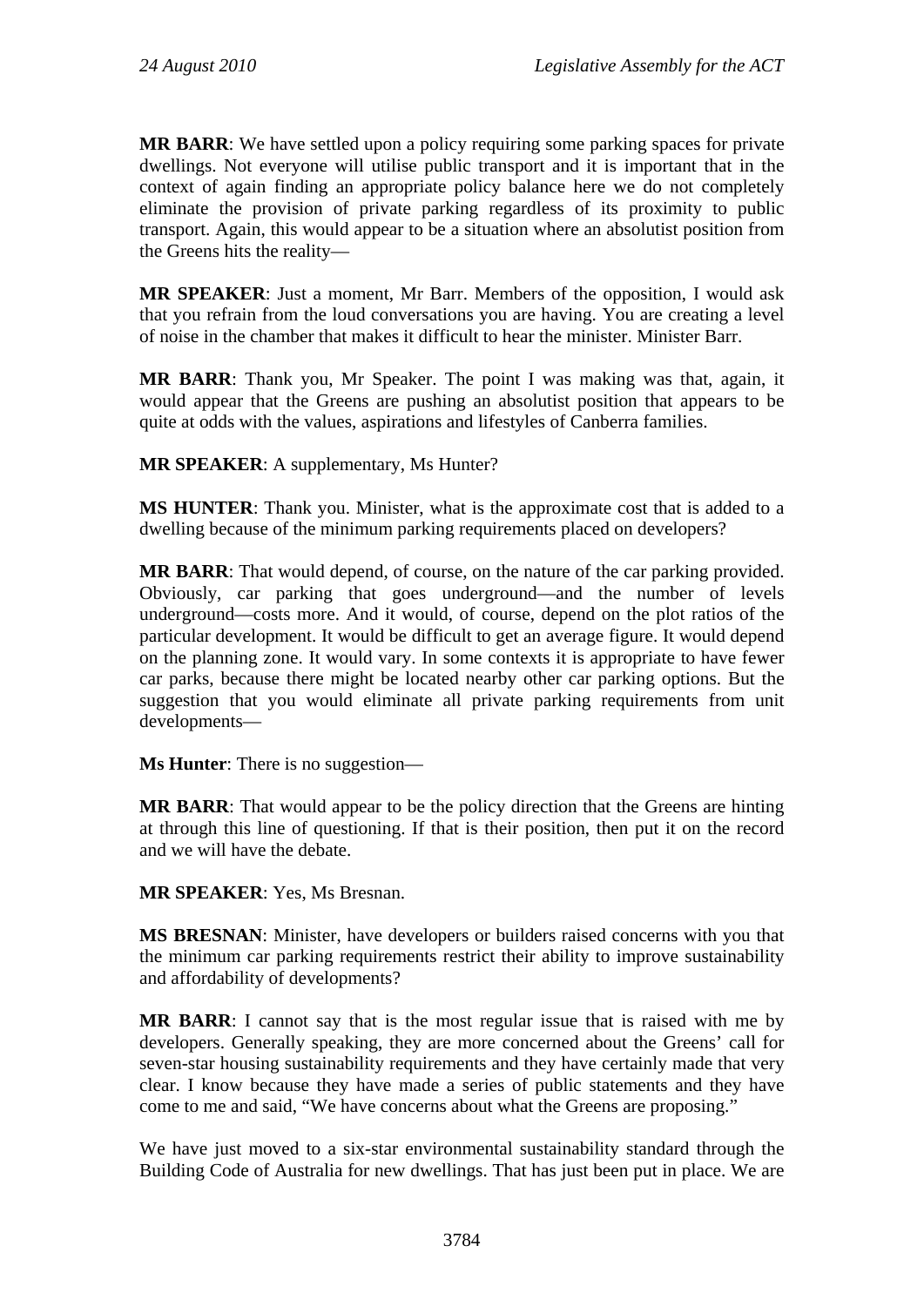**MR BARR**: We have settled upon a policy requiring some parking spaces for private dwellings. Not everyone will utilise public transport and it is important that in the context of again finding an appropriate policy balance here we do not completely eliminate the provision of private parking regardless of its proximity to public transport. Again, this would appear to be a situation where an absolutist position from the Greens hits the reality—

**MR SPEAKER**: Just a moment, Mr Barr. Members of the opposition, I would ask that you refrain from the loud conversations you are having. You are creating a level of noise in the chamber that makes it difficult to hear the minister. Minister Barr.

**MR BARR**: Thank you, Mr Speaker. The point I was making was that, again, it would appear that the Greens are pushing an absolutist position that appears to be quite at odds with the values, aspirations and lifestyles of Canberra families.

**MR SPEAKER**: A supplementary, Ms Hunter?

**MS HUNTER**: Thank you. Minister, what is the approximate cost that is added to a dwelling because of the minimum parking requirements placed on developers?

**MR BARR**: That would depend, of course, on the nature of the car parking provided. Obviously, car parking that goes underground—and the number of levels underground—costs more. And it would, of course, depend on the plot ratios of the particular development. It would be difficult to get an average figure. It would depend on the planning zone. It would vary. In some contexts it is appropriate to have fewer car parks, because there might be located nearby other car parking options. But the suggestion that you would eliminate all private parking requirements from unit developments—

**Ms Hunter**: There is no suggestion—

**MR BARR**: That would appear to be the policy direction that the Greens are hinting at through this line of questioning. If that is their position, then put it on the record and we will have the debate.

**MR SPEAKER**: Yes, Ms Bresnan.

**MS BRESNAN**: Minister, have developers or builders raised concerns with you that the minimum car parking requirements restrict their ability to improve sustainability and affordability of developments?

**MR BARR**: I cannot say that is the most regular issue that is raised with me by developers. Generally speaking, they are more concerned about the Greens' call for seven-star housing sustainability requirements and they have certainly made that very clear. I know because they have made a series of public statements and they have come to me and said, "We have concerns about what the Greens are proposing."

We have just moved to a six-star environmental sustainability standard through the Building Code of Australia for new dwellings. That has just been put in place. We are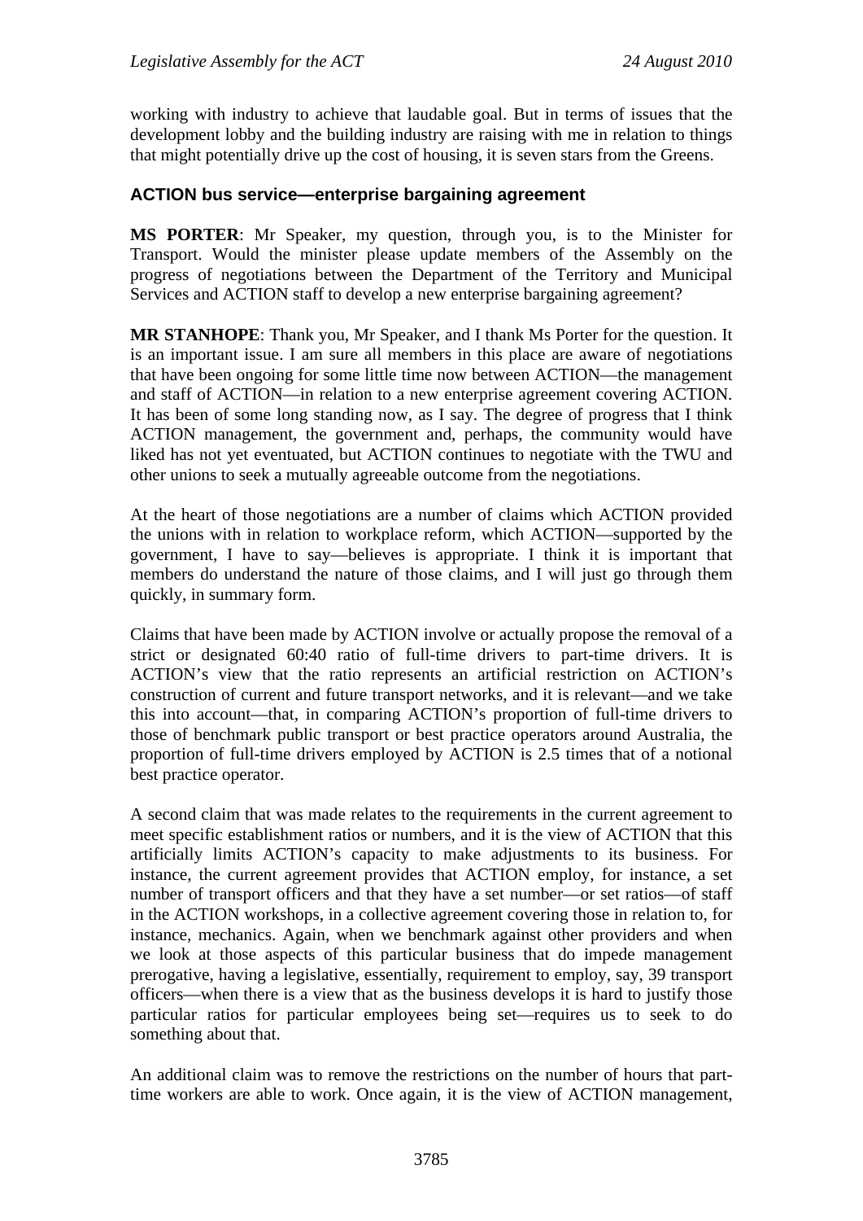working with industry to achieve that laudable goal. But in terms of issues that the development lobby and the building industry are raising with me in relation to things that might potentially drive up the cost of housing, it is seven stars from the Greens.

### ACTION bus service—enterprise bargaining agreement

**MS PORTER**: Mr Speaker, my question, through you, is to the Minister for Transport. Would the minister please update members of the Assembly on the progress of negotiations between the Department of the Territory and Municipal Services and ACTION staff to develop a new enterprise bargaining agreement?

**MR STANHOPE**: Thank you, Mr Speaker, and I thank Ms Porter for the question. It is an important issue. I am sure all members in this place are aware of negotiations that have been ongoing for some little time now between ACTION—the management and staff of ACTION—in relation to a new enterprise agreement covering ACTION. It has been of some long standing now, as I say. The degree of progress that I think ACTION management, the government and, perhaps, the community would have liked has not yet eventuated, but ACTION continues to negotiate with the TWU and other unions to seek a mutually agreeable outcome from the negotiations.

At the heart of those negotiations are a number of claims which ACTION provided the unions with in relation to workplace reform, which ACTION—supported by the government, I have to say—believes is appropriate. I think it is important that members do understand the nature of those claims, and I will just go through them quickly, in summary form.

Claims that have been made by ACTION involve or actually propose the removal of a strict or designated 60:40 ratio of full-time drivers to part-time drivers. It is ACTION's view that the ratio represents an artificial restriction on ACTION's construction of current and future transport networks, and it is relevant—and we take this into account—that, in comparing ACTION's proportion of full-time drivers to those of benchmark public transport or best practice operators around Australia, the proportion of full-time drivers employed by ACTION is 2.5 times that of a notional best practice operator.

A second claim that was made relates to the requirements in the current agreement to meet specific establishment ratios or numbers, and it is the view of ACTION that this artificially limits ACTION's capacity to make adjustments to its business. For instance, the current agreement provides that ACTION employ, for instance, a set number of transport officers and that they have a set number—or set ratios—of staff in the ACTION workshops, in a collective agreement covering those in relation to, for instance, mechanics. Again, when we benchmark against other providers and when we look at those aspects of this particular business that do impede management prerogative, having a legislative, essentially, requirement to employ, say, 39 transport officers—when there is a view that as the business develops it is hard to justify those particular ratios for particular employees being set—requires us to seek to do something about that.

An additional claim was to remove the restrictions on the number of hours that part-time workers are able to work. Once again, it is the view of ACTION management,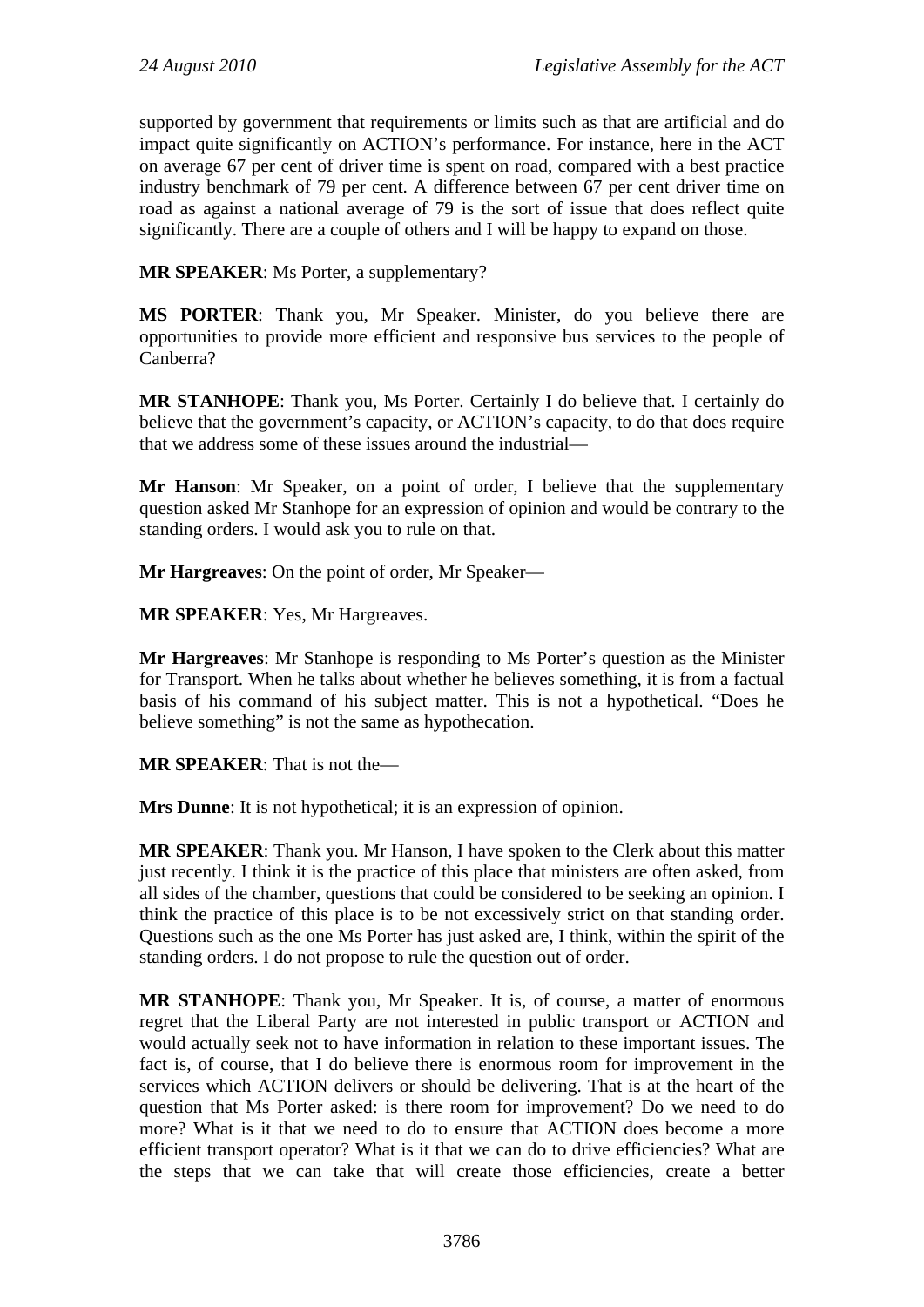supported by government that requirements or limits such as that are artificial and do impact quite significantly on ACTION's performance. For instance, here in the ACT on average 67 per cent of driver time is spent on road, compared with a best practice industry benchmark of 79 per cent. A difference between 67 per cent driver time on road as against a national average of 79 is the sort of issue that does reflect quite significantly. There are a couple of others and I will be happy to expand on those.

**MR SPEAKER**: Ms Porter, a supplementary?

**MS PORTER**: Thank you, Mr Speaker. Minister, do you believe there are opportunities to provide more efficient and responsive bus services to the people of Canberra?

**MR STANHOPE**: Thank you, Ms Porter. Certainly I do believe that. I certainly do believe that the government's capacity, or ACTION's capacity, to do that does require that we address some of these issues around the industrial—

**Mr Hanson**: Mr Speaker, on a point of order, I believe that the supplementary question asked Mr Stanhope for an expression of opinion and would be contrary to the standing orders. I would ask you to rule on that.

**Mr Hargreaves**: On the point of order, Mr Speaker—

**MR SPEAKER**: Yes, Mr Hargreaves.

**Mr Hargreaves**: Mr Stanhope is responding to Ms Porter's question as the Minister for Transport. When he talks about whether he believes something, it is from a factual basis of his command of his subject matter. This is not a hypothetical. "Does he believe something" is not the same as hypothecation.

**MR SPEAKER**: That is not the—

**Mrs Dunne**: It is not hypothetical; it is an expression of opinion.

**MR SPEAKER**: Thank you. Mr Hanson, I have spoken to the Clerk about this matter just recently. I think it is the practice of this place that ministers are often asked, from all sides of the chamber, questions that could be considered to be seeking an opinion. I think the practice of this place is to be not excessively strict on that standing order. Questions such as the one Ms Porter has just asked are, I think, within the spirit of the standing orders. I do not propose to rule the question out of order.

**MR STANHOPE**: Thank you, Mr Speaker. It is, of course, a matter of enormous regret that the Liberal Party are not interested in public transport or ACTION and would actually seek not to have information in relation to these important issues. The fact is, of course, that I do believe there is enormous room for improvement in the services which ACTION delivers or should be delivering. That is at the heart of the question that Ms Porter asked: is there room for improvement? Do we need to do more? What is it that we need to do to ensure that ACTION does become a more efficient transport operator? What is it that we can do to drive efficiencies? What are the steps that we can take that will create those efficiencies, create a better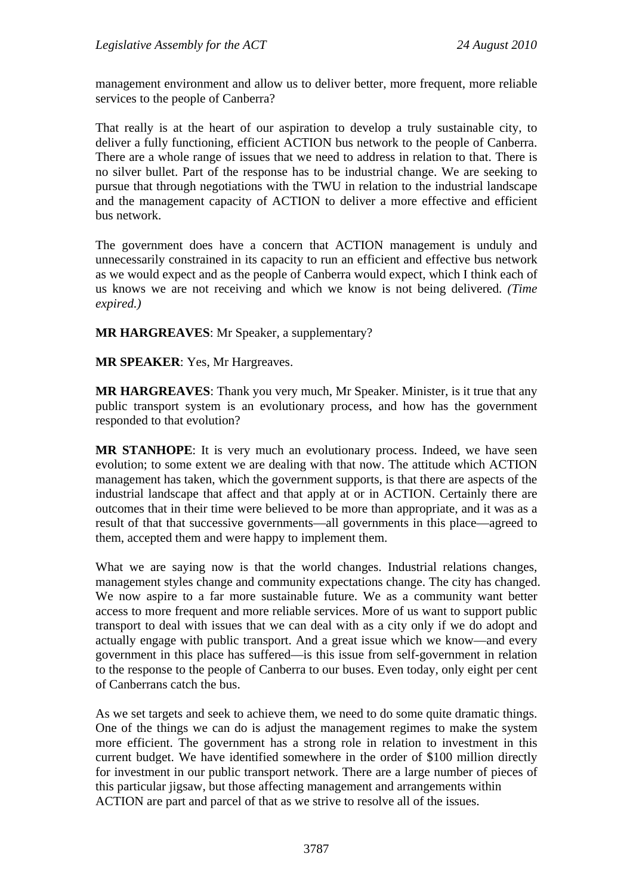management environment and allow us to deliver better, more frequent, more reliable services to the people of Canberra?

That really is at the heart of our aspiration to develop a truly sustainable city, to deliver a fully functioning, efficient ACTION bus network to the people of Canberra. There are a whole range of issues that we need to address in relation to that. There is no silver bullet. Part of the response has to be industrial change. We are seeking to pursue that through negotiations with the TWU in relation to the industrial landscape and the management capacity of ACTION to deliver a more effective and efficient bus network.

The government does have a concern that ACTION management is unduly and unnecessarily constrained in its capacity to run an efficient and effective bus network as we would expect and as the people of Canberra would expect, which I think each of us knows we are not receiving and which we know is not being delivered. *(Time expired.)*

**MR HARGREAVES**: Mr Speaker, a supplementary?

**MR SPEAKER**: Yes, Mr Hargreaves.

**MR HARGREAVES**: Thank you very much, Mr Speaker. Minister, is it true that any public transport system is an evolutionary process, and how has the government responded to that evolution?

**MR STANHOPE**: It is very much an evolutionary process. Indeed, we have seen evolution; to some extent we are dealing with that now. The attitude which ACTION management has taken, which the government supports, is that there are aspects of the industrial landscape that affect and that apply at or in ACTION. Certainly there are outcomes that in their time were believed to be more than appropriate, and it was as a result of that that successive governments—all governments in this place—agreed to them, accepted them and were happy to implement them.

What we are saying now is that the world changes. Industrial relations changes, management styles change and community expectations change. The city has changed. We now aspire to a far more sustainable future. We as a community want better access to more frequent and more reliable services. More of us want to support public transport to deal with issues that we can deal with as a city only if we do adopt and actually engage with public transport. And a great issue which we know—and every government in this place has suffered—is this issue from self-government in relation to the response to the people of Canberra to our buses. Even today, only eight per cent of Canberrans catch the bus.

As we set targets and seek to achieve them, we need to do some quite dramatic things. One of the things we can do is adjust the management regimes to make the system more efficient. The government has a strong role in relation to investment in this current budget. We have identified somewhere in the order of $100 million directly for investment in our public transport network. There are a large number of pieces of this particular jigsaw, but those affecting management and arrangements within ACTION are part and parcel of that as we strive to resolve all of the issues.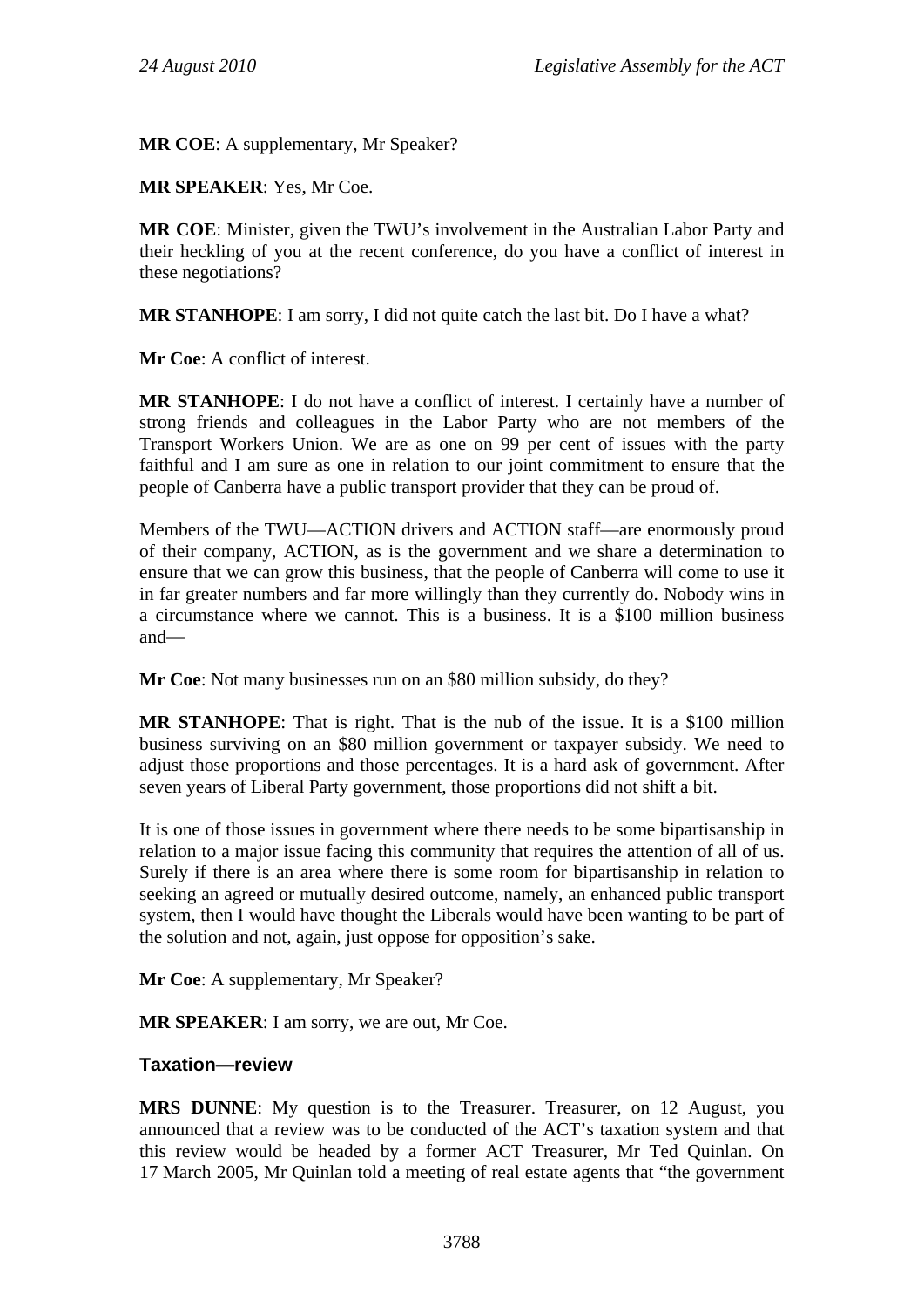**MR COE**: A supplementary, Mr Speaker?

**MR SPEAKER**: Yes, Mr Coe.

**MR COE**: Minister, given the TWU's involvement in the Australian Labor Party and their heckling of you at the recent conference, do you have a conflict of interest in these negotiations?

**MR STANHOPE**: I am sorry, I did not quite catch the last bit. Do I have a what?

**Mr Coe**: A conflict of interest.

**MR STANHOPE**: I do not have a conflict of interest. I certainly have a number of strong friends and colleagues in the Labor Party who are not members of the Transport Workers Union. We are as one on 99 per cent of issues with the party faithful and I am sure as one in relation to our joint commitment to ensure that the people of Canberra have a public transport provider that they can be proud of.

Members of the TWU—ACTION drivers and ACTION staff—are enormously proud of their company, ACTION, as is the government and we share a determination to ensure that we can grow this business, that the people of Canberra will come to use it in far greater numbers and far more willingly than they currently do. Nobody wins in a circumstance where we cannot. This is a business. It is a $100 million business and—

**Mr Coe**: Not many businesses run on an $80 million subsidy, do they?

**MR STANHOPE**: That is right. That is the nub of the issue. It is a $100 million business surviving on an $80 million government or taxpayer subsidy. We need to adjust those proportions and those percentages. It is a hard ask of government. After seven years of Liberal Party government, those proportions did not shift a bit.

It is one of those issues in government where there needs to be some bipartisanship in relation to a major issue facing this community that requires the attention of all of us. Surely if there is an area where there is some room for bipartisanship in relation to seeking an agreed or mutually desired outcome, namely, an enhanced public transport system, then I would have thought the Liberals would have been wanting to be part of the solution and not, again, just oppose for opposition's sake.

**Mr Coe**: A supplementary, Mr Speaker?

**MR SPEAKER**: I am sorry, we are out, Mr Coe.

### Taxation—review

**MRS DUNNE**: My question is to the Treasurer. Treasurer, on 12 August, you announced that a review was to be conducted of the ACT's taxation system and that this review would be headed by a former ACT Treasurer, Mr Ted Quinlan. On 17 March 2005, Mr Quinlan told a meeting of real estate agents that "the government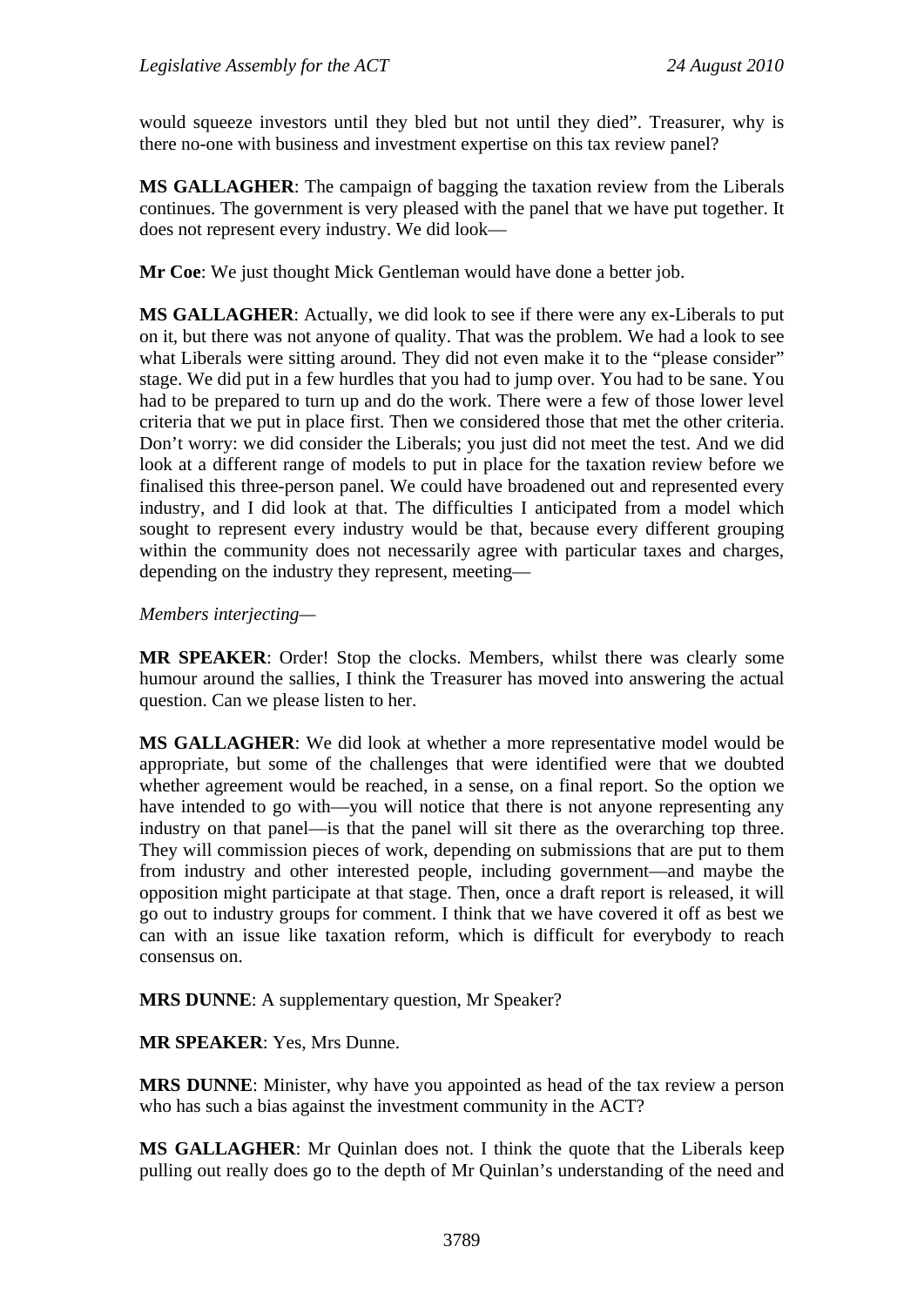would squeeze investors until they bled but not until they died". Treasurer, why is there no-one with business and investment expertise on this tax review panel?

**MS GALLAGHER**: The campaign of bagging the taxation review from the Liberals continues. The government is very pleased with the panel that we have put together. It does not represent every industry. We did look—

**Mr Coe**: We just thought Mick Gentleman would have done a better job.

**MS GALLAGHER**: Actually, we did look to see if there were any ex-Liberals to put on it, but there was not anyone of quality. That was the problem. We had a look to see what Liberals were sitting around. They did not even make it to the "please consider" stage. We did put in a few hurdles that you had to jump over. You had to be sane. You had to be prepared to turn up and do the work. There were a few of those lower level criteria that we put in place first. Then we considered those that met the other criteria. Don't worry: we did consider the Liberals; you just did not meet the test. And we did look at a different range of models to put in place for the taxation review before we finalised this three-person panel. We could have broadened out and represented every industry, and I did look at that. The difficulties I anticipated from a model which sought to represent every industry would be that, because every different grouping within the community does not necessarily agree with particular taxes and charges, depending on the industry they represent, meeting—

*Members interjecting*—

**MR SPEAKER**: Order! Stop the clocks. Members, whilst there was clearly some humour around the sallies, I think the Treasurer has moved into answering the actual question. Can we please listen to her.

**MS GALLAGHER**: We did look at whether a more representative model would be appropriate, but some of the challenges that were identified were that we doubted whether agreement would be reached, in a sense, on a final report. So the option we have intended to go with—you will notice that there is not anyone representing any industry on that panel—is that the panel will sit there as the overarching top three. They will commission pieces of work, depending on submissions that are put to them from industry and other interested people, including government—and maybe the opposition might participate at that stage. Then, once a draft report is released, it will go out to industry groups for comment. I think that we have covered it off as best we can with an issue like taxation reform, which is difficult for everybody to reach consensus on.

**MRS DUNNE**: A supplementary question, Mr Speaker?

**MR SPEAKER**: Yes, Mrs Dunne.

**MRS DUNNE**: Minister, why have you appointed as head of the tax review a person who has such a bias against the investment community in the ACT?

**MS GALLAGHER**: Mr Quinlan does not. I think the quote that the Liberals keep pulling out really does go to the depth of Mr Quinlan's understanding of the need and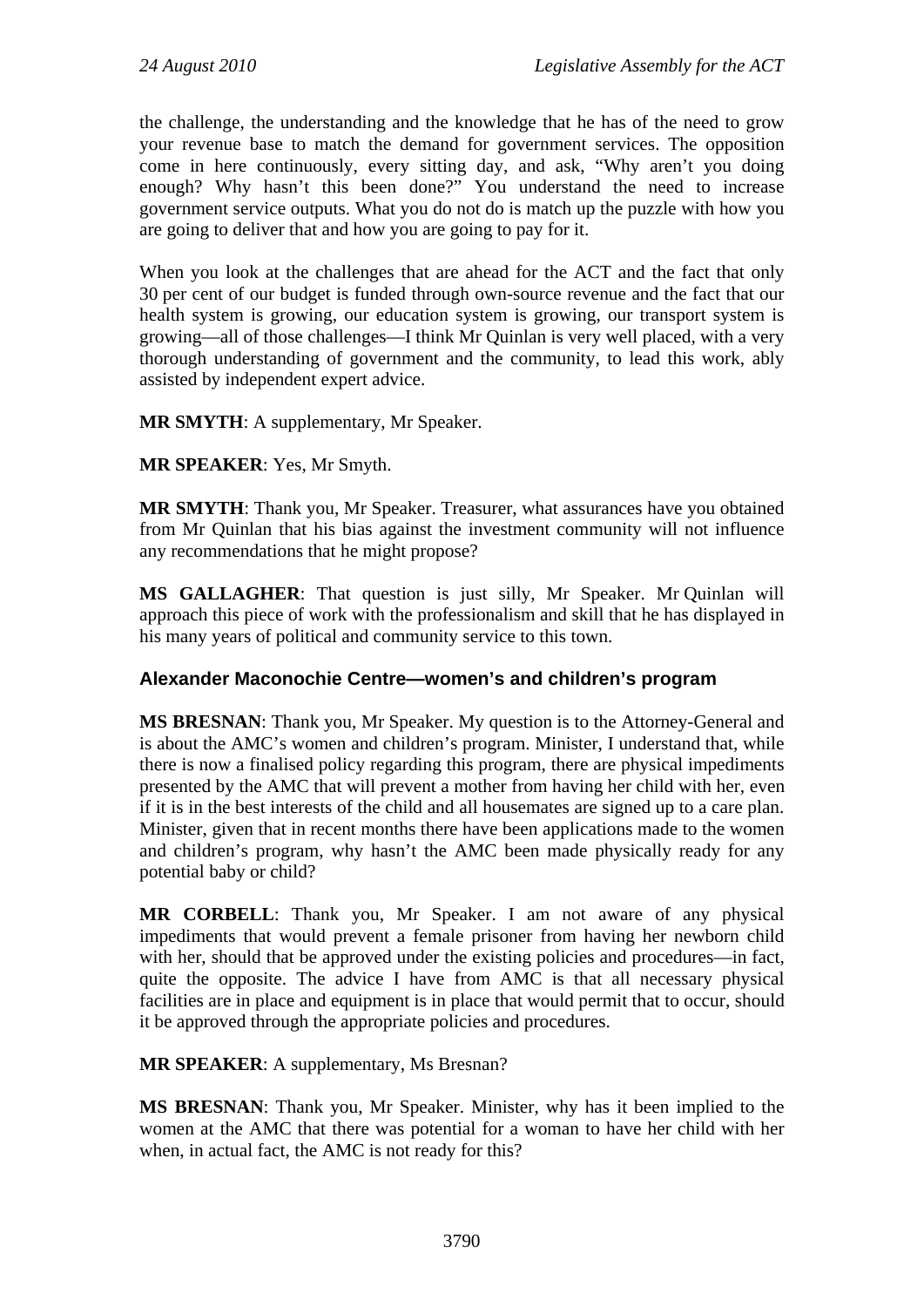the challenge, the understanding and the knowledge that he has of the need to grow your revenue base to match the demand for government services. The opposition come in here continuously, every sitting day, and ask, "Why aren't you doing enough? Why hasn't this been done?" You understand the need to increase government service outputs. What you do not do is match up the puzzle with how you are going to deliver that and how you are going to pay for it.

When you look at the challenges that are ahead for the ACT and the fact that only 30 per cent of our budget is funded through own-source revenue and the fact that our health system is growing, our education system is growing, our transport system is growing—all of those challenges—I think Mr Quinlan is very well placed, with a very thorough understanding of government and the community, to lead this work, ably assisted by independent expert advice.

**MR SMYTH**: A supplementary, Mr Speaker.

**MR SPEAKER**: Yes, Mr Smyth.

**MR SMYTH**: Thank you, Mr Speaker. Treasurer, what assurances have you obtained from Mr Quinlan that his bias against the investment community will not influence any recommendations that he might propose?

**MS GALLAGHER**: That question is just silly, Mr Speaker. Mr Quinlan will approach this piece of work with the professionalism and skill that he has displayed in his many years of political and community service to this town.

### Alexander Maconochie Centre—women's and children's program

**MS BRESNAN**: Thank you, Mr Speaker. My question is to the Attorney-General and is about the AMC's women and children's program. Minister, I understand that, while there is now a finalised policy regarding this program, there are physical impediments presented by the AMC that will prevent a mother from having her child with her, even if it is in the best interests of the child and all housemates are signed up to a care plan. Minister, given that in recent months there have been applications made to the women and children's program, why hasn't the AMC been made physically ready for any potential baby or child?

**MR CORBELL**: Thank you, Mr Speaker. I am not aware of any physical impediments that would prevent a female prisoner from having her newborn child with her, should that be approved under the existing policies and procedures—in fact, quite the opposite. The advice I have from AMC is that all necessary physical facilities are in place and equipment is in place that would permit that to occur, should it be approved through the appropriate policies and procedures.

**MR SPEAKER**: A supplementary, Ms Bresnan?

**MS BRESNAN**: Thank you, Mr Speaker. Minister, why has it been implied to the women at the AMC that there was potential for a woman to have her child with her when, in actual fact, the AMC is not ready for this?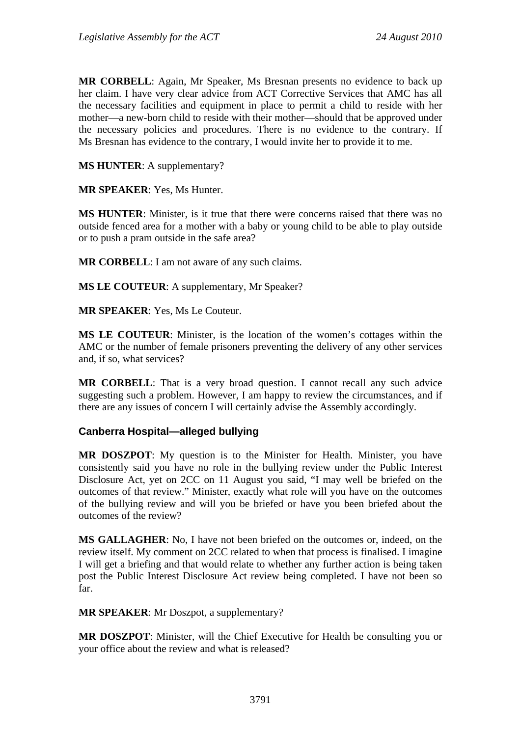**MR CORBELL**: Again, Mr Speaker, Ms Bresnan presents no evidence to back up her claim. I have very clear advice from ACT Corrective Services that AMC has all the necessary facilities and equipment in place to permit a child to reside with her mother—a new-born child to reside with their mother—should that be approved under the necessary policies and procedures. There is no evidence to the contrary. If Ms Bresnan has evidence to the contrary, I would invite her to provide it to me.

**MS HUNTER**: A supplementary?

**MR SPEAKER**: Yes, Ms Hunter.

**MS HUNTER**: Minister, is it true that there were concerns raised that there was no outside fenced area for a mother with a baby or young child to be able to play outside or to push a pram outside in the safe area?

**MR CORBELL**: I am not aware of any such claims.

**MS LE COUTEUR**: A supplementary, Mr Speaker?

**MR SPEAKER**: Yes, Ms Le Couteur.

**MS LE COUTEUR**: Minister, is the location of the women's cottages within the AMC or the number of female prisoners preventing the delivery of any other services and, if so, what services?

**MR CORBELL**: That is a very broad question. I cannot recall any such advice suggesting such a problem. However, I am happy to review the circumstances, and if there are any issues of concern I will certainly advise the Assembly accordingly.

### Canberra Hospital—alleged bullying

**MR DOSZPOT**: My question is to the Minister for Health. Minister, you have consistently said you have no role in the bullying review under the Public Interest Disclosure Act, yet on 2CC on 11 August you said, "I may well be briefed on the outcomes of that review." Minister, exactly what role will you have on the outcomes of the bullying review and will you be briefed or have you been briefed about the outcomes of the review?

**MS GALLAGHER**: No, I have not been briefed on the outcomes or, indeed, on the review itself. My comment on 2CC related to when that process is finalised. I imagine I will get a briefing and that would relate to whether any further action is being taken post the Public Interest Disclosure Act review being completed. I have not been so far.

**MR SPEAKER**: Mr Doszpot, a supplementary?

**MR DOSZPOT**: Minister, will the Chief Executive for Health be consulting you or your office about the review and what is released?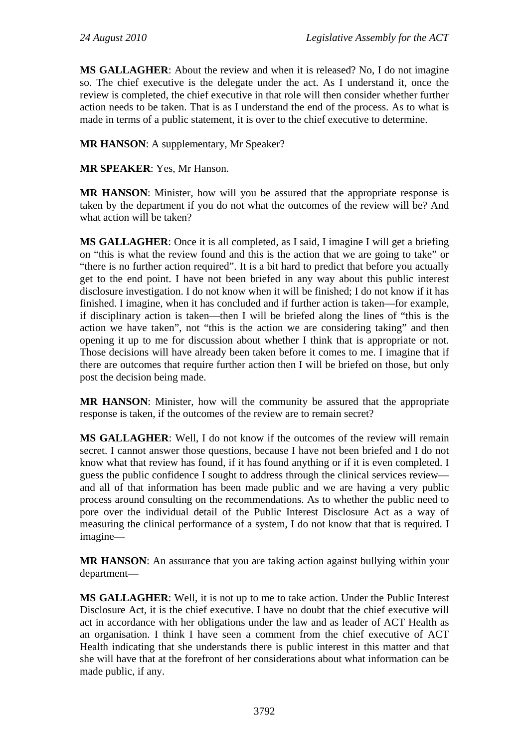**MS GALLAGHER**: About the review and when it is released? No, I do not imagine so. The chief executive is the delegate under the act. As I understand it, once the review is completed, the chief executive in that role will then consider whether further action needs to be taken. That is as I understand the end of the process. As to what is made in terms of a public statement, it is over to the chief executive to determine.

**MR HANSON**: A supplementary, Mr Speaker?

**MR SPEAKER**: Yes, Mr Hanson.

**MR HANSON**: Minister, how will you be assured that the appropriate response is taken by the department if you do not what the outcomes of the review will be? And what action will be taken?

**MS GALLAGHER**: Once it is all completed, as I said, I imagine I will get a briefing on "this is what the review found and this is the action that we are going to take" or "there is no further action required". It is a bit hard to predict that before you actually get to the end point. I have not been briefed in any way about this public interest disclosure investigation. I do not know when it will be finished; I do not know if it has finished. I imagine, when it has concluded and if further action is taken—for example, if disciplinary action is taken—then I will be briefed along the lines of "this is the action we have taken", not "this is the action we are considering taking" and then opening it up to me for discussion about whether I think that is appropriate or not. Those decisions will have already been taken before it comes to me. I imagine that if there are outcomes that require further action then I will be briefed on those, but only post the decision being made.

**MR HANSON**: Minister, how will the community be assured that the appropriate response is taken, if the outcomes of the review are to remain secret?

**MS GALLAGHER**: Well, I do not know if the outcomes of the review will remain secret. I cannot answer those questions, because I have not been briefed and I do not know what that review has found, if it has found anything or if it is even completed. I guess the public confidence I sought to address through the clinical services review—and all of that information has been made public and we are having a very public process around consulting on the recommendations. As to whether the public need to pore over the individual detail of the Public Interest Disclosure Act as a way of measuring the clinical performance of a system, I do not know that that is required. I imagine—

**MR HANSON**: An assurance that you are taking action against bullying within your department—

**MS GALLAGHER**: Well, it is not up to me to take action. Under the Public Interest Disclosure Act, it is the chief executive. I have no doubt that the chief executive will act in accordance with her obligations under the law and as leader of ACT Health as an organisation. I think I have seen a comment from the chief executive of ACT Health indicating that she understands there is public interest in this matter and that she will have that at the forefront of her considerations about what information can be made public, if any.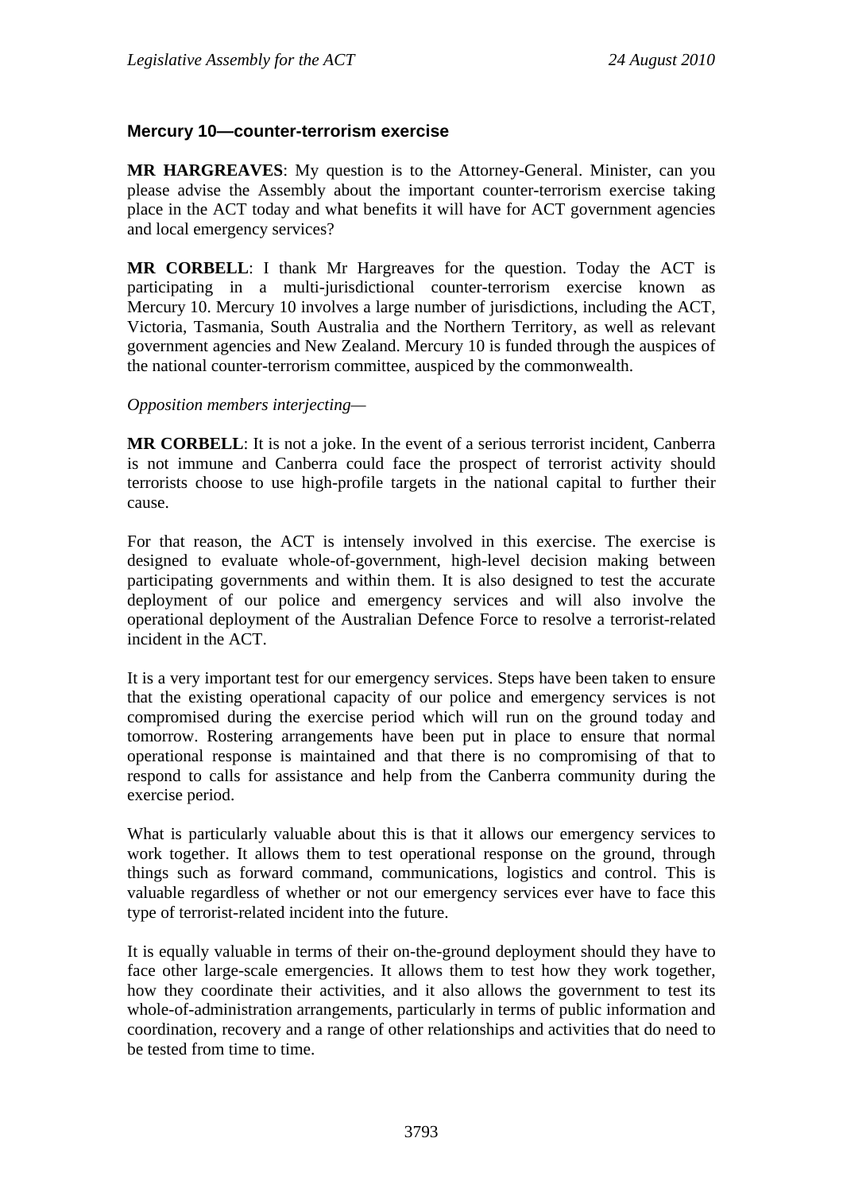### Mercury 10—counter-terrorism exercise

**MR HARGREAVES**: My question is to the Attorney-General. Minister, can you please advise the Assembly about the important counter-terrorism exercise taking place in the ACT today and what benefits it will have for ACT government agencies and local emergency services?

**MR CORBELL**: I thank Mr Hargreaves for the question. Today the ACT is participating in a multi-jurisdictional counter-terrorism exercise known as Mercury 10. Mercury 10 involves a large number of jurisdictions, including the ACT, Victoria, Tasmania, South Australia and the Northern Territory, as well as relevant government agencies and New Zealand. Mercury 10 is funded through the auspices of the national counter-terrorism committee, auspiced by the commonwealth.

*Opposition members interjecting*—

**MR CORBELL**: It is not a joke. In the event of a serious terrorist incident, Canberra is not immune and Canberra could face the prospect of terrorist activity should terrorists choose to use high-profile targets in the national capital to further their cause.

For that reason, the ACT is intensely involved in this exercise. The exercise is designed to evaluate whole-of-government, high-level decision making between participating governments and within them. It is also designed to test the accurate deployment of our police and emergency services and will also involve the operational deployment of the Australian Defence Force to resolve a terrorist-related incident in the ACT.

It is a very important test for our emergency services. Steps have been taken to ensure that the existing operational capacity of our police and emergency services is not compromised during the exercise period which will run on the ground today and tomorrow. Rostering arrangements have been put in place to ensure that normal operational response is maintained and that there is no compromising of that to respond to calls for assistance and help from the Canberra community during the exercise period.

What is particularly valuable about this is that it allows our emergency services to work together. It allows them to test operational response on the ground, through things such as forward command, communications, logistics and control. This is valuable regardless of whether or not our emergency services ever have to face this type of terrorist-related incident into the future.

It is equally valuable in terms of their on-the-ground deployment should they have to face other large-scale emergencies. It allows them to test how they work together, how they coordinate their activities, and it also allows the government to test its whole-of-administration arrangements, particularly in terms of public information and coordination, recovery and a range of other relationships and activities that do need to be tested from time to time.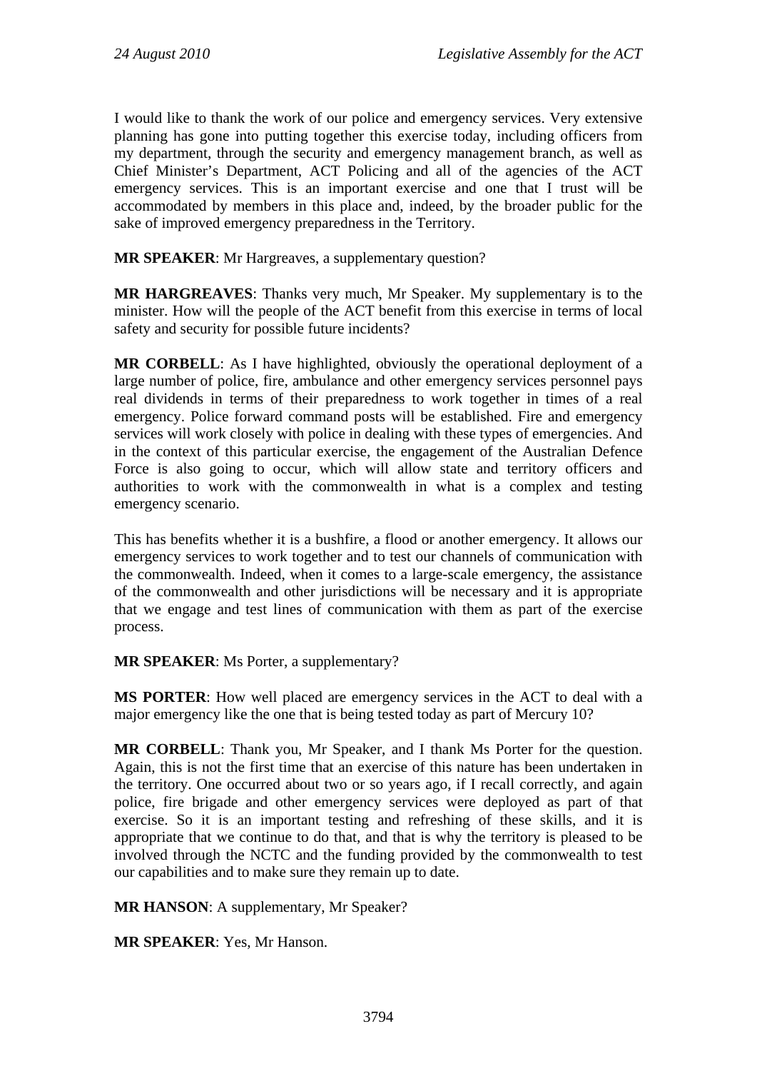I would like to thank the work of our police and emergency services. Very extensive planning has gone into putting together this exercise today, including officers from my department, through the security and emergency management branch, as well as Chief Minister's Department, ACT Policing and all of the agencies of the ACT emergency services. This is an important exercise and one that I trust will be accommodated by members in this place and, indeed, by the broader public for the sake of improved emergency preparedness in the Territory.

**MR SPEAKER**: Mr Hargreaves, a supplementary question?

**MR HARGREAVES**: Thanks very much, Mr Speaker. My supplementary is to the minister. How will the people of the ACT benefit from this exercise in terms of local safety and security for possible future incidents?

**MR CORBELL**: As I have highlighted, obviously the operational deployment of a large number of police, fire, ambulance and other emergency services personnel pays real dividends in terms of their preparedness to work together in times of a real emergency. Police forward command posts will be established. Fire and emergency services will work closely with police in dealing with these types of emergencies. And in the context of this particular exercise, the engagement of the Australian Defence Force is also going to occur, which will allow state and territory officers and authorities to work with the commonwealth in what is a complex and testing emergency scenario.

This has benefits whether it is a bushfire, a flood or another emergency. It allows our emergency services to work together and to test our channels of communication with the commonwealth. Indeed, when it comes to a large-scale emergency, the assistance of the commonwealth and other jurisdictions will be necessary and it is appropriate that we engage and test lines of communication with them as part of the exercise process.

**MR SPEAKER**: Ms Porter, a supplementary?

**MS PORTER**: How well placed are emergency services in the ACT to deal with a major emergency like the one that is being tested today as part of Mercury 10?

**MR CORBELL**: Thank you, Mr Speaker, and I thank Ms Porter for the question. Again, this is not the first time that an exercise of this nature has been undertaken in the territory. One occurred about two or so years ago, if I recall correctly, and again police, fire brigade and other emergency services were deployed as part of that exercise. So it is an important testing and refreshing of these skills, and it is appropriate that we continue to do that, and that is why the territory is pleased to be involved through the NCTC and the funding provided by the commonwealth to test our capabilities and to make sure they remain up to date.

**MR HANSON**: A supplementary, Mr Speaker?

**MR SPEAKER**: Yes, Mr Hanson.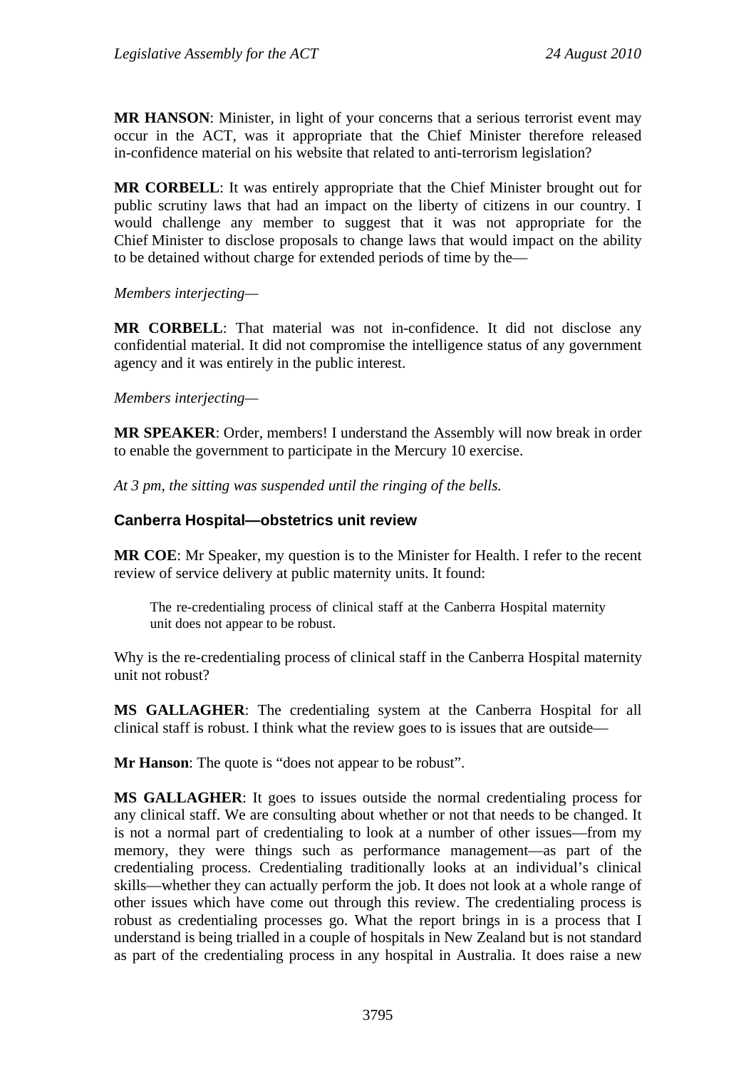**MR HANSON**: Minister, in light of your concerns that a serious terrorist event may occur in the ACT, was it appropriate that the Chief Minister therefore released in-confidence material on his website that related to anti-terrorism legislation?

**MR CORBELL**: It was entirely appropriate that the Chief Minister brought out for public scrutiny laws that had an impact on the liberty of citizens in our country. I would challenge any member to suggest that it was not appropriate for the Chief Minister to disclose proposals to change laws that would impact on the ability to be detained without charge for extended periods of time by the—

*Members interjecting—*

**MR CORBELL**: That material was not in-confidence. It did not disclose any confidential material. It did not compromise the intelligence status of any government agency and it was entirely in the public interest.

*Members interjecting—*

**MR SPEAKER**: Order, members! I understand the Assembly will now break in order to enable the government to participate in the Mercury 10 exercise.

*At 3 pm, the sitting was suspended until the ringing of the bells.*

### Canberra Hospital—obstetrics unit review

**MR COE**: Mr Speaker, my question is to the Minister for Health. I refer to the recent review of service delivery at public maternity units. It found:

> The re-credentialing process of clinical staff at the Canberra Hospital maternity unit does not appear to be robust.

Why is the re-credentialing process of clinical staff in the Canberra Hospital maternity unit not robust?

**MS GALLAGHER**: The credentialing system at the Canberra Hospital for all clinical staff is robust. I think what the review goes to is issues that are outside—

**Mr Hanson**: The quote is "does not appear to be robust".

**MS GALLAGHER**: It goes to issues outside the normal credentialing process for any clinical staff. We are consulting about whether or not that needs to be changed. It is not a normal part of credentialing to look at a number of other issues—from my memory, they were things such as performance management—as part of the credentialing process. Credentialing traditionally looks at an individual's clinical skills—whether they can actually perform the job. It does not look at a whole range of other issues which have come out through this review. The credentialing process is robust as credentialing processes go. What the report brings in is a process that I understand is being trialled in a couple of hospitals in New Zealand but is not standard as part of the credentialing process in any hospital in Australia. It does raise a new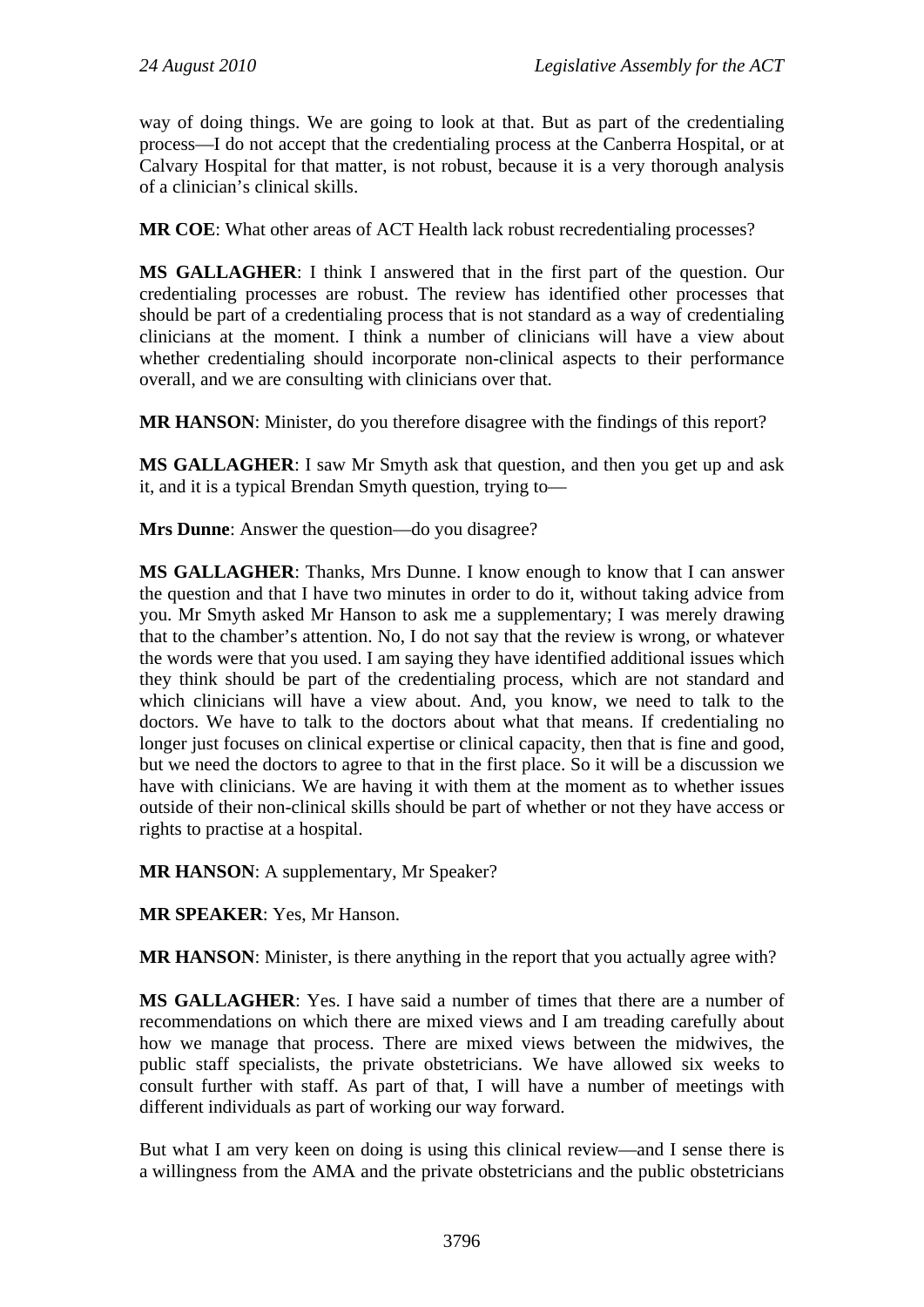way of doing things. We are going to look at that. But as part of the credentialing process—I do not accept that the credentialing process at the Canberra Hospital, or at Calvary Hospital for that matter, is not robust, because it is a very thorough analysis of a clinician's clinical skills.

**MR COE**: What other areas of ACT Health lack robust recredentialing processes?

**MS GALLAGHER**: I think I answered that in the first part of the question. Our credentialing processes are robust. The review has identified other processes that should be part of a credentialing process that is not standard as a way of credentialing clinicians at the moment. I think a number of clinicians will have a view about whether credentialing should incorporate non-clinical aspects to their performance overall, and we are consulting with clinicians over that.

**MR HANSON**: Minister, do you therefore disagree with the findings of this report?

**MS GALLAGHER**: I saw Mr Smyth ask that question, and then you get up and ask it, and it is a typical Brendan Smyth question, trying to—

**Mrs Dunne**: Answer the question—do you disagree?

**MS GALLAGHER**: Thanks, Mrs Dunne. I know enough to know that I can answer the question and that I have two minutes in order to do it, without taking advice from you. Mr Smyth asked Mr Hanson to ask me a supplementary; I was merely drawing that to the chamber's attention. No, I do not say that the review is wrong, or whatever the words were that you used. I am saying they have identified additional issues which they think should be part of the credentialing process, which are not standard and which clinicians will have a view about. And, you know, we need to talk to the doctors. We have to talk to the doctors about what that means. If credentialing no longer just focuses on clinical expertise or clinical capacity, then that is fine and good, but we need the doctors to agree to that in the first place. So it will be a discussion we have with clinicians. We are having it with them at the moment as to whether issues outside of their non-clinical skills should be part of whether or not they have access or rights to practise at a hospital.

**MR HANSON**: A supplementary, Mr Speaker?

**MR SPEAKER**: Yes, Mr Hanson.

**MR HANSON**: Minister, is there anything in the report that you actually agree with?

**MS GALLAGHER**: Yes. I have said a number of times that there are a number of recommendations on which there are mixed views and I am treading carefully about how we manage that process. There are mixed views between the midwives, the public staff specialists, the private obstetricians. We have allowed six weeks to consult further with staff. As part of that, I will have a number of meetings with different individuals as part of working our way forward.

But what I am very keen on doing is using this clinical review—and I sense there is a willingness from the AMA and the private obstetricians and the public obstetricians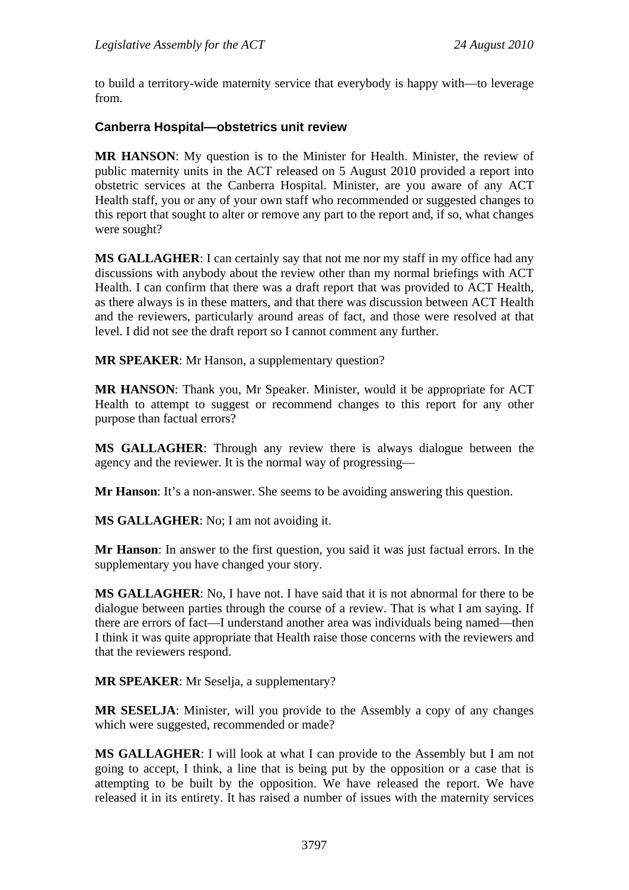to build a territory-wide maternity service that everybody is happy with—to leverage from.

### Canberra Hospital—obstetrics unit review

**MR HANSON**: My question is to the Minister for Health. Minister, the review of public maternity units in the ACT released on 5 August 2010 provided a report into obstetric services at the Canberra Hospital. Minister, are you aware of any ACT Health staff, you or any of your own staff who recommended or suggested changes to this report that sought to alter or remove any part to the report and, if so, what changes were sought?

**MS GALLAGHER**: I can certainly say that not me nor my staff in my office had any discussions with anybody about the review other than my normal briefings with ACT Health. I can confirm that there was a draft report that was provided to ACT Health, as there always is in these matters, and that there was discussion between ACT Health and the reviewers, particularly around areas of fact, and those were resolved at that level. I did not see the draft report so I cannot comment any further.

**MR SPEAKER**: Mr Hanson, a supplementary question?

**MR HANSON**: Thank you, Mr Speaker. Minister, would it be appropriate for ACT Health to attempt to suggest or recommend changes to this report for any other purpose than factual errors?

**MS GALLAGHER**: Through any review there is always dialogue between the agency and the reviewer. It is the normal way of progressing—

**Mr Hanson**: It's a non-answer. She seems to be avoiding answering this question.

**MS GALLAGHER**: No; I am not avoiding it.

**Mr Hanson**: In answer to the first question, you said it was just factual errors. In the supplementary you have changed your story.

**MS GALLAGHER**: No, I have not. I have said that it is not abnormal for there to be dialogue between parties through the course of a review. That is what I am saying. If there are errors of fact—I understand another area was individuals being named—then I think it was quite appropriate that Health raise those concerns with the reviewers and that the reviewers respond.

**MR SPEAKER**: Mr Seselja, a supplementary?

**MR SESELJA**: Minister, will you provide to the Assembly a copy of any changes which were suggested, recommended or made?

**MS GALLAGHER**: I will look at what I can provide to the Assembly but I am not going to accept, I think, a line that is being put by the opposition or a case that is attempting to be built by the opposition. We have released the report. We have released it in its entirety. It has raised a number of issues with the maternity services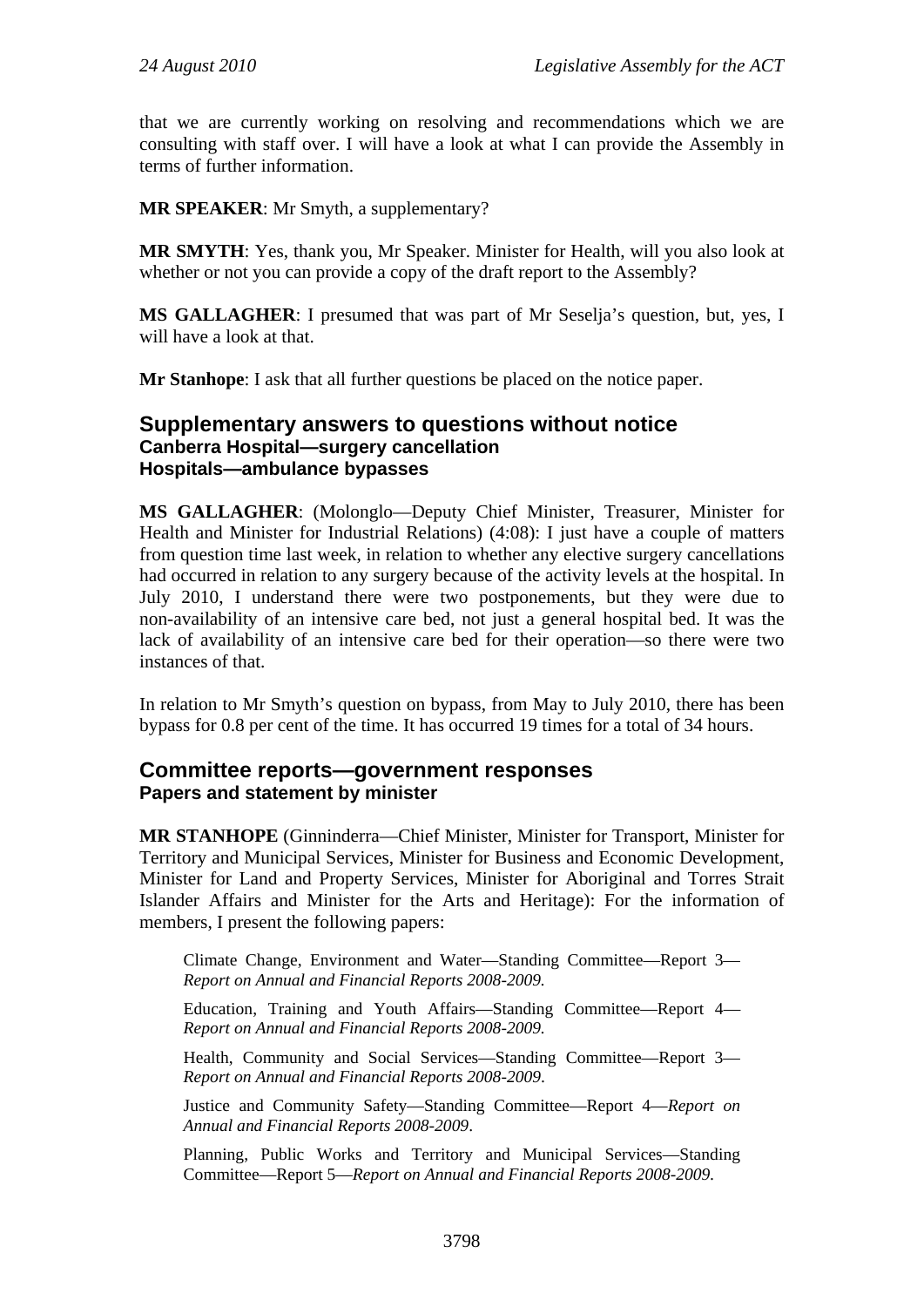that we are currently working on resolving and recommendations which we are consulting with staff over. I will have a look at what I can provide the Assembly in terms of further information.

**MR SPEAKER**: Mr Smyth, a supplementary?

**MR SMYTH**: Yes, thank you, Mr Speaker. Minister for Health, will you also look at whether or not you can provide a copy of the draft report to the Assembly?

**MS GALLAGHER**: I presumed that was part of Mr Seselja's question, but, yes, I will have a look at that.

**Mr Stanhope**: I ask that all further questions be placed on the notice paper.

## Supplementary answers to questions without notice

### Canberra Hospital—surgery cancellation

### Hospitals—ambulance bypasses

**MS GALLAGHER**: (Molonglo—Deputy Chief Minister, Treasurer, Minister for Health and Minister for Industrial Relations) (4:08): I just have a couple of matters from question time last week, in relation to whether any elective surgery cancellations had occurred in relation to any surgery because of the activity levels at the hospital. In July 2010, I understand there were two postponements, but they were due to non-availability of an intensive care bed, not just a general hospital bed. It was the lack of availability of an intensive care bed for their operation—so there were two instances of that.

In relation to Mr Smyth's question on bypass, from May to July 2010, there has been bypass for 0.8 per cent of the time. It has occurred 19 times for a total of 34 hours.

## Committee reports—government responses

### Papers and statement by minister

**MR STANHOPE** (Ginninderra—Chief Minister, Minister for Transport, Minister for Territory and Municipal Services, Minister for Business and Economic Development, Minister for Land and Property Services, Minister for Aboriginal and Torres Strait Islander Affairs and Minister for the Arts and Heritage): For the information of members, I present the following papers:

> Climate Change, Environment and Water—Standing Committee—Report 3—*Report on Annual and Financial Reports 2008-2009.*
>
> Education, Training and Youth Affairs—Standing Committee—Report 4—*Report on Annual and Financial Reports 2008-2009.*
>
> Health, Community and Social Services—Standing Committee—Report 3—*Report on Annual and Financial Reports 2008-2009*.
>
> Justice and Community Safety—Standing Committee—Report 4—*Report on Annual and Financial Reports 2008-2009*.
>
> Planning, Public Works and Territory and Municipal Services—Standing Committee—Report 5—*Report on Annual and Financial Reports 2008-2009.*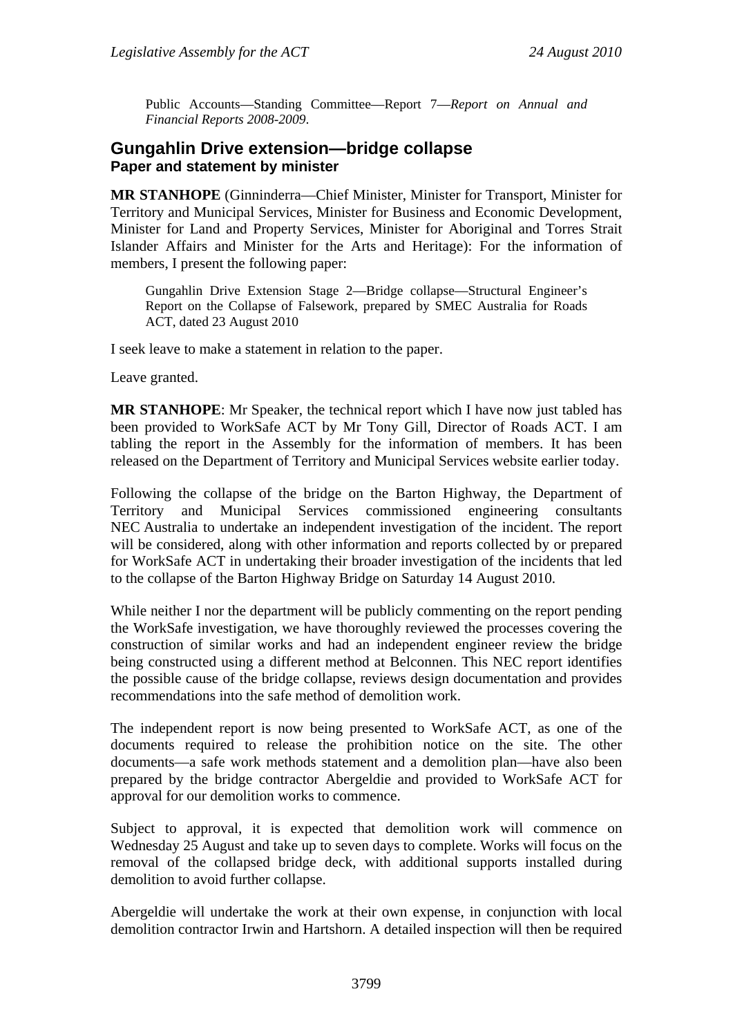Public Accounts—Standing Committee—Report 7—*Report on Annual and Financial Reports 2008-2009*.

## Gungahlin Drive extension—bridge collapse
### Paper and statement by minister

**MR STANHOPE** (Ginninderra—Chief Minister, Minister for Transport, Minister for Territory and Municipal Services, Minister for Business and Economic Development, Minister for Land and Property Services, Minister for Aboriginal and Torres Strait Islander Affairs and Minister for the Arts and Heritage): For the information of members, I present the following paper:

Gungahlin Drive Extension Stage 2—Bridge collapse—Structural Engineer's Report on the Collapse of Falsework, prepared by SMEC Australia for Roads ACT, dated 23 August 2010

I seek leave to make a statement in relation to the paper.

Leave granted.

**MR STANHOPE**: Mr Speaker, the technical report which I have now just tabled has been provided to WorkSafe ACT by Mr Tony Gill, Director of Roads ACT. I am tabling the report in the Assembly for the information of members. It has been released on the Department of Territory and Municipal Services website earlier today.

Following the collapse of the bridge on the Barton Highway, the Department of Territory and Municipal Services commissioned engineering consultants NEC Australia to undertake an independent investigation of the incident. The report will be considered, along with other information and reports collected by or prepared for WorkSafe ACT in undertaking their broader investigation of the incidents that led to the collapse of the Barton Highway Bridge on Saturday 14 August 2010.

While neither I nor the department will be publicly commenting on the report pending the WorkSafe investigation, we have thoroughly reviewed the processes covering the construction of similar works and had an independent engineer review the bridge being constructed using a different method at Belconnen. This NEC report identifies the possible cause of the bridge collapse, reviews design documentation and provides recommendations into the safe method of demolition work.

The independent report is now being presented to WorkSafe ACT, as one of the documents required to release the prohibition notice on the site. The other documents—a safe work methods statement and a demolition plan—have also been prepared by the bridge contractor Abergeldie and provided to WorkSafe ACT for approval for our demolition works to commence.

Subject to approval, it is expected that demolition work will commence on Wednesday 25 August and take up to seven days to complete. Works will focus on the removal of the collapsed bridge deck, with additional supports installed during demolition to avoid further collapse.

Abergeldie will undertake the work at their own expense, in conjunction with local demolition contractor Irwin and Hartshorn. A detailed inspection will then be required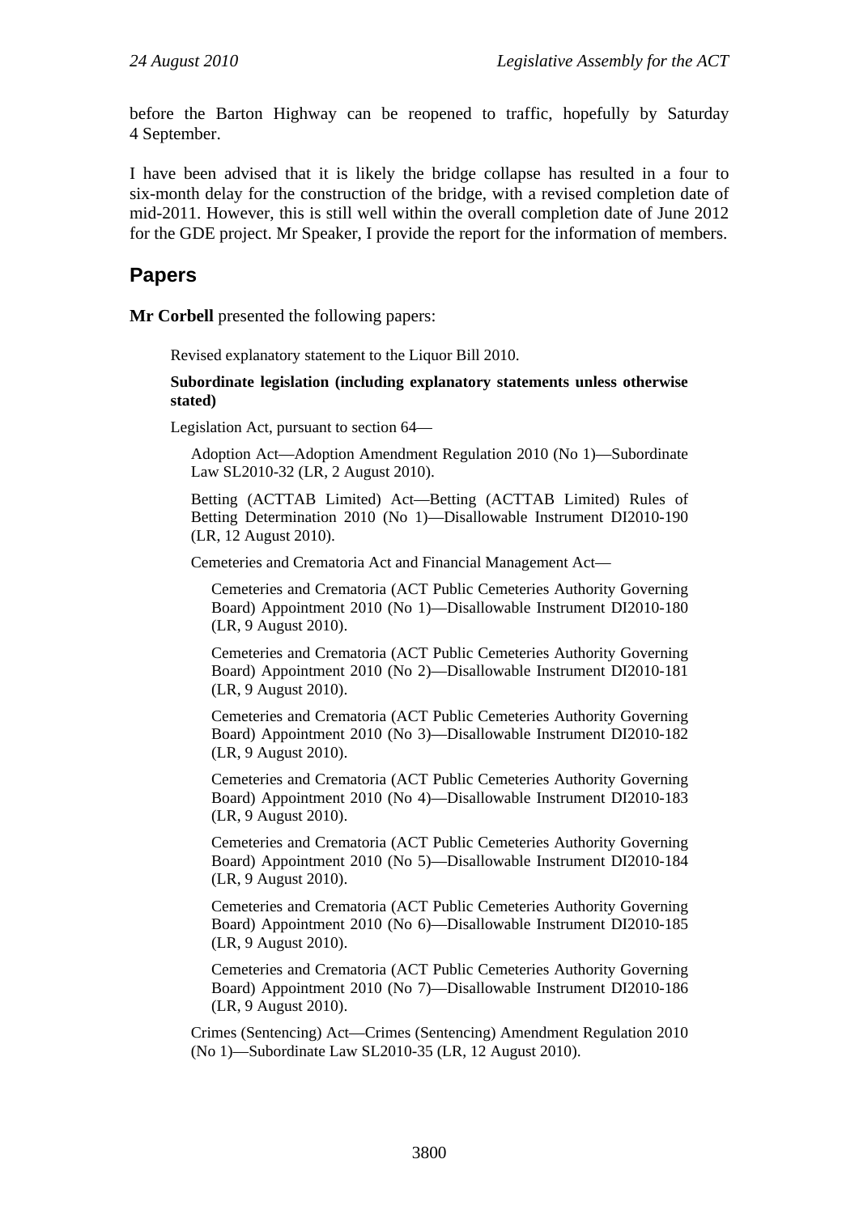before the Barton Highway can be reopened to traffic, hopefully by Saturday 4 September.

I have been advised that it is likely the bridge collapse has resulted in a four to six-month delay for the construction of the bridge, with a revised completion date of mid-2011. However, this is still well within the overall completion date of June 2012 for the GDE project. Mr Speaker, I provide the report for the information of members.

## Papers

**Mr Corbell** presented the following papers:

Revised explanatory statement to the Liquor Bill 2010.

**Subordinate legislation (including explanatory statements unless otherwise stated)**

Legislation Act, pursuant to section 64—

Adoption Act—Adoption Amendment Regulation 2010 (No 1)—Subordinate Law SL2010-32 (LR, 2 August 2010).

Betting (ACTTAB Limited) Act—Betting (ACTTAB Limited) Rules of Betting Determination 2010 (No 1)—Disallowable Instrument DI2010-190 (LR, 12 August 2010).

Cemeteries and Crematoria Act and Financial Management Act—

Cemeteries and Crematoria (ACT Public Cemeteries Authority Governing Board) Appointment 2010 (No 1)—Disallowable Instrument DI2010-180 (LR, 9 August 2010).

Cemeteries and Crematoria (ACT Public Cemeteries Authority Governing Board) Appointment 2010 (No 2)—Disallowable Instrument DI2010-181 (LR, 9 August 2010).

Cemeteries and Crematoria (ACT Public Cemeteries Authority Governing Board) Appointment 2010 (No 3)—Disallowable Instrument DI2010-182 (LR, 9 August 2010).

Cemeteries and Crematoria (ACT Public Cemeteries Authority Governing Board) Appointment 2010 (No 4)—Disallowable Instrument DI2010-183 (LR, 9 August 2010).

Cemeteries and Crematoria (ACT Public Cemeteries Authority Governing Board) Appointment 2010 (No 5)—Disallowable Instrument DI2010-184 (LR, 9 August 2010).

Cemeteries and Crematoria (ACT Public Cemeteries Authority Governing Board) Appointment 2010 (No 6)—Disallowable Instrument DI2010-185 (LR, 9 August 2010).

Cemeteries and Crematoria (ACT Public Cemeteries Authority Governing Board) Appointment 2010 (No 7)—Disallowable Instrument DI2010-186 (LR, 9 August 2010).

Crimes (Sentencing) Act—Crimes (Sentencing) Amendment Regulation 2010 (No 1)—Subordinate Law SL2010-35 (LR, 12 August 2010).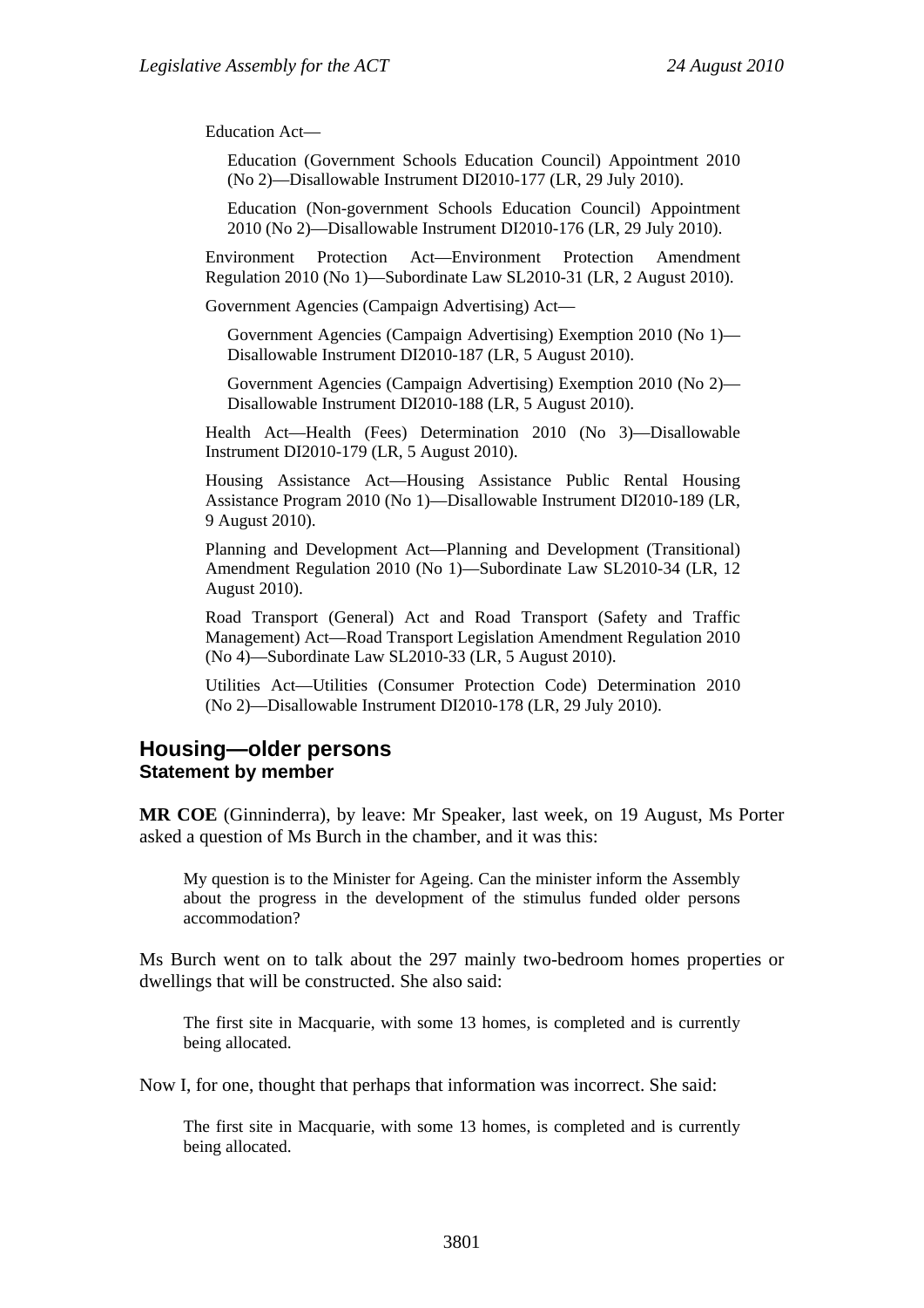Education Act—

Education (Government Schools Education Council) Appointment 2010 (No 2)—Disallowable Instrument DI2010-177 (LR, 29 July 2010).

Education (Non-government Schools Education Council) Appointment 2010 (No 2)—Disallowable Instrument DI2010-176 (LR, 29 July 2010).

Environment Protection Act—Environment Protection Amendment Regulation 2010 (No 1)—Subordinate Law SL2010-31 (LR, 2 August 2010).

Government Agencies (Campaign Advertising) Act—

Government Agencies (Campaign Advertising) Exemption 2010 (No 1)—Disallowable Instrument DI2010-187 (LR, 5 August 2010).

Government Agencies (Campaign Advertising) Exemption 2010 (No 2)—Disallowable Instrument DI2010-188 (LR, 5 August 2010).

Health Act—Health (Fees) Determination 2010 (No 3)—Disallowable Instrument DI2010-179 (LR, 5 August 2010).

Housing Assistance Act—Housing Assistance Public Rental Housing Assistance Program 2010 (No 1)—Disallowable Instrument DI2010-189 (LR, 9 August 2010).

Planning and Development Act—Planning and Development (Transitional) Amendment Regulation 2010 (No 1)—Subordinate Law SL2010-34 (LR, 12 August 2010).

Road Transport (General) Act and Road Transport (Safety and Traffic Management) Act—Road Transport Legislation Amendment Regulation 2010 (No 4)—Subordinate Law SL2010-33 (LR, 5 August 2010).

Utilities Act—Utilities (Consumer Protection Code) Determination 2010 (No 2)—Disallowable Instrument DI2010-178 (LR, 29 July 2010).

## Housing—older persons
### Statement by member

**MR COE** (Ginninderra), by leave: Mr Speaker, last week, on 19 August, Ms Porter asked a question of Ms Burch in the chamber, and it was this:

> My question is to the Minister for Ageing. Can the minister inform the Assembly about the progress in the development of the stimulus funded older persons accommodation?

Ms Burch went on to talk about the 297 mainly two-bedroom homes properties or dwellings that will be constructed. She also said:

> The first site in Macquarie, with some 13 homes, is completed and is currently being allocated.

Now I, for one, thought that perhaps that information was incorrect. She said:

> The first site in Macquarie, with some 13 homes, is completed and is currently being allocated.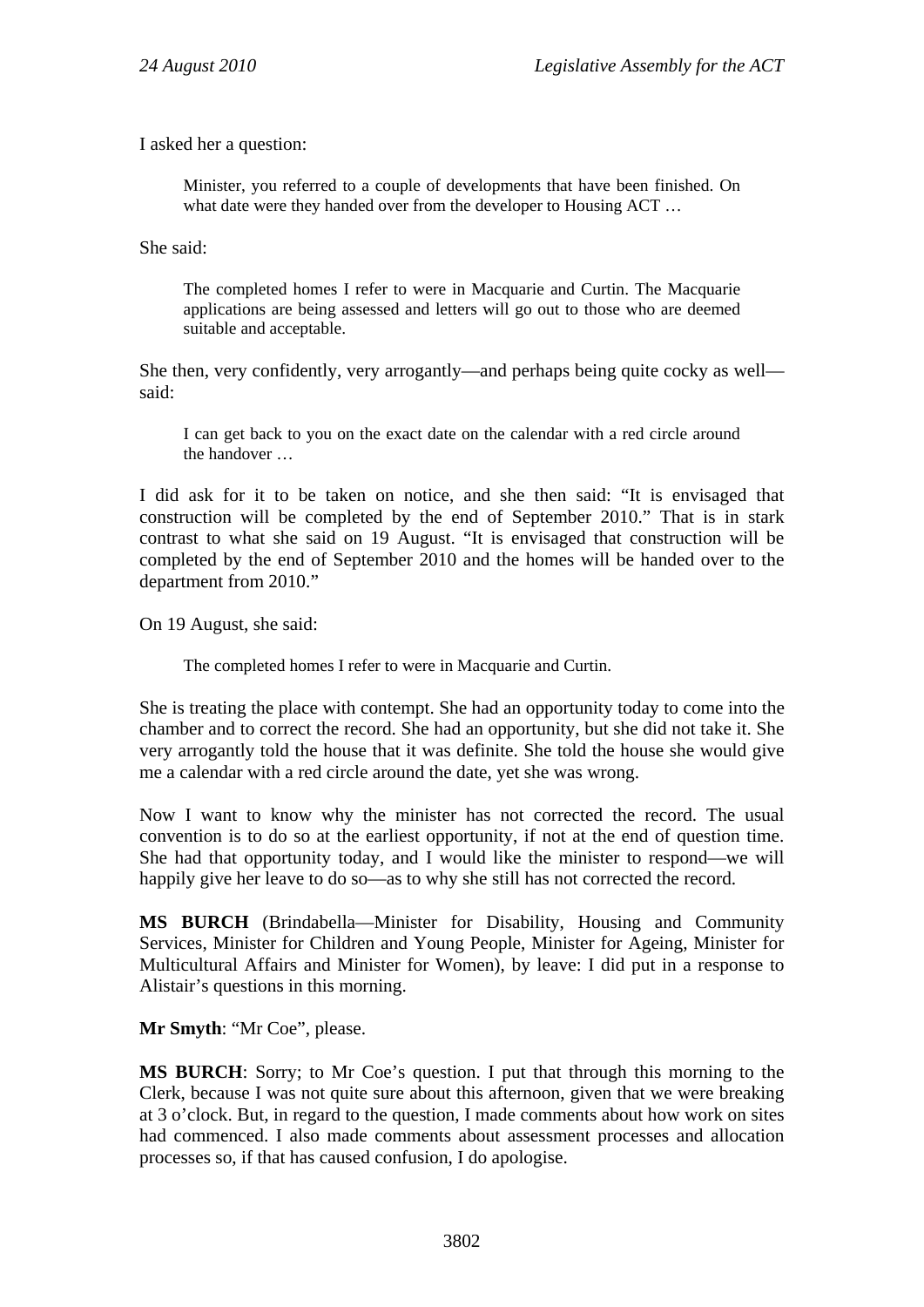I asked her a question:

> Minister, you referred to a couple of developments that have been finished. On what date were they handed over from the developer to Housing ACT …

She said:

> The completed homes I refer to were in Macquarie and Curtin. The Macquarie applications are being assessed and letters will go out to those who are deemed suitable and acceptable.

She then, very confidently, very arrogantly—and perhaps being quite cocky as well—said:

> I can get back to you on the exact date on the calendar with a red circle around the handover …

I did ask for it to be taken on notice, and she then said: "It is envisaged that construction will be completed by the end of September 2010." That is in stark contrast to what she said on 19 August. "It is envisaged that construction will be completed by the end of September 2010 and the homes will be handed over to the department from 2010."

On 19 August, she said:

> The completed homes I refer to were in Macquarie and Curtin.

She is treating the place with contempt. She had an opportunity today to come into the chamber and to correct the record. She had an opportunity, but she did not take it. She very arrogantly told the house that it was definite. She told the house she would give me a calendar with a red circle around the date, yet she was wrong.

Now I want to know why the minister has not corrected the record. The usual convention is to do so at the earliest opportunity, if not at the end of question time. She had that opportunity today, and I would like the minister to respond—we will happily give her leave to do so—as to why she still has not corrected the record.

**MS BURCH** (Brindabella—Minister for Disability, Housing and Community Services, Minister for Children and Young People, Minister for Ageing, Minister for Multicultural Affairs and Minister for Women), by leave: I did put in a response to Alistair's questions in this morning.

**Mr Smyth**: "Mr Coe", please.

**MS BURCH**: Sorry; to Mr Coe's question. I put that through this morning to the Clerk, because I was not quite sure about this afternoon, given that we were breaking at 3 o'clock. But, in regard to the question, I made comments about how work on sites had commenced. I also made comments about assessment processes and allocation processes so, if that has caused confusion, I do apologise.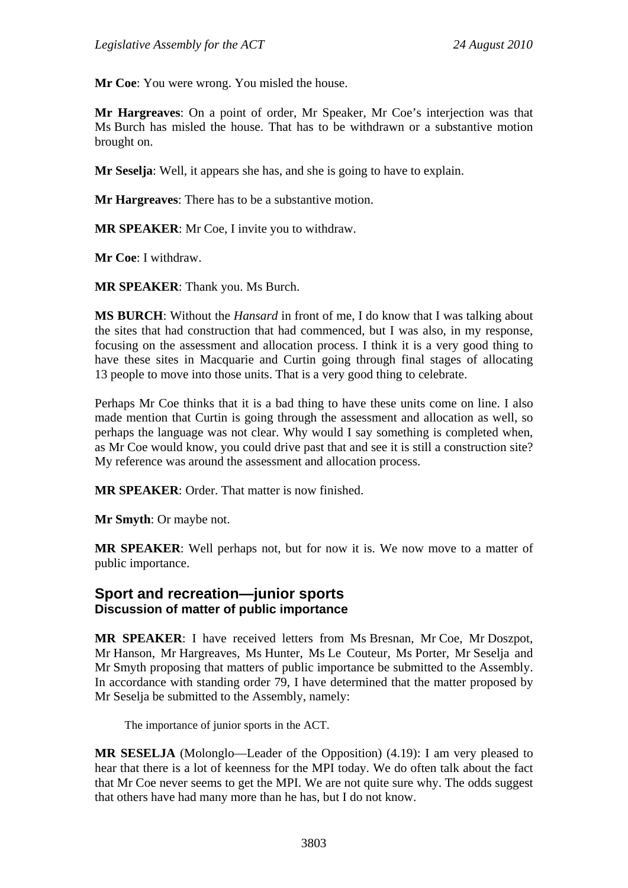**Mr Coe**: You were wrong. You misled the house.

**Mr Hargreaves**: On a point of order, Mr Speaker, Mr Coe's interjection was that Ms Burch has misled the house. That has to be withdrawn or a substantive motion brought on.

**Mr Seselja**: Well, it appears she has, and she is going to have to explain.

**Mr Hargreaves**: There has to be a substantive motion.

**MR SPEAKER**: Mr Coe, I invite you to withdraw.

**Mr Coe**: I withdraw.

**MR SPEAKER**: Thank you. Ms Burch.

**MS BURCH**: Without the *Hansard* in front of me, I do know that I was talking about the sites that had construction that had commenced, but I was also, in my response, focusing on the assessment and allocation process. I think it is a very good thing to have these sites in Macquarie and Curtin going through final stages of allocating 13 people to move into those units. That is a very good thing to celebrate.

Perhaps Mr Coe thinks that it is a bad thing to have these units come on line. I also made mention that Curtin is going through the assessment and allocation as well, so perhaps the language was not clear. Why would I say something is completed when, as Mr Coe would know, you could drive past that and see it is still a construction site? My reference was around the assessment and allocation process.

**MR SPEAKER**: Order. That matter is now finished.

**Mr Smyth**: Or maybe not.

**MR SPEAKER**: Well perhaps not, but for now it is. We now move to a matter of public importance.

## Sport and recreation—junior sports
### Discussion of matter of public importance

**MR SPEAKER**: I have received letters from Ms Bresnan, Mr Coe, Mr Doszpot, Mr Hanson, Mr Hargreaves, Ms Hunter, Ms Le Couteur, Ms Porter, Mr Seselja and Mr Smyth proposing that matters of public importance be submitted to the Assembly. In accordance with standing order 79, I have determined that the matter proposed by Mr Seselja be submitted to the Assembly, namely:

> The importance of junior sports in the ACT.

**MR SESELJA** (Molonglo—Leader of the Opposition) (4.19): I am very pleased to hear that there is a lot of keenness for the MPI today. We do often talk about the fact that Mr Coe never seems to get the MPI. We are not quite sure why. The odds suggest that others have had many more than he has, but I do not know.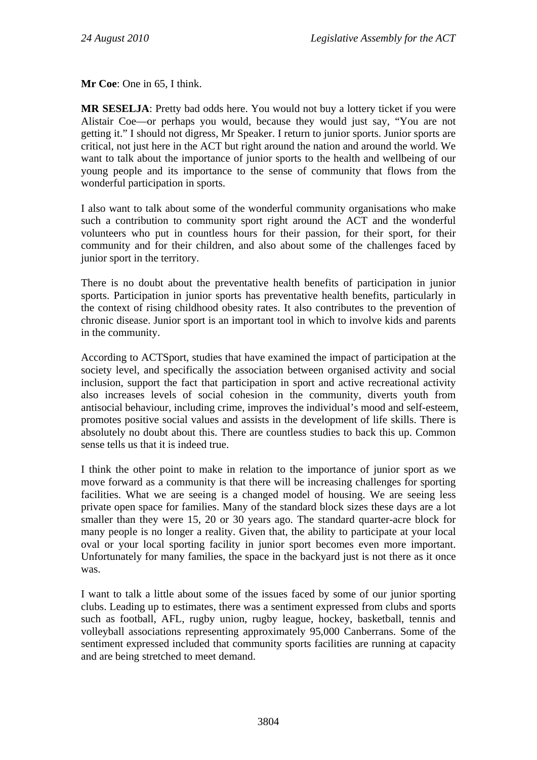**Mr Coe**: One in 65, I think.

**MR SESELJA**: Pretty bad odds here. You would not buy a lottery ticket if you were Alistair Coe—or perhaps you would, because they would just say, "You are not getting it." I should not digress, Mr Speaker. I return to junior sports. Junior sports are critical, not just here in the ACT but right around the nation and around the world. We want to talk about the importance of junior sports to the health and wellbeing of our young people and its importance to the sense of community that flows from the wonderful participation in sports.

I also want to talk about some of the wonderful community organisations who make such a contribution to community sport right around the ACT and the wonderful volunteers who put in countless hours for their passion, for their sport, for their community and for their children, and also about some of the challenges faced by junior sport in the territory.

There is no doubt about the preventative health benefits of participation in junior sports. Participation in junior sports has preventative health benefits, particularly in the context of rising childhood obesity rates. It also contributes to the prevention of chronic disease. Junior sport is an important tool in which to involve kids and parents in the community.

According to ACTSport, studies that have examined the impact of participation at the society level, and specifically the association between organised activity and social inclusion, support the fact that participation in sport and active recreational activity also increases levels of social cohesion in the community, diverts youth from antisocial behaviour, including crime, improves the individual's mood and self-esteem, promotes positive social values and assists in the development of life skills. There is absolutely no doubt about this. There are countless studies to back this up. Common sense tells us that it is indeed true.

I think the other point to make in relation to the importance of junior sport as we move forward as a community is that there will be increasing challenges for sporting facilities. What we are seeing is a changed model of housing. We are seeing less private open space for families. Many of the standard block sizes these days are a lot smaller than they were 15, 20 or 30 years ago. The standard quarter-acre block for many people is no longer a reality. Given that, the ability to participate at your local oval or your local sporting facility in junior sport becomes even more important. Unfortunately for many families, the space in the backyard just is not there as it once was.

I want to talk a little about some of the issues faced by some of our junior sporting clubs. Leading up to estimates, there was a sentiment expressed from clubs and sports such as football, AFL, rugby union, rugby league, hockey, basketball, tennis and volleyball associations representing approximately 95,000 Canberrans. Some of the sentiment expressed included that community sports facilities are running at capacity and are being stretched to meet demand.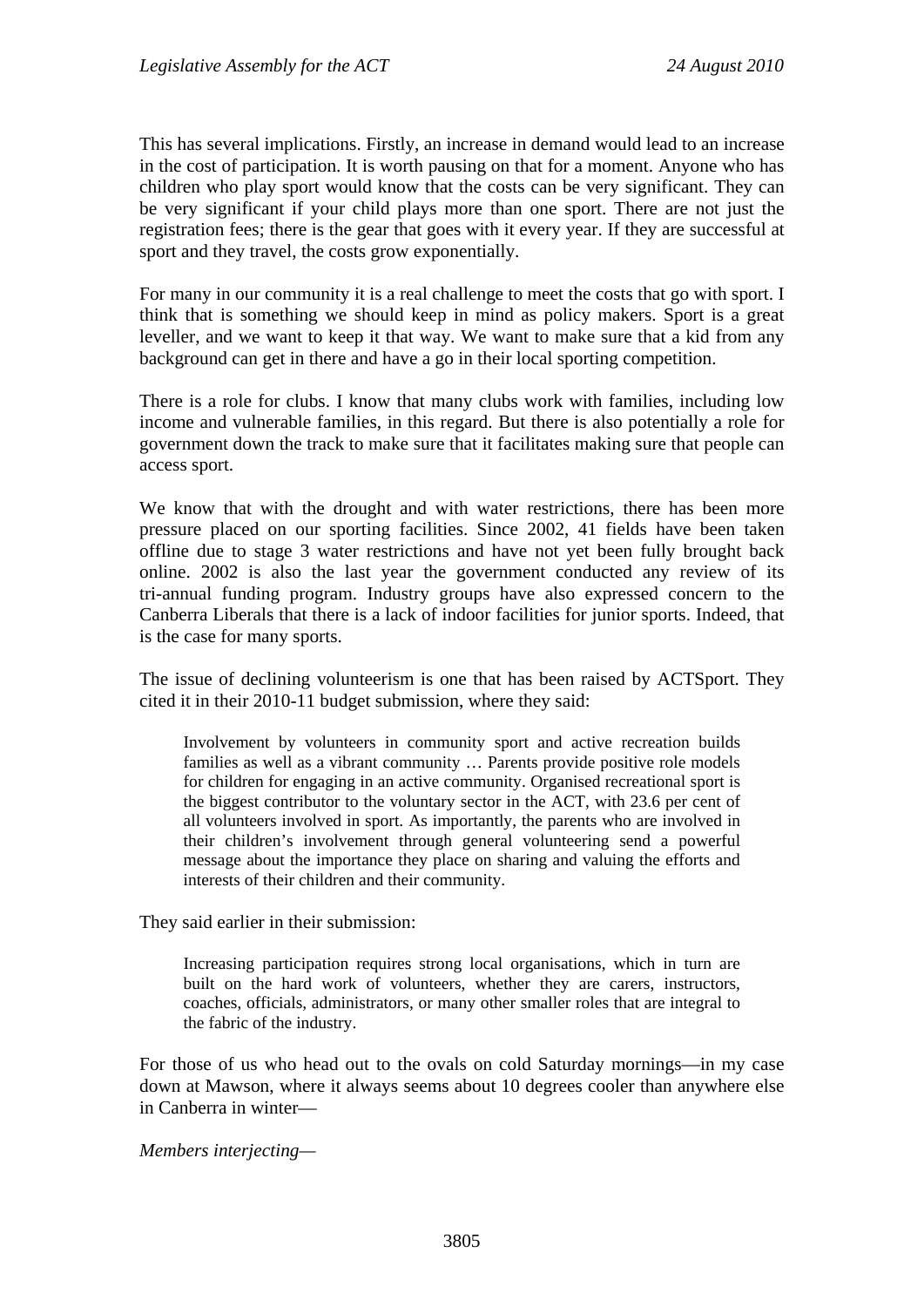This has several implications. Firstly, an increase in demand would lead to an increase in the cost of participation. It is worth pausing on that for a moment. Anyone who has children who play sport would know that the costs can be very significant. They can be very significant if your child plays more than one sport. There are not just the registration fees; there is the gear that goes with it every year. If they are successful at sport and they travel, the costs grow exponentially.

For many in our community it is a real challenge to meet the costs that go with sport. I think that is something we should keep in mind as policy makers. Sport is a great leveller, and we want to keep it that way. We want to make sure that a kid from any background can get in there and have a go in their local sporting competition.

There is a role for clubs. I know that many clubs work with families, including low income and vulnerable families, in this regard. But there is also potentially a role for government down the track to make sure that it facilitates making sure that people can access sport.

We know that with the drought and with water restrictions, there has been more pressure placed on our sporting facilities. Since 2002, 41 fields have been taken offline due to stage 3 water restrictions and have not yet been fully brought back online. 2002 is also the last year the government conducted any review of its tri-annual funding program. Industry groups have also expressed concern to the Canberra Liberals that there is a lack of indoor facilities for junior sports. Indeed, that is the case for many sports.

The issue of declining volunteerism is one that has been raised by ACTSport. They cited it in their 2010-11 budget submission, where they said:

> Involvement by volunteers in community sport and active recreation builds families as well as a vibrant community … Parents provide positive role models for children for engaging in an active community. Organised recreational sport is the biggest contributor to the voluntary sector in the ACT, with 23.6 per cent of all volunteers involved in sport. As importantly, the parents who are involved in their children's involvement through general volunteering send a powerful message about the importance they place on sharing and valuing the efforts and interests of their children and their community.

They said earlier in their submission:

> Increasing participation requires strong local organisations, which in turn are built on the hard work of volunteers, whether they are carers, instructors, coaches, officials, administrators, or many other smaller roles that are integral to the fabric of the industry.

For those of us who head out to the ovals on cold Saturday mornings—in my case down at Mawson, where it always seems about 10 degrees cooler than anywhere else in Canberra in winter—

*Members interjecting*—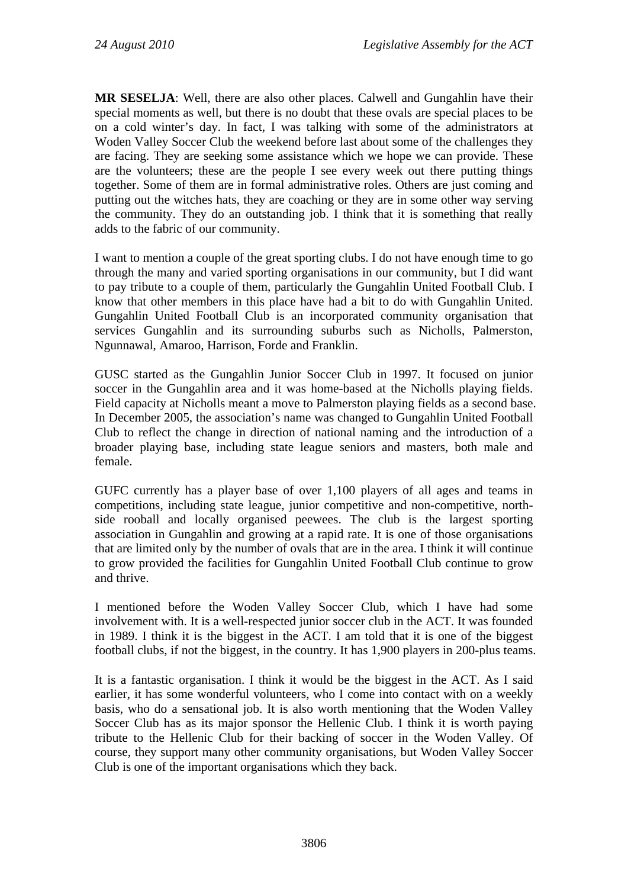**MR SESELJA**: Well, there are also other places. Calwell and Gungahlin have their special moments as well, but there is no doubt that these ovals are special places to be on a cold winter's day. In fact, I was talking with some of the administrators at Woden Valley Soccer Club the weekend before last about some of the challenges they are facing. They are seeking some assistance which we hope we can provide. These are the volunteers; these are the people I see every week out there putting things together. Some of them are in formal administrative roles. Others are just coming and putting out the witches hats, they are coaching or they are in some other way serving the community. They do an outstanding job. I think that it is something that really adds to the fabric of our community.

I want to mention a couple of the great sporting clubs. I do not have enough time to go through the many and varied sporting organisations in our community, but I did want to pay tribute to a couple of them, particularly the Gungahlin United Football Club. I know that other members in this place have had a bit to do with Gungahlin United. Gungahlin United Football Club is an incorporated community organisation that services Gungahlin and its surrounding suburbs such as Nicholls, Palmerston, Ngunnawal, Amaroo, Harrison, Forde and Franklin.

GUSC started as the Gungahlin Junior Soccer Club in 1997. It focused on junior soccer in the Gungahlin area and it was home-based at the Nicholls playing fields. Field capacity at Nicholls meant a move to Palmerston playing fields as a second base. In December 2005, the association's name was changed to Gungahlin United Football Club to reflect the change in direction of national naming and the introduction of a broader playing base, including state league seniors and masters, both male and female.

GUFC currently has a player base of over 1,100 players of all ages and teams in competitions, including state league, junior competitive and non-competitive, northside rooball and locally organised peewees. The club is the largest sporting association in Gungahlin and growing at a rapid rate. It is one of those organisations that are limited only by the number of ovals that are in the area. I think it will continue to grow provided the facilities for Gungahlin United Football Club continue to grow and thrive.

I mentioned before the Woden Valley Soccer Club, which I have had some involvement with. It is a well-respected junior soccer club in the ACT. It was founded in 1989. I think it is the biggest in the ACT. I am told that it is one of the biggest football clubs, if not the biggest, in the country. It has 1,900 players in 200-plus teams.

It is a fantastic organisation. I think it would be the biggest in the ACT. As I said earlier, it has some wonderful volunteers, who I come into contact with on a weekly basis, who do a sensational job. It is also worth mentioning that the Woden Valley Soccer Club has as its major sponsor the Hellenic Club. I think it is worth paying tribute to the Hellenic Club for their backing of soccer in the Woden Valley. Of course, they support many other community organisations, but Woden Valley Soccer Club is one of the important organisations which they back.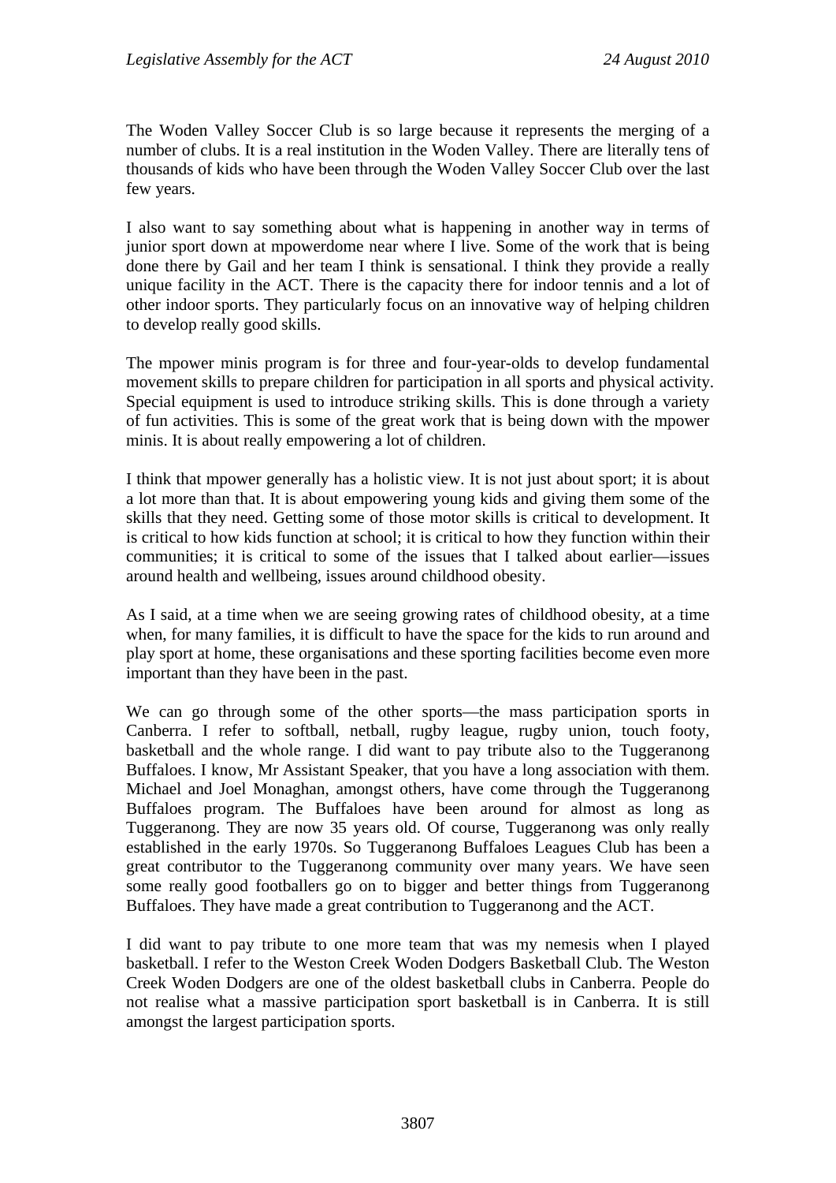The Woden Valley Soccer Club is so large because it represents the merging of a number of clubs. It is a real institution in the Woden Valley. There are literally tens of thousands of kids who have been through the Woden Valley Soccer Club over the last few years.

I also want to say something about what is happening in another way in terms of junior sport down at mpowerdome near where I live. Some of the work that is being done there by Gail and her team I think is sensational. I think they provide a really unique facility in the ACT. There is the capacity there for indoor tennis and a lot of other indoor sports. They particularly focus on an innovative way of helping children to develop really good skills.

The mpower minis program is for three and four-year-olds to develop fundamental movement skills to prepare children for participation in all sports and physical activity. Special equipment is used to introduce striking skills. This is done through a variety of fun activities. This is some of the great work that is being down with the mpower minis. It is about really empowering a lot of children.

I think that mpower generally has a holistic view. It is not just about sport; it is about a lot more than that. It is about empowering young kids and giving them some of the skills that they need. Getting some of those motor skills is critical to development. It is critical to how kids function at school; it is critical to how they function within their communities; it is critical to some of the issues that I talked about earlier—issues around health and wellbeing, issues around childhood obesity.

As I said, at a time when we are seeing growing rates of childhood obesity, at a time when, for many families, it is difficult to have the space for the kids to run around and play sport at home, these organisations and these sporting facilities become even more important than they have been in the past.

We can go through some of the other sports—the mass participation sports in Canberra. I refer to softball, netball, rugby league, rugby union, touch footy, basketball and the whole range. I did want to pay tribute also to the Tuggeranong Buffaloes. I know, Mr Assistant Speaker, that you have a long association with them. Michael and Joel Monaghan, amongst others, have come through the Tuggeranong Buffaloes program. The Buffaloes have been around for almost as long as Tuggeranong. They are now 35 years old. Of course, Tuggeranong was only really established in the early 1970s. So Tuggeranong Buffaloes Leagues Club has been a great contributor to the Tuggeranong community over many years. We have seen some really good footballers go on to bigger and better things from Tuggeranong Buffaloes. They have made a great contribution to Tuggeranong and the ACT.

I did want to pay tribute to one more team that was my nemesis when I played basketball. I refer to the Weston Creek Woden Dodgers Basketball Club. The Weston Creek Woden Dodgers are one of the oldest basketball clubs in Canberra. People do not realise what a massive participation sport basketball is in Canberra. It is still amongst the largest participation sports.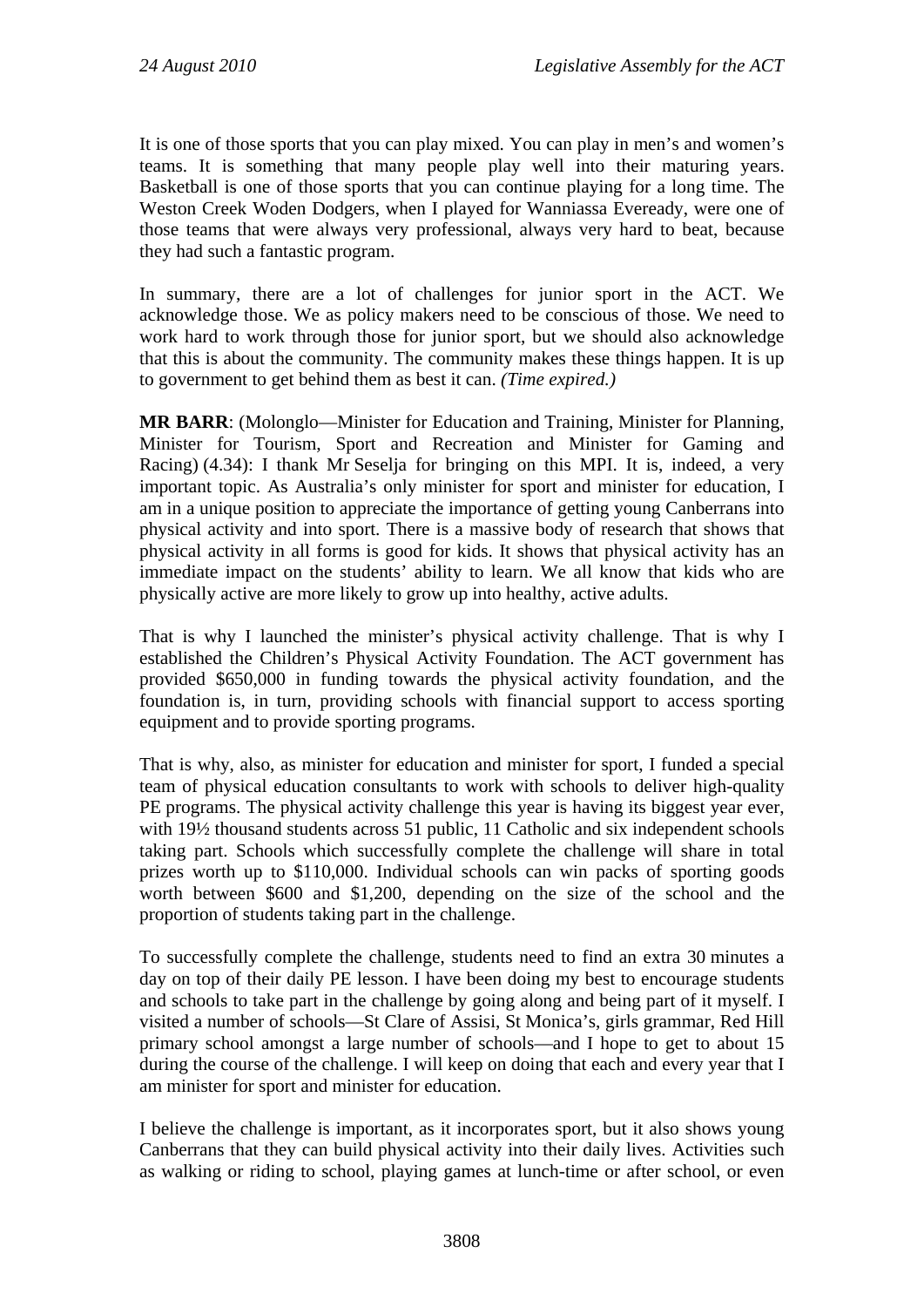It is one of those sports that you can play mixed. You can play in men's and women's teams. It is something that many people play well into their maturing years. Basketball is one of those sports that you can continue playing for a long time. The Weston Creek Woden Dodgers, when I played for Wanniassa Eveready, were one of those teams that were always very professional, always very hard to beat, because they had such a fantastic program.

In summary, there are a lot of challenges for junior sport in the ACT. We acknowledge those. We as policy makers need to be conscious of those. We need to work hard to work through those for junior sport, but we should also acknowledge that this is about the community. The community makes these things happen. It is up to government to get behind them as best it can. *(Time expired.)*

**MR BARR**: (Molonglo—Minister for Education and Training, Minister for Planning, Minister for Tourism, Sport and Recreation and Minister for Gaming and Racing) (4.34): I thank Mr Seselja for bringing on this MPI. It is, indeed, a very important topic. As Australia's only minister for sport and minister for education, I am in a unique position to appreciate the importance of getting young Canberrans into physical activity and into sport. There is a massive body of research that shows that physical activity in all forms is good for kids. It shows that physical activity has an immediate impact on the students' ability to learn. We all know that kids who are physically active are more likely to grow up into healthy, active adults.

That is why I launched the minister's physical activity challenge. That is why I established the Children's Physical Activity Foundation. The ACT government has provided $650,000 in funding towards the physical activity foundation, and the foundation is, in turn, providing schools with financial support to access sporting equipment and to provide sporting programs.

That is why, also, as minister for education and minister for sport, I funded a special team of physical education consultants to work with schools to deliver high-quality PE programs. The physical activity challenge this year is having its biggest year ever, with 19½ thousand students across 51 public, 11 Catholic and six independent schools taking part. Schools which successfully complete the challenge will share in total prizes worth up to $110,000. Individual schools can win packs of sporting goods worth between $600 and $1,200, depending on the size of the school and the proportion of students taking part in the challenge.

To successfully complete the challenge, students need to find an extra 30 minutes a day on top of their daily PE lesson. I have been doing my best to encourage students and schools to take part in the challenge by going along and being part of it myself. I visited a number of schools—St Clare of Assisi, St Monica's, girls grammar, Red Hill primary school amongst a large number of schools—and I hope to get to about 15 during the course of the challenge. I will keep on doing that each and every year that I am minister for sport and minister for education.

I believe the challenge is important, as it incorporates sport, but it also shows young Canberrans that they can build physical activity into their daily lives. Activities such as walking or riding to school, playing games at lunch-time or after school, or even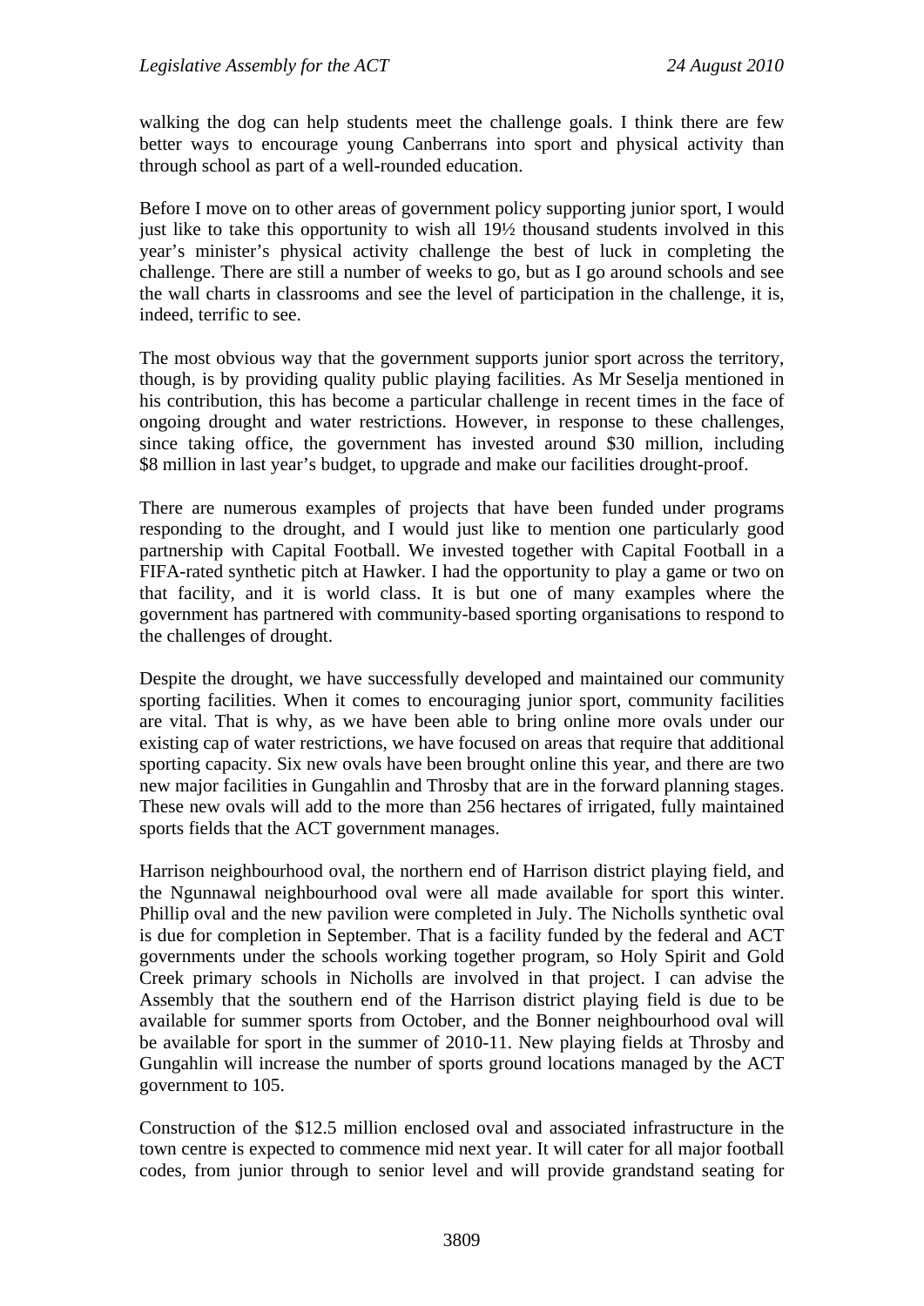walking the dog can help students meet the challenge goals. I think there are few better ways to encourage young Canberrans into sport and physical activity than through school as part of a well-rounded education.

Before I move on to other areas of government policy supporting junior sport, I would just like to take this opportunity to wish all 19½ thousand students involved in this year's minister's physical activity challenge the best of luck in completing the challenge. There are still a number of weeks to go, but as I go around schools and see the wall charts in classrooms and see the level of participation in the challenge, it is, indeed, terrific to see.

The most obvious way that the government supports junior sport across the territory, though, is by providing quality public playing facilities. As Mr Seselja mentioned in his contribution, this has become a particular challenge in recent times in the face of ongoing drought and water restrictions. However, in response to these challenges, since taking office, the government has invested around $30 million, including $8 million in last year's budget, to upgrade and make our facilities drought-proof.

There are numerous examples of projects that have been funded under programs responding to the drought, and I would just like to mention one particularly good partnership with Capital Football. We invested together with Capital Football in a FIFA-rated synthetic pitch at Hawker. I had the opportunity to play a game or two on that facility, and it is world class. It is but one of many examples where the government has partnered with community-based sporting organisations to respond to the challenges of drought.

Despite the drought, we have successfully developed and maintained our community sporting facilities. When it comes to encouraging junior sport, community facilities are vital. That is why, as we have been able to bring online more ovals under our existing cap of water restrictions, we have focused on areas that require that additional sporting capacity. Six new ovals have been brought online this year, and there are two new major facilities in Gungahlin and Throsby that are in the forward planning stages. These new ovals will add to the more than 256 hectares of irrigated, fully maintained sports fields that the ACT government manages.

Harrison neighbourhood oval, the northern end of Harrison district playing field, and the Ngunnawal neighbourhood oval were all made available for sport this winter. Phillip oval and the new pavilion were completed in July. The Nicholls synthetic oval is due for completion in September. That is a facility funded by the federal and ACT governments under the schools working together program, so Holy Spirit and Gold Creek primary schools in Nicholls are involved in that project. I can advise the Assembly that the southern end of the Harrison district playing field is due to be available for summer sports from October, and the Bonner neighbourhood oval will be available for sport in the summer of 2010-11. New playing fields at Throsby and Gungahlin will increase the number of sports ground locations managed by the ACT government to 105.

Construction of the $12.5 million enclosed oval and associated infrastructure in the town centre is expected to commence mid next year. It will cater for all major football codes, from junior through to senior level and will provide grandstand seating for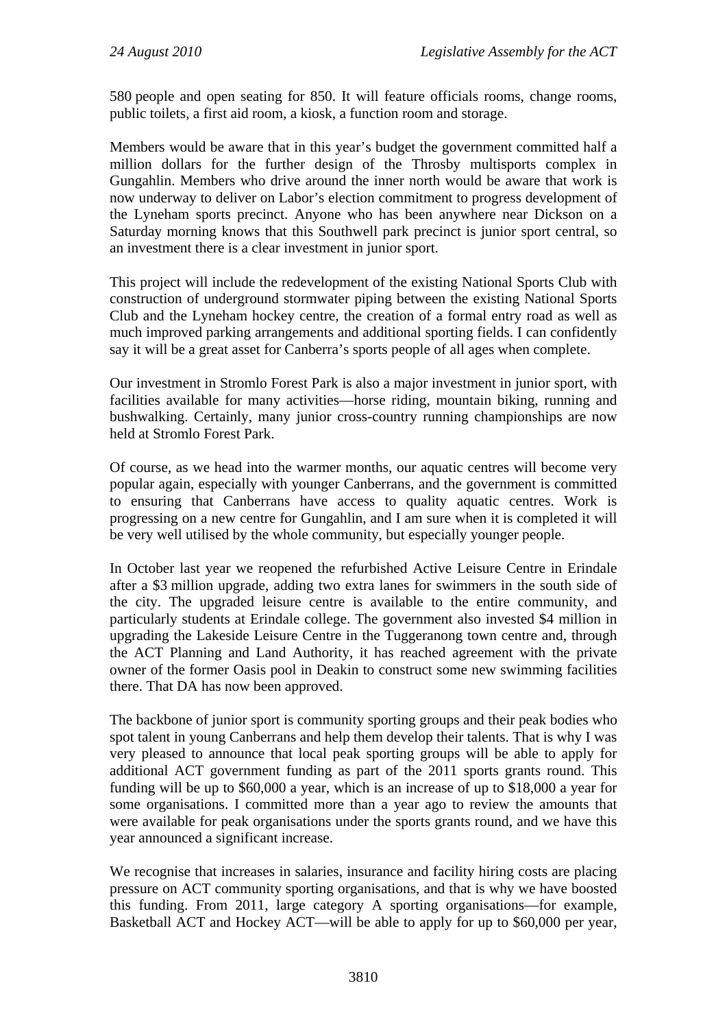580 people and open seating for 850. It will feature officials rooms, change rooms, public toilets, a first aid room, a kiosk, a function room and storage.

Members would be aware that in this year's budget the government committed half a million dollars for the further design of the Throsby multisports complex in Gungahlin. Members who drive around the inner north would be aware that work is now underway to deliver on Labor's election commitment to progress development of the Lyneham sports precinct. Anyone who has been anywhere near Dickson on a Saturday morning knows that this Southwell park precinct is junior sport central, so an investment there is a clear investment in junior sport.

This project will include the redevelopment of the existing National Sports Club with construction of underground stormwater piping between the existing National Sports Club and the Lyneham hockey centre, the creation of a formal entry road as well as much improved parking arrangements and additional sporting fields. I can confidently say it will be a great asset for Canberra's sports people of all ages when complete.

Our investment in Stromlo Forest Park is also a major investment in junior sport, with facilities available for many activities—horse riding, mountain biking, running and bushwalking. Certainly, many junior cross-country running championships are now held at Stromlo Forest Park.

Of course, as we head into the warmer months, our aquatic centres will become very popular again, especially with younger Canberrans, and the government is committed to ensuring that Canberrans have access to quality aquatic centres. Work is progressing on a new centre for Gungahlin, and I am sure when it is completed it will be very well utilised by the whole community, but especially younger people.

In October last year we reopened the refurbished Active Leisure Centre in Erindale after a $3 million upgrade, adding two extra lanes for swimmers in the south side of the city. The upgraded leisure centre is available to the entire community, and particularly students at Erindale college. The government also invested $4 million in upgrading the Lakeside Leisure Centre in the Tuggeranong town centre and, through the ACT Planning and Land Authority, it has reached agreement with the private owner of the former Oasis pool in Deakin to construct some new swimming facilities there. That DA has now been approved.

The backbone of junior sport is community sporting groups and their peak bodies who spot talent in young Canberrans and help them develop their talents. That is why I was very pleased to announce that local peak sporting groups will be able to apply for additional ACT government funding as part of the 2011 sports grants round. This funding will be up to $60,000 a year, which is an increase of up to $18,000 a year for some organisations. I committed more than a year ago to review the amounts that were available for peak organisations under the sports grants round, and we have this year announced a significant increase.

We recognise that increases in salaries, insurance and facility hiring costs are placing pressure on ACT community sporting organisations, and that is why we have boosted this funding. From 2011, large category A sporting organisations—for example, Basketball ACT and Hockey ACT—will be able to apply for up to $60,000 per year,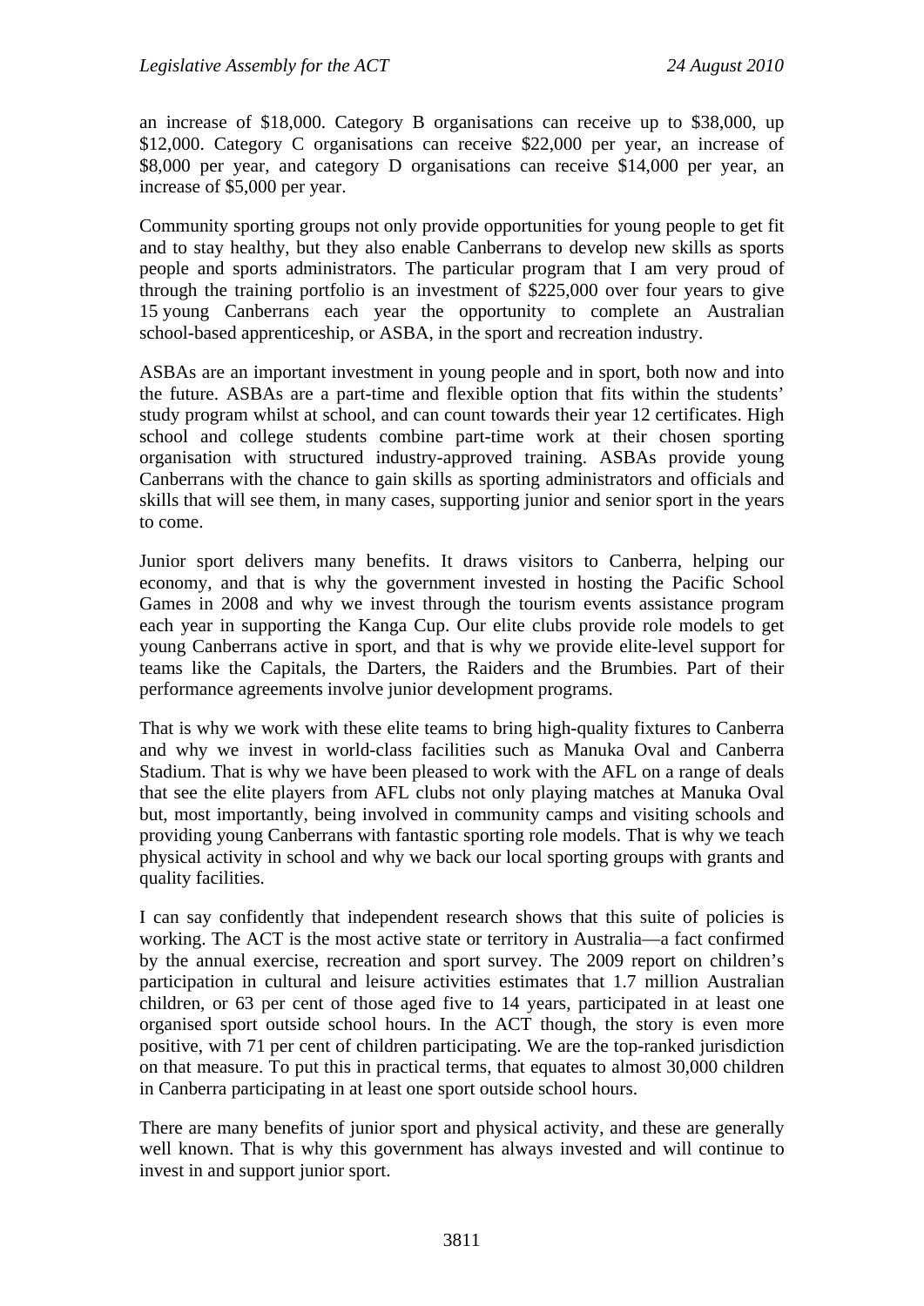an increase of $18,000. Category B organisations can receive up to $38,000, up $12,000. Category C organisations can receive $22,000 per year, an increase of $8,000 per year, and category D organisations can receive $14,000 per year, an increase of $5,000 per year.

Community sporting groups not only provide opportunities for young people to get fit and to stay healthy, but they also enable Canberrans to develop new skills as sports people and sports administrators. The particular program that I am very proud of through the training portfolio is an investment of $225,000 over four years to give 15 young Canberrans each year the opportunity to complete an Australian school-based apprenticeship, or ASBA, in the sport and recreation industry.

ASBAs are an important investment in young people and in sport, both now and into the future. ASBAs are a part-time and flexible option that fits within the students' study program whilst at school, and can count towards their year 12 certificates. High school and college students combine part-time work at their chosen sporting organisation with structured industry-approved training. ASBAs provide young Canberrans with the chance to gain skills as sporting administrators and officials and skills that will see them, in many cases, supporting junior and senior sport in the years to come.

Junior sport delivers many benefits. It draws visitors to Canberra, helping our economy, and that is why the government invested in hosting the Pacific School Games in 2008 and why we invest through the tourism events assistance program each year in supporting the Kanga Cup. Our elite clubs provide role models to get young Canberrans active in sport, and that is why we provide elite-level support for teams like the Capitals, the Darters, the Raiders and the Brumbies. Part of their performance agreements involve junior development programs.

That is why we work with these elite teams to bring high-quality fixtures to Canberra and why we invest in world-class facilities such as Manuka Oval and Canberra Stadium. That is why we have been pleased to work with the AFL on a range of deals that see the elite players from AFL clubs not only playing matches at Manuka Oval but, most importantly, being involved in community camps and visiting schools and providing young Canberrans with fantastic sporting role models. That is why we teach physical activity in school and why we back our local sporting groups with grants and quality facilities.

I can say confidently that independent research shows that this suite of policies is working. The ACT is the most active state or territory in Australia—a fact confirmed by the annual exercise, recreation and sport survey. The 2009 report on children's participation in cultural and leisure activities estimates that 1.7 million Australian children, or 63 per cent of those aged five to 14 years, participated in at least one organised sport outside school hours. In the ACT though, the story is even more positive, with 71 per cent of children participating. We are the top-ranked jurisdiction on that measure. To put this in practical terms, that equates to almost 30,000 children in Canberra participating in at least one sport outside school hours.

There are many benefits of junior sport and physical activity, and these are generally well known. That is why this government has always invested and will continue to invest in and support junior sport.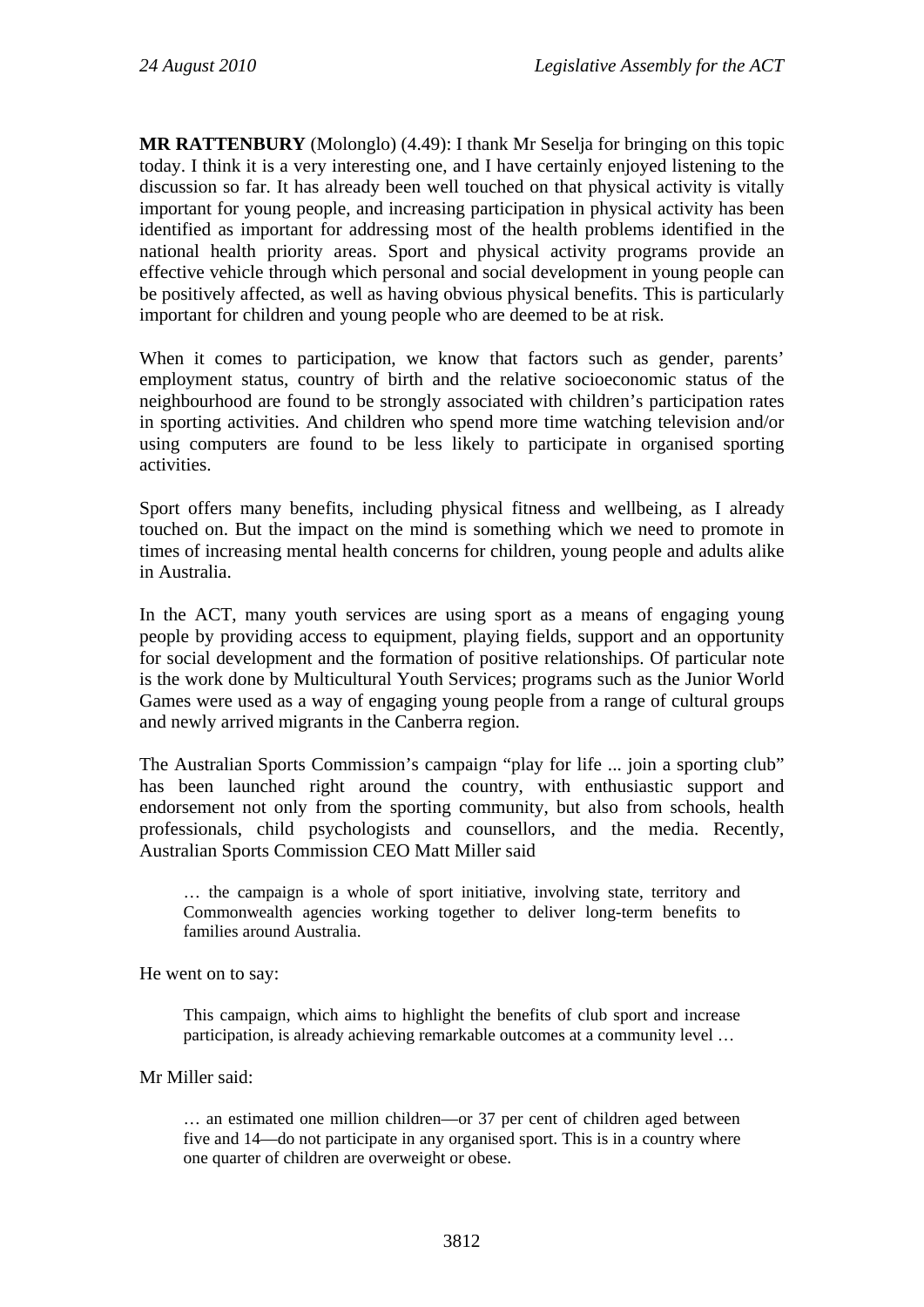**MR RATTENBURY** (Molonglo) (4.49): I thank Mr Seselja for bringing on this topic today. I think it is a very interesting one, and I have certainly enjoyed listening to the discussion so far. It has already been well touched on that physical activity is vitally important for young people, and increasing participation in physical activity has been identified as important for addressing most of the health problems identified in the national health priority areas. Sport and physical activity programs provide an effective vehicle through which personal and social development in young people can be positively affected, as well as having obvious physical benefits. This is particularly important for children and young people who are deemed to be at risk.

When it comes to participation, we know that factors such as gender, parents' employment status, country of birth and the relative socioeconomic status of the neighbourhood are found to be strongly associated with children's participation rates in sporting activities. And children who spend more time watching television and/or using computers are found to be less likely to participate in organised sporting activities.

Sport offers many benefits, including physical fitness and wellbeing, as I already touched on. But the impact on the mind is something which we need to promote in times of increasing mental health concerns for children, young people and adults alike in Australia.

In the ACT, many youth services are using sport as a means of engaging young people by providing access to equipment, playing fields, support and an opportunity for social development and the formation of positive relationships. Of particular note is the work done by Multicultural Youth Services; programs such as the Junior World Games were used as a way of engaging young people from a range of cultural groups and newly arrived migrants in the Canberra region.

The Australian Sports Commission's campaign "play for life ... join a sporting club" has been launched right around the country, with enthusiastic support and endorsement not only from the sporting community, but also from schools, health professionals, child psychologists and counsellors, and the media. Recently, Australian Sports Commission CEO Matt Miller said

> … the campaign is a whole of sport initiative, involving state, territory and Commonwealth agencies working together to deliver long-term benefits to families around Australia.

He went on to say:

> This campaign, which aims to highlight the benefits of club sport and increase participation, is already achieving remarkable outcomes at a community level …

Mr Miller said:

> … an estimated one million children—or 37 per cent of children aged between five and 14—do not participate in any organised sport. This is in a country where one quarter of children are overweight or obese.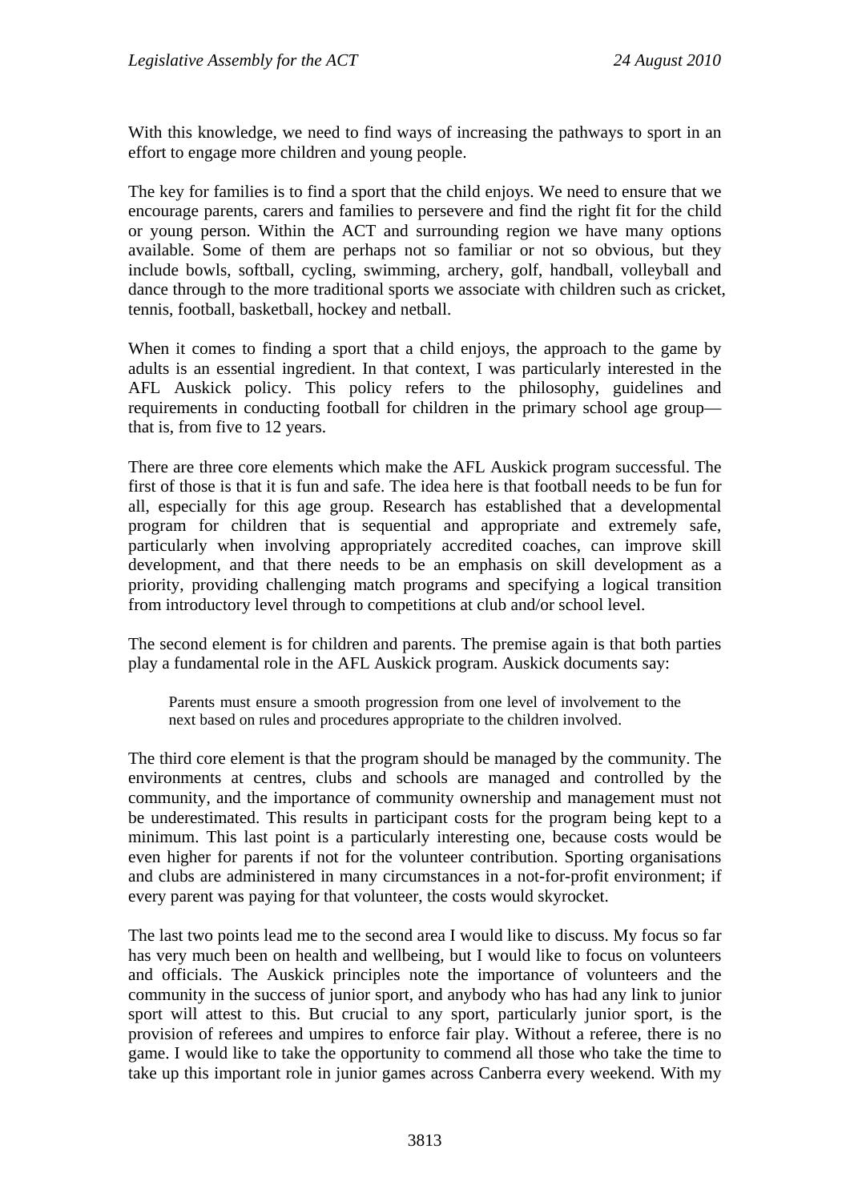With this knowledge, we need to find ways of increasing the pathways to sport in an effort to engage more children and young people.

The key for families is to find a sport that the child enjoys. We need to ensure that we encourage parents, carers and families to persevere and find the right fit for the child or young person. Within the ACT and surrounding region we have many options available. Some of them are perhaps not so familiar or not so obvious, but they include bowls, softball, cycling, swimming, archery, golf, handball, volleyball and dance through to the more traditional sports we associate with children such as cricket, tennis, football, basketball, hockey and netball.

When it comes to finding a sport that a child enjoys, the approach to the game by adults is an essential ingredient. In that context, I was particularly interested in the AFL Auskick policy. This policy refers to the philosophy, guidelines and requirements in conducting football for children in the primary school age group—that is, from five to 12 years.

There are three core elements which make the AFL Auskick program successful. The first of those is that it is fun and safe. The idea here is that football needs to be fun for all, especially for this age group. Research has established that a developmental program for children that is sequential and appropriate and extremely safe, particularly when involving appropriately accredited coaches, can improve skill development, and that there needs to be an emphasis on skill development as a priority, providing challenging match programs and specifying a logical transition from introductory level through to competitions at club and/or school level.

The second element is for children and parents. The premise again is that both parties play a fundamental role in the AFL Auskick program. Auskick documents say:

> Parents must ensure a smooth progression from one level of involvement to the next based on rules and procedures appropriate to the children involved.

The third core element is that the program should be managed by the community. The environments at centres, clubs and schools are managed and controlled by the community, and the importance of community ownership and management must not be underestimated. This results in participant costs for the program being kept to a minimum. This last point is a particularly interesting one, because costs would be even higher for parents if not for the volunteer contribution. Sporting organisations and clubs are administered in many circumstances in a not-for-profit environment; if every parent was paying for that volunteer, the costs would skyrocket.

The last two points lead me to the second area I would like to discuss. My focus so far has very much been on health and wellbeing, but I would like to focus on volunteers and officials. The Auskick principles note the importance of volunteers and the community in the success of junior sport, and anybody who has had any link to junior sport will attest to this. But crucial to any sport, particularly junior sport, is the provision of referees and umpires to enforce fair play. Without a referee, there is no game. I would like to take the opportunity to commend all those who take the time to take up this important role in junior games across Canberra every weekend. With my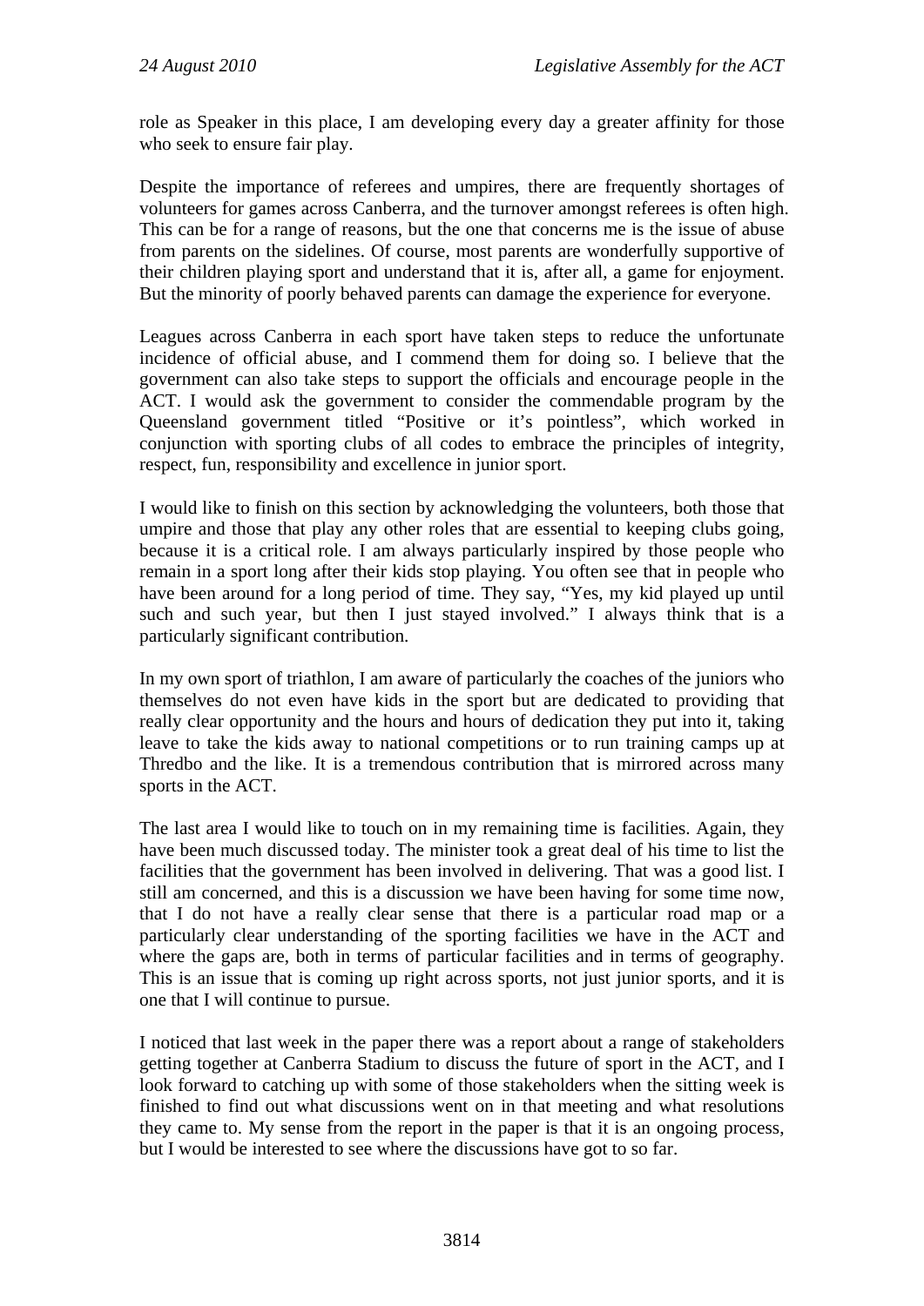role as Speaker in this place, I am developing every day a greater affinity for those who seek to ensure fair play.

Despite the importance of referees and umpires, there are frequently shortages of volunteers for games across Canberra, and the turnover amongst referees is often high. This can be for a range of reasons, but the one that concerns me is the issue of abuse from parents on the sidelines. Of course, most parents are wonderfully supportive of their children playing sport and understand that it is, after all, a game for enjoyment. But the minority of poorly behaved parents can damage the experience for everyone.

Leagues across Canberra in each sport have taken steps to reduce the unfortunate incidence of official abuse, and I commend them for doing so. I believe that the government can also take steps to support the officials and encourage people in the ACT. I would ask the government to consider the commendable program by the Queensland government titled "Positive or it's pointless", which worked in conjunction with sporting clubs of all codes to embrace the principles of integrity, respect, fun, responsibility and excellence in junior sport.

I would like to finish on this section by acknowledging the volunteers, both those that umpire and those that play any other roles that are essential to keeping clubs going, because it is a critical role. I am always particularly inspired by those people who remain in a sport long after their kids stop playing. You often see that in people who have been around for a long period of time. They say, "Yes, my kid played up until such and such year, but then I just stayed involved." I always think that is a particularly significant contribution.

In my own sport of triathlon, I am aware of particularly the coaches of the juniors who themselves do not even have kids in the sport but are dedicated to providing that really clear opportunity and the hours and hours of dedication they put into it, taking leave to take the kids away to national competitions or to run training camps up at Thredbo and the like. It is a tremendous contribution that is mirrored across many sports in the ACT.

The last area I would like to touch on in my remaining time is facilities. Again, they have been much discussed today. The minister took a great deal of his time to list the facilities that the government has been involved in delivering. That was a good list. I still am concerned, and this is a discussion we have been having for some time now, that I do not have a really clear sense that there is a particular road map or a particularly clear understanding of the sporting facilities we have in the ACT and where the gaps are, both in terms of particular facilities and in terms of geography. This is an issue that is coming up right across sports, not just junior sports, and it is one that I will continue to pursue.

I noticed that last week in the paper there was a report about a range of stakeholders getting together at Canberra Stadium to discuss the future of sport in the ACT, and I look forward to catching up with some of those stakeholders when the sitting week is finished to find out what discussions went on in that meeting and what resolutions they came to. My sense from the report in the paper is that it is an ongoing process, but I would be interested to see where the discussions have got to so far.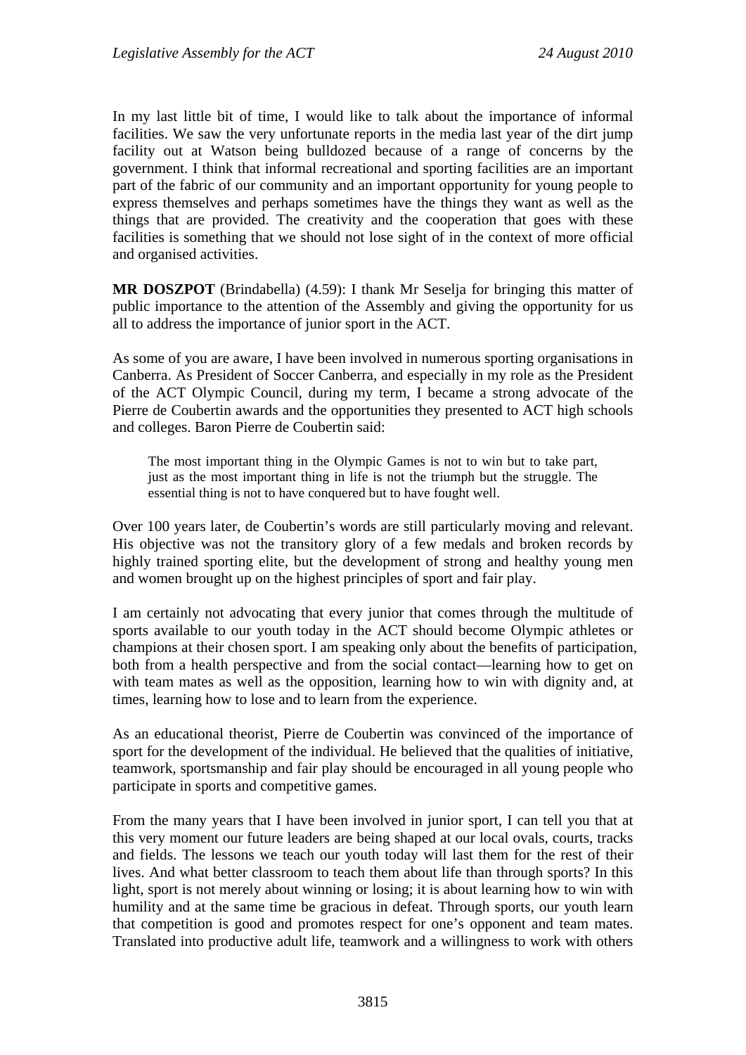In my last little bit of time, I would like to talk about the importance of informal facilities. We saw the very unfortunate reports in the media last year of the dirt jump facility out at Watson being bulldozed because of a range of concerns by the government. I think that informal recreational and sporting facilities are an important part of the fabric of our community and an important opportunity for young people to express themselves and perhaps sometimes have the things they want as well as the things that are provided. The creativity and the cooperation that goes with these facilities is something that we should not lose sight of in the context of more official and organised activities.

**MR DOSZPOT** (Brindabella) (4.59): I thank Mr Seselja for bringing this matter of public importance to the attention of the Assembly and giving the opportunity for us all to address the importance of junior sport in the ACT.

As some of you are aware, I have been involved in numerous sporting organisations in Canberra. As President of Soccer Canberra, and especially in my role as the President of the ACT Olympic Council, during my term, I became a strong advocate of the Pierre de Coubertin awards and the opportunities they presented to ACT high schools and colleges. Baron Pierre de Coubertin said:

> The most important thing in the Olympic Games is not to win but to take part, just as the most important thing in life is not the triumph but the struggle. The essential thing is not to have conquered but to have fought well.

Over 100 years later, de Coubertin's words are still particularly moving and relevant. His objective was not the transitory glory of a few medals and broken records by highly trained sporting elite, but the development of strong and healthy young men and women brought up on the highest principles of sport and fair play.

I am certainly not advocating that every junior that comes through the multitude of sports available to our youth today in the ACT should become Olympic athletes or champions at their chosen sport. I am speaking only about the benefits of participation, both from a health perspective and from the social contact—learning how to get on with team mates as well as the opposition, learning how to win with dignity and, at times, learning how to lose and to learn from the experience.

As an educational theorist, Pierre de Coubertin was convinced of the importance of sport for the development of the individual. He believed that the qualities of initiative, teamwork, sportsmanship and fair play should be encouraged in all young people who participate in sports and competitive games.

From the many years that I have been involved in junior sport, I can tell you that at this very moment our future leaders are being shaped at our local ovals, courts, tracks and fields. The lessons we teach our youth today will last them for the rest of their lives. And what better classroom to teach them about life than through sports? In this light, sport is not merely about winning or losing; it is about learning how to win with humility and at the same time be gracious in defeat. Through sports, our youth learn that competition is good and promotes respect for one's opponent and team mates. Translated into productive adult life, teamwork and a willingness to work with others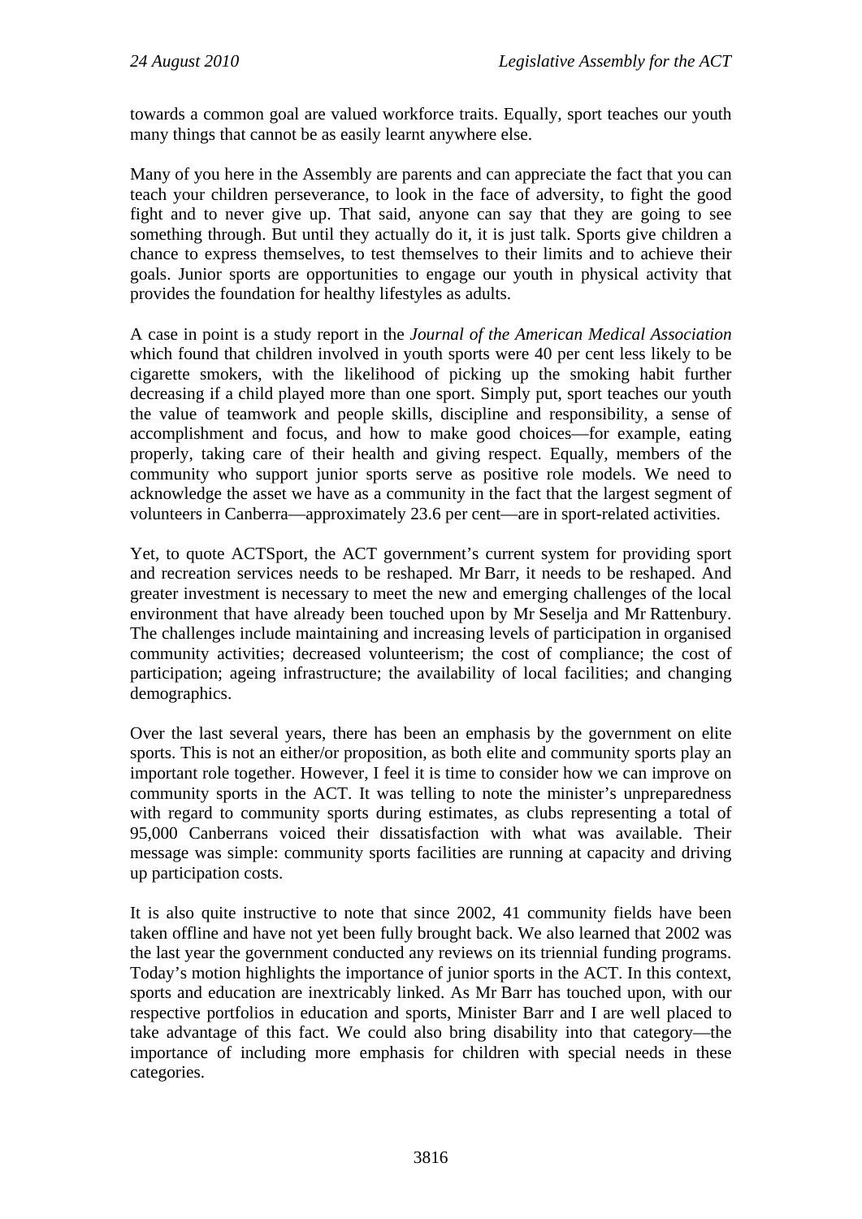towards a common goal are valued workforce traits. Equally, sport teaches our youth many things that cannot be as easily learnt anywhere else.

Many of you here in the Assembly are parents and can appreciate the fact that you can teach your children perseverance, to look in the face of adversity, to fight the good fight and to never give up. That said, anyone can say that they are going to see something through. But until they actually do it, it is just talk. Sports give children a chance to express themselves, to test themselves to their limits and to achieve their goals. Junior sports are opportunities to engage our youth in physical activity that provides the foundation for healthy lifestyles as adults.

A case in point is a study report in the *Journal of the American Medical Association* which found that children involved in youth sports were 40 per cent less likely to be cigarette smokers, with the likelihood of picking up the smoking habit further decreasing if a child played more than one sport. Simply put, sport teaches our youth the value of teamwork and people skills, discipline and responsibility, a sense of accomplishment and focus, and how to make good choices—for example, eating properly, taking care of their health and giving respect. Equally, members of the community who support junior sports serve as positive role models. We need to acknowledge the asset we have as a community in the fact that the largest segment of volunteers in Canberra—approximately 23.6 per cent—are in sport-related activities.

Yet, to quote ACTSport, the ACT government's current system for providing sport and recreation services needs to be reshaped. Mr Barr, it needs to be reshaped. And greater investment is necessary to meet the new and emerging challenges of the local environment that have already been touched upon by Mr Seselja and Mr Rattenbury. The challenges include maintaining and increasing levels of participation in organised community activities; decreased volunteerism; the cost of compliance; the cost of participation; ageing infrastructure; the availability of local facilities; and changing demographics.

Over the last several years, there has been an emphasis by the government on elite sports. This is not an either/or proposition, as both elite and community sports play an important role together. However, I feel it is time to consider how we can improve on community sports in the ACT. It was telling to note the minister's unpreparedness with regard to community sports during estimates, as clubs representing a total of 95,000 Canberrans voiced their dissatisfaction with what was available. Their message was simple: community sports facilities are running at capacity and driving up participation costs.

It is also quite instructive to note that since 2002, 41 community fields have been taken offline and have not yet been fully brought back. We also learned that 2002 was the last year the government conducted any reviews on its triennial funding programs. Today's motion highlights the importance of junior sports in the ACT. In this context, sports and education are inextricably linked. As Mr Barr has touched upon, with our respective portfolios in education and sports, Minister Barr and I are well placed to take advantage of this fact. We could also bring disability into that category—the importance of including more emphasis for children with special needs in these categories.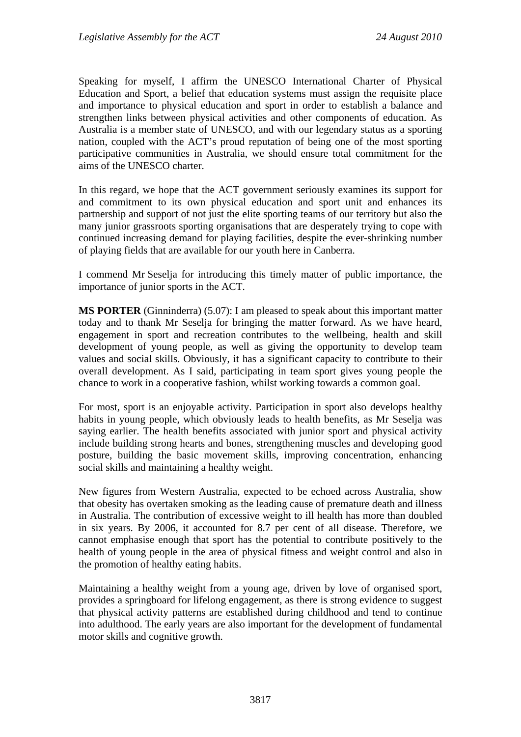Speaking for myself, I affirm the UNESCO International Charter of Physical Education and Sport, a belief that education systems must assign the requisite place and importance to physical education and sport in order to establish a balance and strengthen links between physical activities and other components of education. As Australia is a member state of UNESCO, and with our legendary status as a sporting nation, coupled with the ACT's proud reputation of being one of the most sporting participative communities in Australia, we should ensure total commitment for the aims of the UNESCO charter.

In this regard, we hope that the ACT government seriously examines its support for and commitment to its own physical education and sport unit and enhances its partnership and support of not just the elite sporting teams of our territory but also the many junior grassroots sporting organisations that are desperately trying to cope with continued increasing demand for playing facilities, despite the ever-shrinking number of playing fields that are available for our youth here in Canberra.

I commend Mr Seselja for introducing this timely matter of public importance, the importance of junior sports in the ACT.

**MS PORTER** (Ginninderra) (5.07): I am pleased to speak about this important matter today and to thank Mr Seselja for bringing the matter forward. As we have heard, engagement in sport and recreation contributes to the wellbeing, health and skill development of young people, as well as giving the opportunity to develop team values and social skills. Obviously, it has a significant capacity to contribute to their overall development. As I said, participating in team sport gives young people the chance to work in a cooperative fashion, whilst working towards a common goal.

For most, sport is an enjoyable activity. Participation in sport also develops healthy habits in young people, which obviously leads to health benefits, as Mr Seselja was saying earlier. The health benefits associated with junior sport and physical activity include building strong hearts and bones, strengthening muscles and developing good posture, building the basic movement skills, improving concentration, enhancing social skills and maintaining a healthy weight.

New figures from Western Australia, expected to be echoed across Australia, show that obesity has overtaken smoking as the leading cause of premature death and illness in Australia. The contribution of excessive weight to ill health has more than doubled in six years. By 2006, it accounted for 8.7 per cent of all disease. Therefore, we cannot emphasise enough that sport has the potential to contribute positively to the health of young people in the area of physical fitness and weight control and also in the promotion of healthy eating habits.

Maintaining a healthy weight from a young age, driven by love of organised sport, provides a springboard for lifelong engagement, as there is strong evidence to suggest that physical activity patterns are established during childhood and tend to continue into adulthood. The early years are also important for the development of fundamental motor skills and cognitive growth.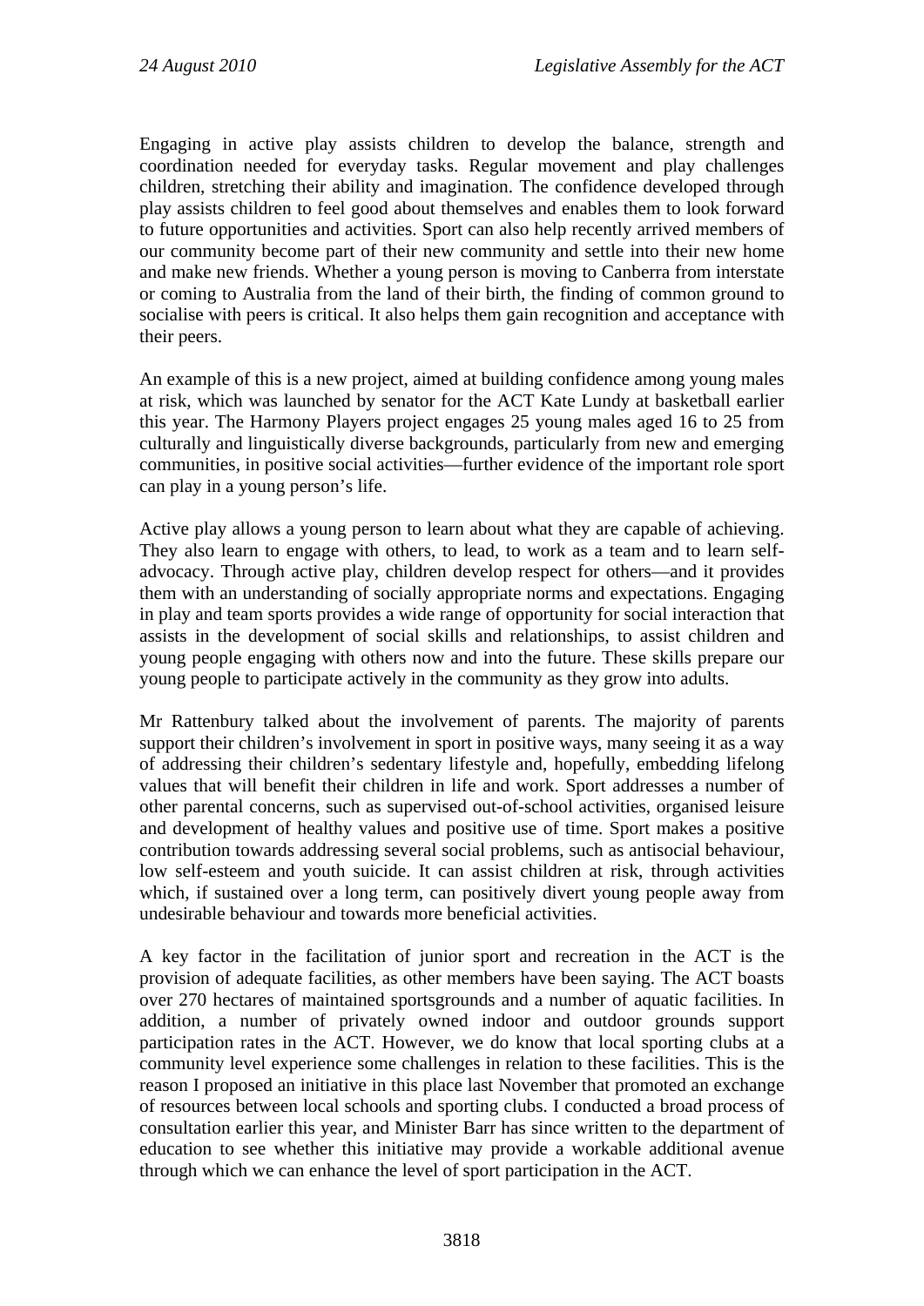Engaging in active play assists children to develop the balance, strength and coordination needed for everyday tasks. Regular movement and play challenges children, stretching their ability and imagination. The confidence developed through play assists children to feel good about themselves and enables them to look forward to future opportunities and activities. Sport can also help recently arrived members of our community become part of their new community and settle into their new home and make new friends. Whether a young person is moving to Canberra from interstate or coming to Australia from the land of their birth, the finding of common ground to socialise with peers is critical. It also helps them gain recognition and acceptance with their peers.

An example of this is a new project, aimed at building confidence among young males at risk, which was launched by senator for the ACT Kate Lundy at basketball earlier this year. The Harmony Players project engages 25 young males aged 16 to 25 from culturally and linguistically diverse backgrounds, particularly from new and emerging communities, in positive social activities—further evidence of the important role sport can play in a young person's life.

Active play allows a young person to learn about what they are capable of achieving. They also learn to engage with others, to lead, to work as a team and to learn self-advocacy. Through active play, children develop respect for others—and it provides them with an understanding of socially appropriate norms and expectations. Engaging in play and team sports provides a wide range of opportunity for social interaction that assists in the development of social skills and relationships, to assist children and young people engaging with others now and into the future. These skills prepare our young people to participate actively in the community as they grow into adults.

Mr Rattenbury talked about the involvement of parents. The majority of parents support their children's involvement in sport in positive ways, many seeing it as a way of addressing their children's sedentary lifestyle and, hopefully, embedding lifelong values that will benefit their children in life and work. Sport addresses a number of other parental concerns, such as supervised out-of-school activities, organised leisure and development of healthy values and positive use of time. Sport makes a positive contribution towards addressing several social problems, such as antisocial behaviour, low self-esteem and youth suicide. It can assist children at risk, through activities which, if sustained over a long term, can positively divert young people away from undesirable behaviour and towards more beneficial activities.

A key factor in the facilitation of junior sport and recreation in the ACT is the provision of adequate facilities, as other members have been saying. The ACT boasts over 270 hectares of maintained sportsgrounds and a number of aquatic facilities. In addition, a number of privately owned indoor and outdoor grounds support participation rates in the ACT. However, we do know that local sporting clubs at a community level experience some challenges in relation to these facilities. This is the reason I proposed an initiative in this place last November that promoted an exchange of resources between local schools and sporting clubs. I conducted a broad process of consultation earlier this year, and Minister Barr has since written to the department of education to see whether this initiative may provide a workable additional avenue through which we can enhance the level of sport participation in the ACT.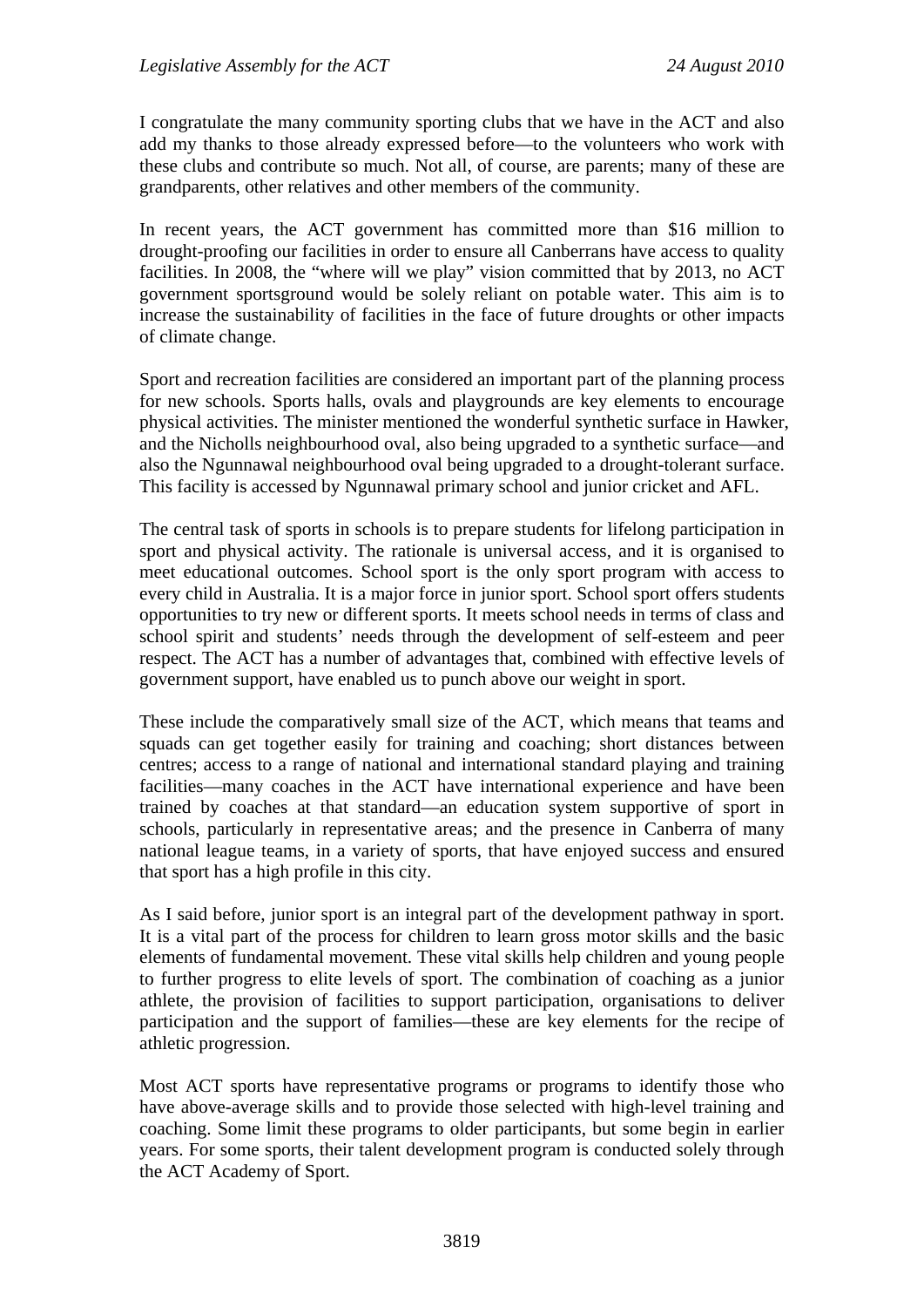I congratulate the many community sporting clubs that we have in the ACT and also add my thanks to those already expressed before—to the volunteers who work with these clubs and contribute so much. Not all, of course, are parents; many of these are grandparents, other relatives and other members of the community.

In recent years, the ACT government has committed more than $16 million to drought-proofing our facilities in order to ensure all Canberrans have access to quality facilities. In 2008, the "where will we play" vision committed that by 2013, no ACT government sportsground would be solely reliant on potable water. This aim is to increase the sustainability of facilities in the face of future droughts or other impacts of climate change.

Sport and recreation facilities are considered an important part of the planning process for new schools. Sports halls, ovals and playgrounds are key elements to encourage physical activities. The minister mentioned the wonderful synthetic surface in Hawker, and the Nicholls neighbourhood oval, also being upgraded to a synthetic surface—and also the Ngunnawal neighbourhood oval being upgraded to a drought-tolerant surface. This facility is accessed by Ngunnawal primary school and junior cricket and AFL.

The central task of sports in schools is to prepare students for lifelong participation in sport and physical activity. The rationale is universal access, and it is organised to meet educational outcomes. School sport is the only sport program with access to every child in Australia. It is a major force in junior sport. School sport offers students opportunities to try new or different sports. It meets school needs in terms of class and school spirit and students' needs through the development of self-esteem and peer respect. The ACT has a number of advantages that, combined with effective levels of government support, have enabled us to punch above our weight in sport.

These include the comparatively small size of the ACT, which means that teams and squads can get together easily for training and coaching; short distances between centres; access to a range of national and international standard playing and training facilities—many coaches in the ACT have international experience and have been trained by coaches at that standard—an education system supportive of sport in schools, particularly in representative areas; and the presence in Canberra of many national league teams, in a variety of sports, that have enjoyed success and ensured that sport has a high profile in this city.

As I said before, junior sport is an integral part of the development pathway in sport. It is a vital part of the process for children to learn gross motor skills and the basic elements of fundamental movement. These vital skills help children and young people to further progress to elite levels of sport. The combination of coaching as a junior athlete, the provision of facilities to support participation, organisations to deliver participation and the support of families—these are key elements for the recipe of athletic progression.

Most ACT sports have representative programs or programs to identify those who have above-average skills and to provide those selected with high-level training and coaching. Some limit these programs to older participants, but some begin in earlier years. For some sports, their talent development program is conducted solely through the ACT Academy of Sport.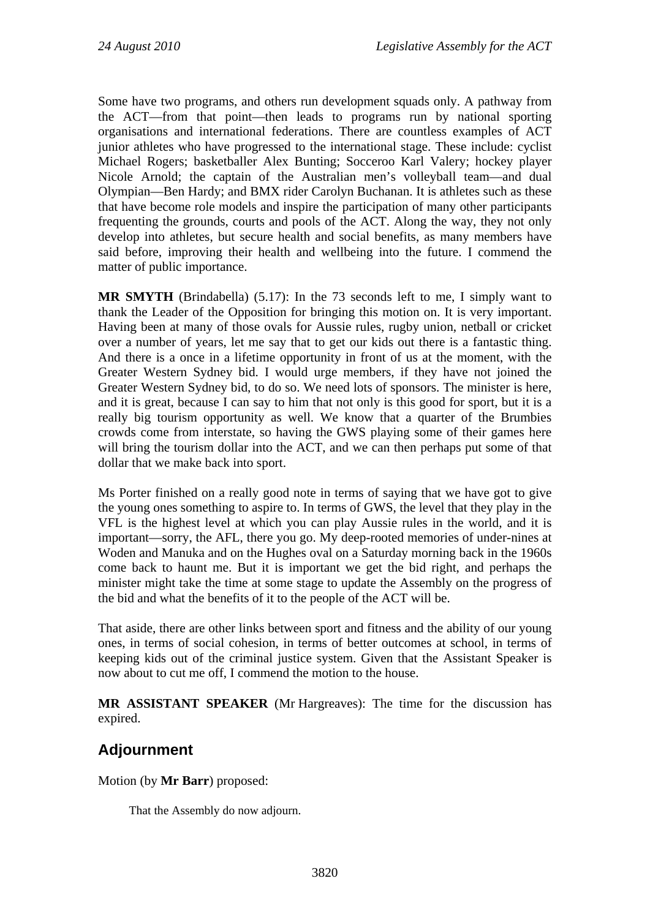Some have two programs, and others run development squads only. A pathway from the ACT—from that point—then leads to programs run by national sporting organisations and international federations. There are countless examples of ACT junior athletes who have progressed to the international stage. These include: cyclist Michael Rogers; basketballer Alex Bunting; Socceroo Karl Valery; hockey player Nicole Arnold; the captain of the Australian men's volleyball team—and dual Olympian—Ben Hardy; and BMX rider Carolyn Buchanan. It is athletes such as these that have become role models and inspire the participation of many other participants frequenting the grounds, courts and pools of the ACT. Along the way, they not only develop into athletes, but secure health and social benefits, as many members have said before, improving their health and wellbeing into the future. I commend the matter of public importance.

**MR SMYTH** (Brindabella) (5.17): In the 73 seconds left to me, I simply want to thank the Leader of the Opposition for bringing this motion on. It is very important. Having been at many of those ovals for Aussie rules, rugby union, netball or cricket over a number of years, let me say that to get our kids out there is a fantastic thing. And there is a once in a lifetime opportunity in front of us at the moment, with the Greater Western Sydney bid. I would urge members, if they have not joined the Greater Western Sydney bid, to do so. We need lots of sponsors. The minister is here, and it is great, because I can say to him that not only is this good for sport, but it is a really big tourism opportunity as well. We know that a quarter of the Brumbies crowds come from interstate, so having the GWS playing some of their games here will bring the tourism dollar into the ACT, and we can then perhaps put some of that dollar that we make back into sport.

Ms Porter finished on a really good note in terms of saying that we have got to give the young ones something to aspire to. In terms of GWS, the level that they play in the VFL is the highest level at which you can play Aussie rules in the world, and it is important—sorry, the AFL, there you go. My deep-rooted memories of under-nines at Woden and Manuka and on the Hughes oval on a Saturday morning back in the 1960s come back to haunt me. But it is important we get the bid right, and perhaps the minister might take the time at some stage to update the Assembly on the progress of the bid and what the benefits of it to the people of the ACT will be.

That aside, there are other links between sport and fitness and the ability of our young ones, in terms of social cohesion, in terms of better outcomes at school, in terms of keeping kids out of the criminal justice system. Given that the Assistant Speaker is now about to cut me off, I commend the motion to the house.

**MR ASSISTANT SPEAKER** (Mr Hargreaves): The time for the discussion has expired.

## Adjournment

Motion (by **Mr Barr**) proposed:

> That the Assembly do now adjourn.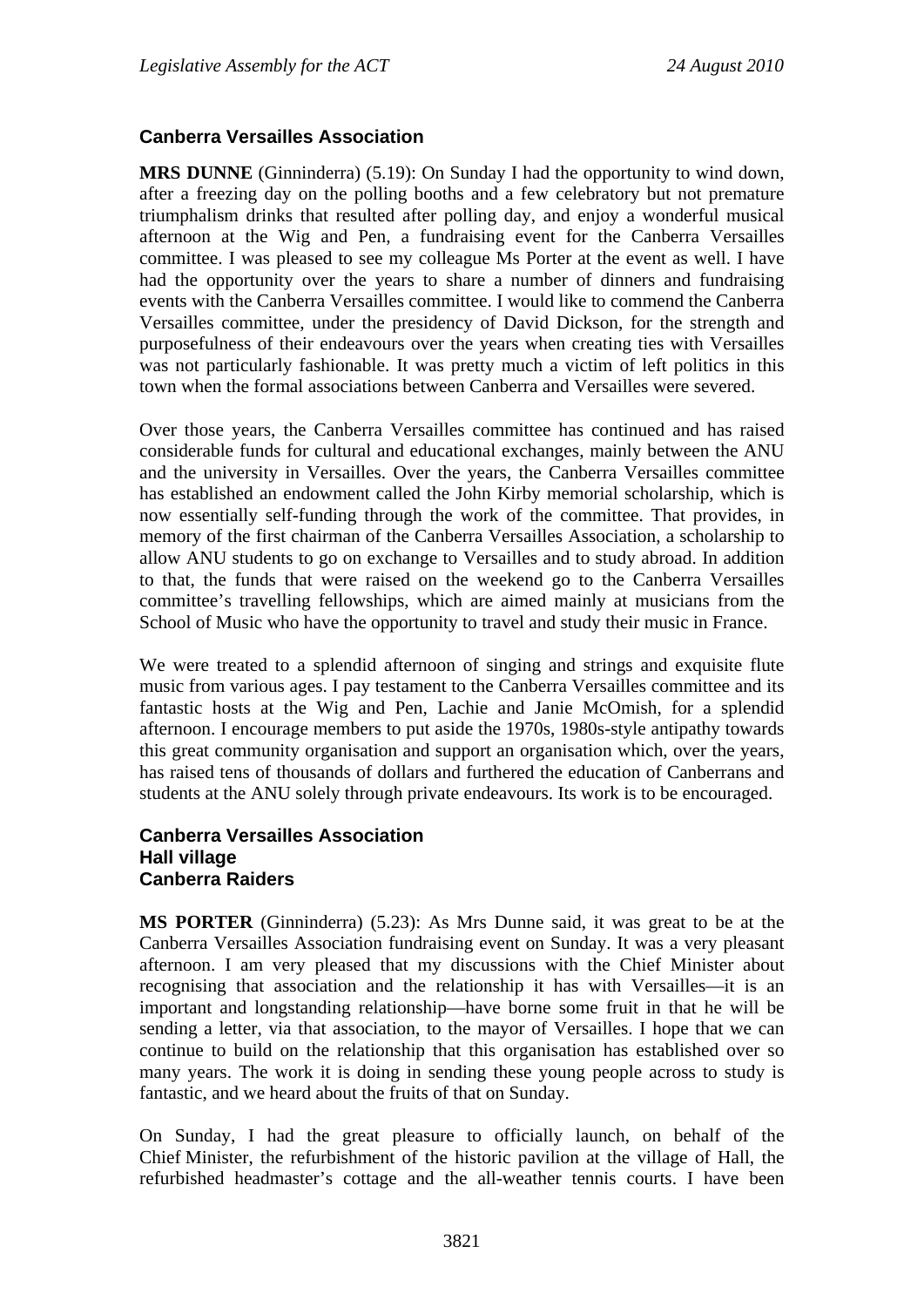### Canberra Versailles Association

**MRS DUNNE** (Ginninderra) (5.19): On Sunday I had the opportunity to wind down, after a freezing day on the polling booths and a few celebratory but not premature triumphalism drinks that resulted after polling day, and enjoy a wonderful musical afternoon at the Wig and Pen, a fundraising event for the Canberra Versailles committee. I was pleased to see my colleague Ms Porter at the event as well. I have had the opportunity over the years to share a number of dinners and fundraising events with the Canberra Versailles committee. I would like to commend the Canberra Versailles committee, under the presidency of David Dickson, for the strength and purposefulness of their endeavours over the years when creating ties with Versailles was not particularly fashionable. It was pretty much a victim of left politics in this town when the formal associations between Canberra and Versailles were severed.

Over those years, the Canberra Versailles committee has continued and has raised considerable funds for cultural and educational exchanges, mainly between the ANU and the university in Versailles. Over the years, the Canberra Versailles committee has established an endowment called the John Kirby memorial scholarship, which is now essentially self-funding through the work of the committee. That provides, in memory of the first chairman of the Canberra Versailles Association, a scholarship to allow ANU students to go on exchange to Versailles and to study abroad. In addition to that, the funds that were raised on the weekend go to the Canberra Versailles committee's travelling fellowships, which are aimed mainly at musicians from the School of Music who have the opportunity to travel and study their music in France.

We were treated to a splendid afternoon of singing and strings and exquisite flute music from various ages. I pay testament to the Canberra Versailles committee and its fantastic hosts at the Wig and Pen, Lachie and Janie McOmish, for a splendid afternoon. I encourage members to put aside the 1970s, 1980s-style antipathy towards this great community organisation and support an organisation which, over the years, has raised tens of thousands of dollars and furthered the education of Canberrans and students at the ANU solely through private endeavours. Its work is to be encouraged.

### Canberra Versailles Association
### Hall village
### Canberra Raiders

**MS PORTER** (Ginninderra) (5.23): As Mrs Dunne said, it was great to be at the Canberra Versailles Association fundraising event on Sunday. It was a very pleasant afternoon. I am very pleased that my discussions with the Chief Minister about recognising that association and the relationship it has with Versailles—it is an important and longstanding relationship—have borne some fruit in that he will be sending a letter, via that association, to the mayor of Versailles. I hope that we can continue to build on the relationship that this organisation has established over so many years. The work it is doing in sending these young people across to study is fantastic, and we heard about the fruits of that on Sunday.

On Sunday, I had the great pleasure to officially launch, on behalf of the Chief Minister, the refurbishment of the historic pavilion at the village of Hall, the refurbished headmaster's cottage and the all-weather tennis courts. I have been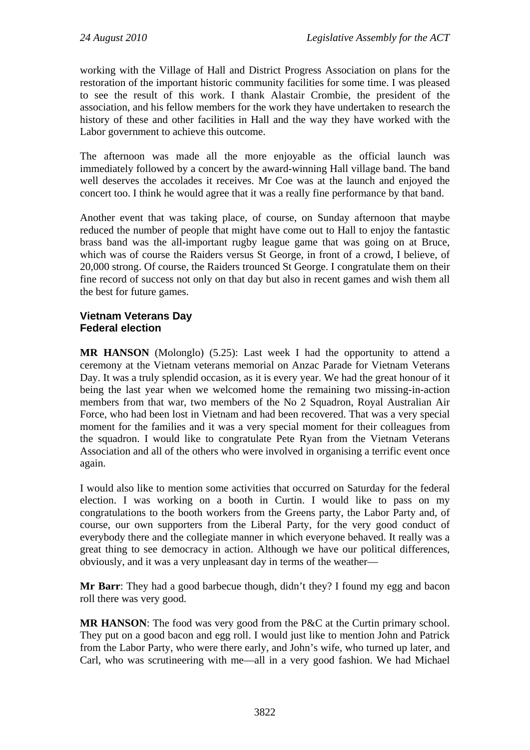working with the Village of Hall and District Progress Association on plans for the restoration of the important historic community facilities for some time. I was pleased to see the result of this work. I thank Alastair Crombie, the president of the association, and his fellow members for the work they have undertaken to research the history of these and other facilities in Hall and the way they have worked with the Labor government to achieve this outcome.

The afternoon was made all the more enjoyable as the official launch was immediately followed by a concert by the award-winning Hall village band. The band well deserves the accolades it receives. Mr Coe was at the launch and enjoyed the concert too. I think he would agree that it was a really fine performance by that band.

Another event that was taking place, of course, on Sunday afternoon that maybe reduced the number of people that might have come out to Hall to enjoy the fantastic brass band was the all-important rugby league game that was going on at Bruce, which was of course the Raiders versus St George, in front of a crowd, I believe, of 20,000 strong. Of course, the Raiders trounced St George. I congratulate them on their fine record of success not only on that day but also in recent games and wish them all the best for future games.

### Vietnam Veterans Day
### Federal election

**MR HANSON** (Molonglo) (5.25): Last week I had the opportunity to attend a ceremony at the Vietnam veterans memorial on Anzac Parade for Vietnam Veterans Day. It was a truly splendid occasion, as it is every year. We had the great honour of it being the last year when we welcomed home the remaining two missing-in-action members from that war, two members of the No 2 Squadron, Royal Australian Air Force, who had been lost in Vietnam and had been recovered. That was a very special moment for the families and it was a very special moment for their colleagues from the squadron. I would like to congratulate Pete Ryan from the Vietnam Veterans Association and all of the others who were involved in organising a terrific event once again.

I would also like to mention some activities that occurred on Saturday for the federal election. I was working on a booth in Curtin. I would like to pass on my congratulations to the booth workers from the Greens party, the Labor Party and, of course, our own supporters from the Liberal Party, for the very good conduct of everybody there and the collegiate manner in which everyone behaved. It really was a great thing to see democracy in action. Although we have our political differences, obviously, and it was a very unpleasant day in terms of the weather—

**Mr Barr**: They had a good barbecue though, didn't they? I found my egg and bacon roll there was very good.

**MR HANSON**: The food was very good from the P&C at the Curtin primary school. They put on a good bacon and egg roll. I would just like to mention John and Patrick from the Labor Party, who were there early, and John's wife, who turned up later, and Carl, who was scrutineering with me—all in a very good fashion. We had Michael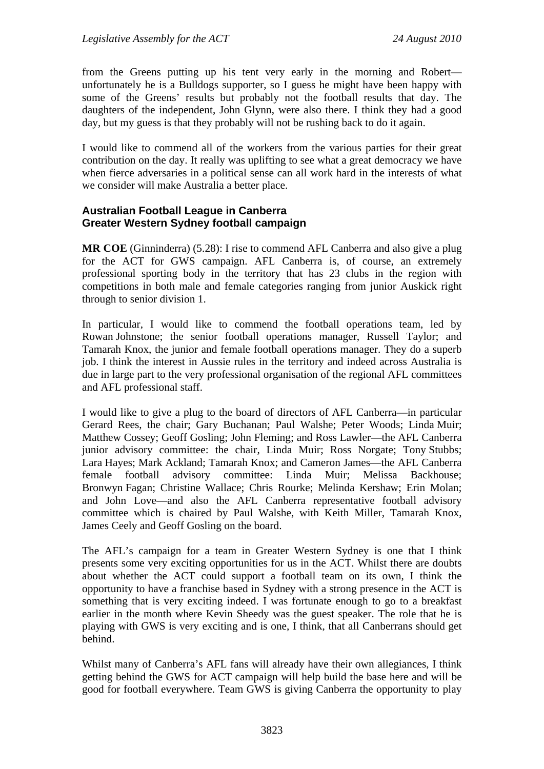from the Greens putting up his tent very early in the morning and Robert—unfortunately he is a Bulldogs supporter, so I guess he might have been happy with some of the Greens' results but probably not the football results that day. The daughters of the independent, John Glynn, were also there. I think they had a good day, but my guess is that they probably will not be rushing back to do it again.

I would like to commend all of the workers from the various parties for their great contribution on the day. It really was uplifting to see what a great democracy we have when fierce adversaries in a political sense can all work hard in the interests of what we consider will make Australia a better place.

### Australian Football League in Canberra
### Greater Western Sydney football campaign

**MR COE** (Ginninderra) (5.28): I rise to commend AFL Canberra and also give a plug for the ACT for GWS campaign. AFL Canberra is, of course, an extremely professional sporting body in the territory that has 23 clubs in the region with competitions in both male and female categories ranging from junior Auskick right through to senior division 1.

In particular, I would like to commend the football operations team, led by Rowan Johnstone; the senior football operations manager, Russell Taylor; and Tamarah Knox, the junior and female football operations manager. They do a superb job. I think the interest in Aussie rules in the territory and indeed across Australia is due in large part to the very professional organisation of the regional AFL committees and AFL professional staff.

I would like to give a plug to the board of directors of AFL Canberra—in particular Gerard Rees, the chair; Gary Buchanan; Paul Walshe; Peter Woods; Linda Muir; Matthew Cossey; Geoff Gosling; John Fleming; and Ross Lawler—the AFL Canberra junior advisory committee: the chair, Linda Muir; Ross Norgate; Tony Stubbs; Lara Hayes; Mark Ackland; Tamarah Knox; and Cameron James—the AFL Canberra female football advisory committee: Linda Muir; Melissa Backhouse; Bronwyn Fagan; Christine Wallace; Chris Rourke; Melinda Kershaw; Erin Molan; and John Love—and also the AFL Canberra representative football advisory committee which is chaired by Paul Walshe, with Keith Miller, Tamarah Knox, James Ceely and Geoff Gosling on the board.

The AFL's campaign for a team in Greater Western Sydney is one that I think presents some very exciting opportunities for us in the ACT. Whilst there are doubts about whether the ACT could support a football team on its own, I think the opportunity to have a franchise based in Sydney with a strong presence in the ACT is something that is very exciting indeed. I was fortunate enough to go to a breakfast earlier in the month where Kevin Sheedy was the guest speaker. The role that he is playing with GWS is very exciting and is one, I think, that all Canberrans should get behind.

Whilst many of Canberra's AFL fans will already have their own allegiances, I think getting behind the GWS for ACT campaign will help build the base here and will be good for football everywhere. Team GWS is giving Canberra the opportunity to play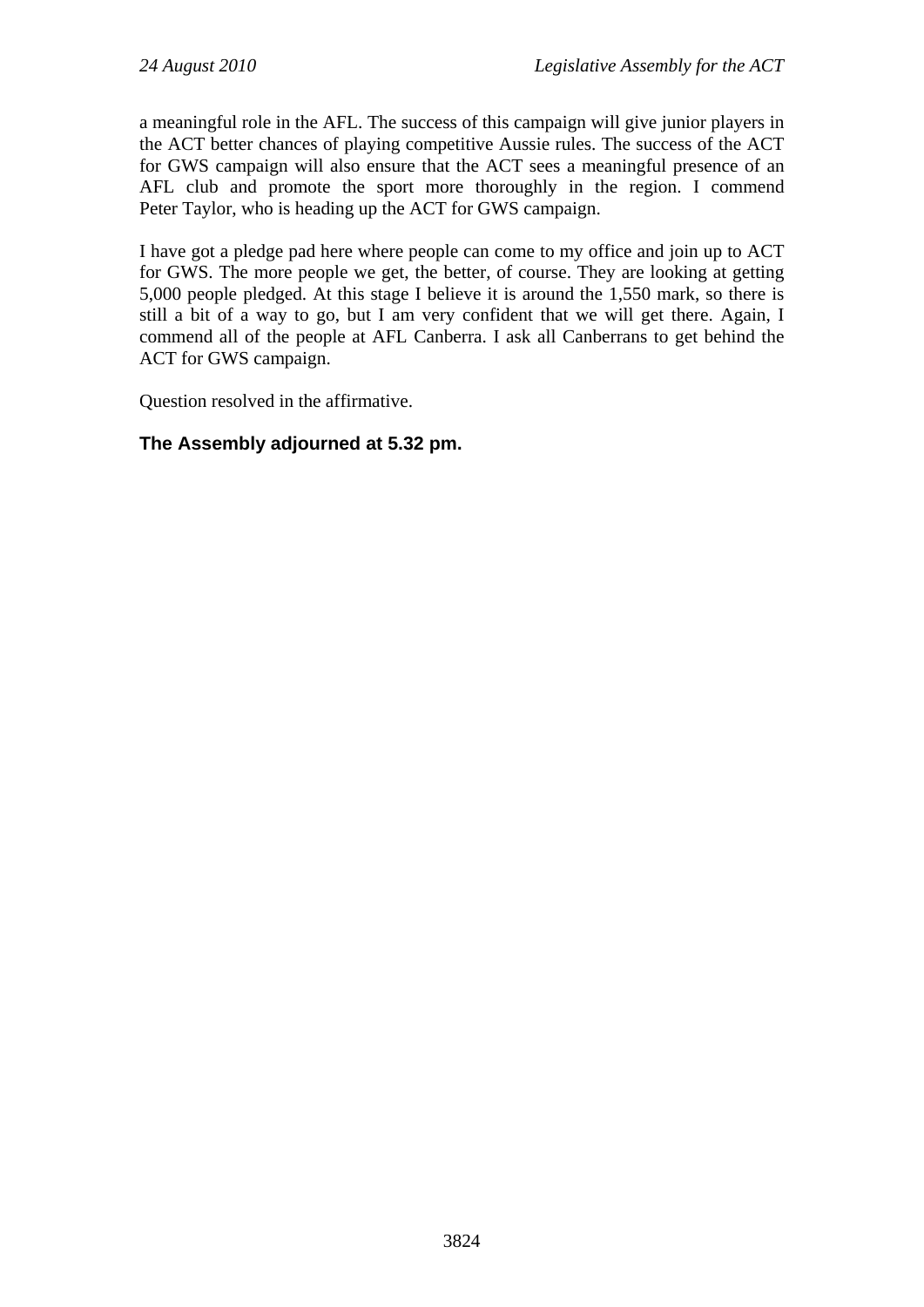a meaningful role in the AFL. The success of this campaign will give junior players in the ACT better chances of playing competitive Aussie rules. The success of the ACT for GWS campaign will also ensure that the ACT sees a meaningful presence of an AFL club and promote the sport more thoroughly in the region. I commend Peter Taylor, who is heading up the ACT for GWS campaign.

I have got a pledge pad here where people can come to my office and join up to ACT for GWS. The more people we get, the better, of course. They are looking at getting 5,000 people pledged. At this stage I believe it is around the 1,550 mark, so there is still a bit of a way to go, but I am very confident that we will get there. Again, I commend all of the people at AFL Canberra. I ask all Canberrans to get behind the ACT for GWS campaign.

Question resolved in the affirmative.

**The Assembly adjourned at 5.32 pm.**